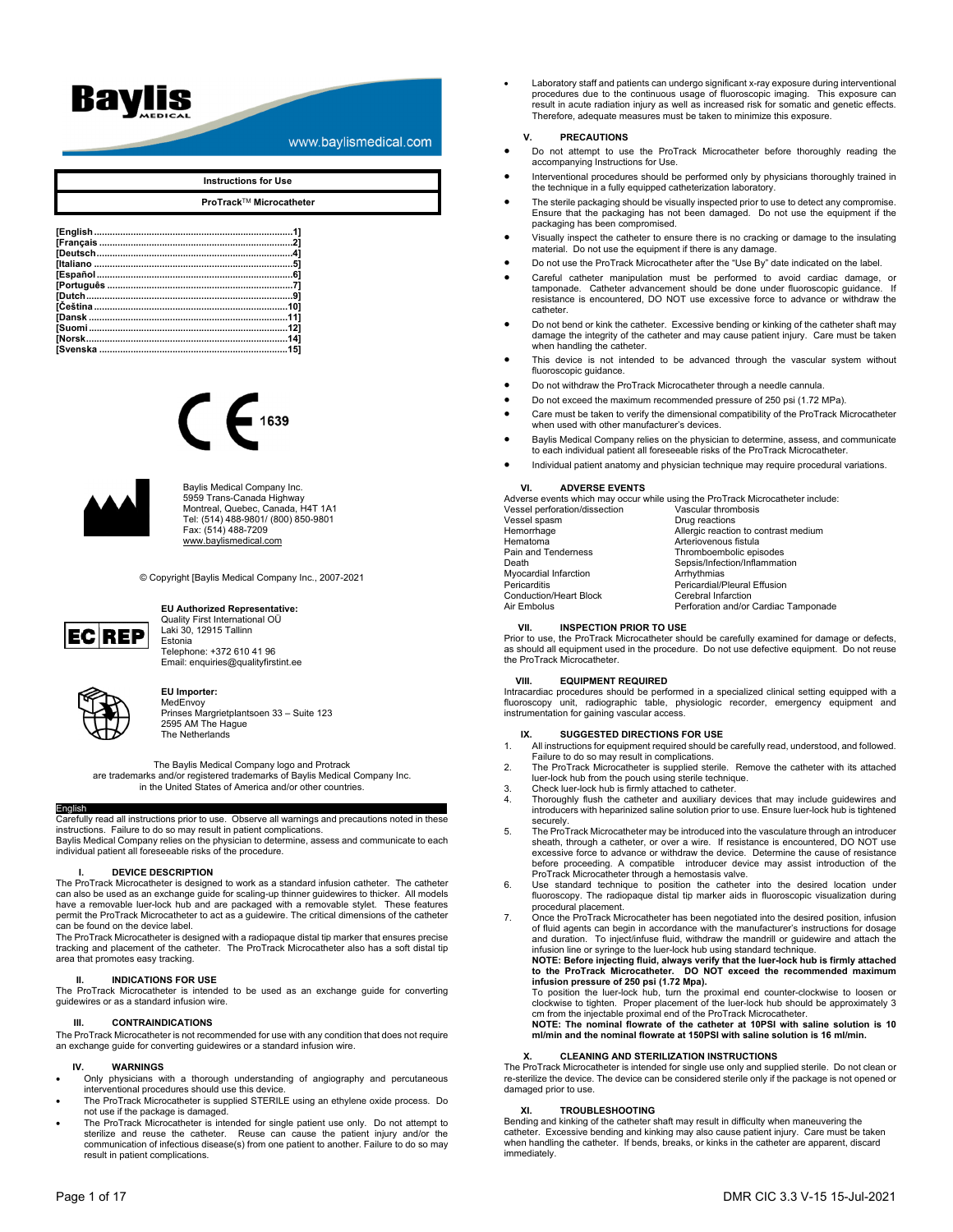Baylis MEDICAL

www.baylismedical.com

**Instructions for Use**

**ProTrack™ Microcatheter**

[English ...1]
[Français ...2]
[Deutsch ...4]
[Italiano ...5]
[Español ...6]
[Português ...7]
[Dutch ...9]
[Čeština ...10]
[Dansk ...11]
[Suomi ...12]
[Norsk ...14]
[Svenska ...15]

CE 1639

Baylis Medical Company Inc.
5959 Trans-Canada Highway
Montreal, Quebec, Canada, H4T 1A1
Tel: (514) 488-9801/ (800) 850-9801
Fax: (514) 488-7209
www.baylismedical.com

© Copyright [Baylis Medical Company Inc., 2007-2021

EC REP

**EU Authorized Representative:**
Quality First International OÜ
Laki 30, 12915 Tallinn
Estonia
Telephone: +372 610 41 96
Email: enquiries@qualityfirstint.ee

**EU Importer:**
MedEnvoy
Prinses Margrietplantsoen 33 – Suite 123
2595 AM The Hague
The Netherlands

The Baylis Medical Company logo and Protrack are trademarks and/or registered trademarks of Baylis Medical Company Inc. in the United States of America and/or other countries.

## English

Carefully read all instructions prior to use. Observe all warnings and precautions noted in these instructions. Failure to do so may result in patient complications.
Baylis Medical Company relies on the physician to determine, assess and communicate to each individual patient all foreseeable risks of the procedure.

### I. DEVICE DESCRIPTION

The ProTrack Microcatheter is designed to work as a standard infusion catheter. The catheter can also be used as an exchange guide for scaling-up thinner guidewires to thicker. All models have a removable luer-lock hub and are packaged with a removable stylet. These features permit the ProTrack Microcatheter to act as a guidewire. The critical dimensions of the catheter can be found on the device label.
The ProTrack Microcatheter is designed with a radiopaque distal tip marker that ensures precise tracking and placement of the catheter. The ProTrack Microcatheter also has a soft distal tip area that promotes easy tracking.

### II. INDICATIONS FOR USE

The ProTrack Microcatheter is intended to be used as an exchange guide for converting guidewires or as a standard infusion wire.

### III. CONTRAINDICATIONS

The ProTrack Microcatheter is not recommended for use with any condition that does not require an exchange guide for converting guidewires or a standard infusion wire.

### IV. WARNINGS

- Only physicians with a thorough understanding of angiography and percutaneous interventional procedures should use this device.
- The ProTrack Microcatheter is supplied STERILE using an ethylene oxide process. Do not use if the package is damaged.
- The ProTrack Microcatheter is intended for single patient use only. Do not attempt to sterilize and reuse the catheter. Reuse can cause the patient injury and/or the communication of infectious disease(s) from one patient to another. Failure to do so may result in patient complications.
- Laboratory staff and patients can undergo significant x-ray exposure during interventional procedures due to the continuous usage of fluoroscopic imaging. This exposure can result in acute radiation injury as well as increased risk for somatic and genetic effects. Therefore, adequate measures must be taken to minimize this exposure.

### V. PRECAUTIONS

- Do not attempt to use the ProTrack Microcatheter before thoroughly reading the accompanying Instructions for Use.
- Interventional procedures should be performed only by physicians thoroughly trained in the technique in a fully equipped catheterization laboratory.
- The sterile packaging should be visually inspected prior to use to detect any compromise. Ensure that the packaging has not been damaged. Do not use the equipment if the packaging has been compromised.
- Visually inspect the catheter to ensure there is no cracking or damage to the insulating material. Do not use the equipment if there is any damage.
- Do not use the ProTrack Microcatheter after the "Use By" date indicated on the label.
- Careful catheter manipulation must be performed to avoid cardiac damage, or tamponade. Catheter advancement should be done under fluoroscopic guidance. If resistance is encountered, DO NOT use excessive force to advance or withdraw the catheter.
- Do not bend or kink the catheter. Excessive bending or kinking of the catheter shaft may damage the integrity of the catheter and may cause patient injury. Care must be taken when handling the catheter.
- This device is not intended to be advanced through the vascular system without fluoroscopic guidance.
- Do not withdraw the ProTrack Microcatheter through a needle cannula.
- Do not exceed the maximum recommended pressure of 250 psi (1.72 MPa).
- Care must be taken to verify the dimensional compatibility of the ProTrack Microcatheter when used with other manufacturer's devices.
- Baylis Medical Company relies on the physician to determine, assess, and communicate to each individual patient all foreseeable risks of the ProTrack Microcatheter.
- Individual patient anatomy and physician technique may require procedural variations.

### VI. ADVERSE EVENTS

Adverse events which may occur while using the ProTrack Microcatheter include:

| | |
|---|---|
| Vessel perforation/dissection | Vascular thrombosis |
| Vessel spasm | Drug reactions |
| Hemorrhage | Allergic reaction to contrast medium |
| Hematoma | Arteriovenous fistula |
| Pain and Tenderness | Thromboembolic episodes |
| Death | Sepsis/Infection/Inflammation |
| Myocardial Infarction | Arrhythmias |
| Pericarditis | Pericardial/Pleural Effusion |
| Conduction/Heart Block | Cerebral Infarction |
| Air Embolus | Perforation and/or Cardiac Tamponade |

### VII. INSPECTION PRIOR TO USE

Prior to use, the ProTrack Microcatheter should be carefully examined for damage or defects, as should all equipment used in the procedure. Do not use defective equipment. Do not reuse the ProTrack Microcatheter.

### VIII. EQUIPMENT REQUIRED

Intracardiac procedures should be performed in a specialized clinical setting equipped with a fluoroscopy unit, radiographic table, physiologic recorder, emergency equipment and instrumentation for gaining vascular access.

### IX. SUGGESTED DIRECTIONS FOR USE

1. All instructions for equipment required should be carefully read, understood, and followed. Failure to do so may result in complications.
2. The ProTrack Microcatheter is supplied sterile. Remove the catheter with its attached luer-lock hub from the pouch using sterile technique.
3. Check luer-lock hub is firmly attached to catheter.
4. Thoroughly flush the catheter and auxiliary devices that may include guidewires and introducers with heparinized saline solution prior to use. Ensure luer-lock hub is tightened securely.
5. The ProTrack Microcatheter may be introduced into the vasculature through an introducer sheath, through a catheter, or over a wire. If resistance is encountered, DO NOT use excessive force to advance or withdraw the device. Determine the cause of resistance before proceeding. A compatible introducer device may assist introduction of the ProTrack Microcatheter through a hemostasis valve.
6. Use standard technique to position the catheter into the desired location under fluoroscopy. The radiopaque distal tip marker aids in fluoroscopic visualization during procedural placement.
7. Once the ProTrack Microcatheter has been negotiated into the desired position, infusion of fluid agents can begin in accordance with the manufacturer's instructions for dosage and duration. To inject/infuse fluid, withdraw the mandrill or guidewire and attach the infusion line or syringe to the luer-lock hub using standard technique.
   **NOTE: Before injecting fluid, always verify that the luer-lock hub is firmly attached to the ProTrack Microcatheter. DO NOT exceed the recommended maximum infusion pressure of 250 psi (1.72 Mpa).**
   To position the luer-lock hub, turn the proximal end counter-clockwise to loosen or clockwise to tighten. Proper placement of the luer-lock hub should be approximately 3 cm from the injectable proximal end of the ProTrack Microcatheter.
   **NOTE: The nominal flowrate of the catheter at 10PSI with saline solution is 10 ml/min and the nominal flowrate at 150PSI with saline solution is 16 ml/min.**

### X. CLEANING AND STERILIZATION INSTRUCTIONS

The ProTrack Microcatheter is intended for single use only and supplied sterile. Do not clean or re-sterilize the device. The device can be considered sterile only if the package is not opened or damaged prior to use.

### XI. TROUBLESHOOTING

Bending and kinking of the catheter shaft may result in difficulty when maneuvering the catheter. Excessive bending and kinking may also cause patient injury. Care must be taken when handling the catheter. If bends, breaks, or kinks in the catheter are apparent, discard immediately.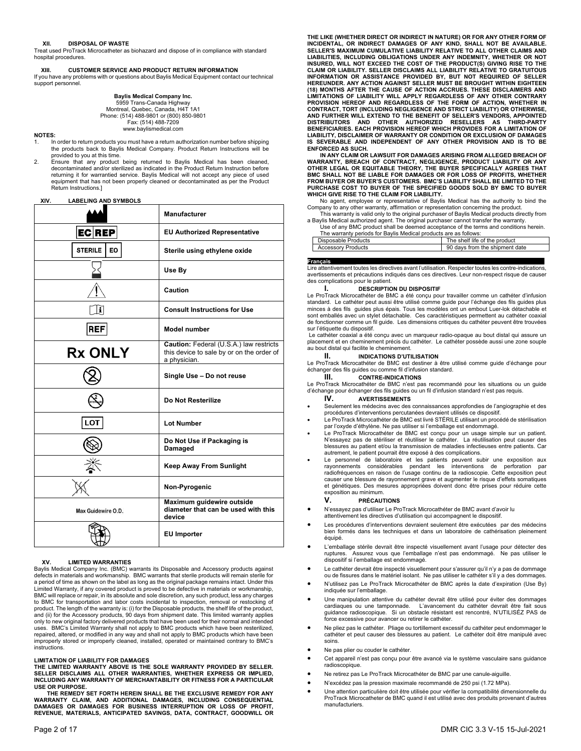### XII. DISPOSAL OF WASTE

Treat used ProTrack Microcatheter as biohazard and dispose of in compliance with standard hospital procedures.

### XIII. CUSTOMER SERVICE AND PRODUCT RETURN INFORMATION

If you have any problems with or questions about Baylis Medical Equipment contact our technical support personnel.

**Baylis Medical Company Inc.**
5959 Trans-Canada Highway
Montreal, Quebec, Canada, H4T 1A1
Phone: (514) 488-9801 or (800) 850-9801
Fax: (514) 488-7209
www.baylismedical.com

**NOTES:**

1. In order to return products you must have a return authorization number before shipping the products back to Baylis Medical Company. Product Return Instructions will be provided to you at this time.
2. Ensure that any product being returned to Baylis Medical has been cleaned, decontaminated and/or sterilized as indicated in the Product Return Instruction before returning it for warrantied service. Baylis Medical will not accept any piece of used equipment that has not been properly cleaned or decontaminated as per the Product Return Instructions.]

### XIV. LABELING AND SYMBOLS

| Symbol | Meaning |
|---|---|
| | **Manufacturer** |
| EC REP | **EU Authorized Representative** |
| STERILE EO | **Sterile using ethylene oxide** |
| | **Use By** |
| | **Caution** |
| | **Consult Instructions for Use** |
| REF | **Model number** |
| **Rx ONLY** | **Caution:** Federal (U.S.A.) law restricts this device to sale by or on the order of a physician. |
| | **Single Use – Do not reuse** |
| | **Do Not Resterilize** |
| LOT | **Lot Number** |
| | **Do Not Use if Packaging is Damaged** |
| | **Keep Away From Sunlight** |
| | **Non-Pyrogenic** |
| Max Guidewire O.D. | **Maximum guidewire outside diameter that can be used with this device** |
| | **EU Importer** |

### XV. LIMITED WARRANTIES

Baylis Medical Company Inc. (BMC) warrants its Disposable and Accessory products against defects in materials and workmanship. BMC warrants that sterile products will remain sterile for a period of time as shown on the label as long as the original package remains intact. Under this Limited Warranty, if any covered product is proved to be defective in materials or workmanship, BMC will replace or repair, in its absolute and sole discretion, any such product, less any charges to BMC for transportation and labor costs incidental to inspection, removal or restocking of product. The length of the warranty is: (i) for the Disposable products, the shelf life of the product, and (ii) for the Accessory products, 90 days from shipment date. This limited warranty applies only to new original factory delivered products that have been used for their normal and intended uses. BMC's Limited Warranty shall not apply to BMC products which have been resterilized, repaired, altered, or modified in any way and shall not apply to BMC products which have been improperly stored or improperly cleaned, installed, operated or maintained contrary to BMC's instructions.

**LIMITATION OF LIABILITY FOR DAMAGES**

**THE LIMITED WARRANTY ABOVE IS THE SOLE WARRANTY PROVIDED BY SELLER. SELLER DISCLAIMS ALL OTHER WARRANTIES, WHETHER EXPRESS OR IMPLIED, INCLUDING ANY WARRANTY OF MERCHANTABILITY OR FITNESS FOR A PARTICULAR USE OR PURPOSE.**

**THE REMEDY SET FORTH HEREIN SHALL BE THE EXCLUSIVE REMEDY FOR ANY WARRANTY CLAIM, AND ADDITIONAL DAMAGES, INCLUDING CONSEQUENTIAL DAMAGES OR DAMAGES FOR BUSINESS INTERRUPTION OR LOSS OF PROFIT, REVENUE, MATERIALS, ANTICIPATED SAVINGS, DATA, CONTRACT, GOODWILL OR THE LIKE (WHETHER DIRECT OR INDIRECT IN NATURE) OR FOR ANY OTHER FORM OF INCIDENTAL, OR INDIRECT DAMAGES OF ANY KIND, SHALL NOT BE AVAILABLE. SELLER'S MAXIMUM CUMULATIVE LIABILITY RELATIVE TO ALL OTHER CLAIMS AND LIABILITIES, INCLUDING OBLIGATIONS UNDER ANY INDEMNITY, WHETHER OR NOT INSURED, WILL NOT EXCEED THE COST OF THE PRODUCT(S) GIVING RISE TO THE CLAIM OR LIABILITY. SELLER DISCLAIMS ALL LIABILITY RELATIVE TO GRATUITOUS INFORMATION OR ASSISTANCE PROVIDED BY, BUT NOT REQUIRED OF SELLER HEREUNDER. ANY ACTION AGAINST SELLER MUST BE BROUGHT WITHIN EIGHTEEN (18) MONTHS AFTER THE CAUSE OF ACTION ACCRUES. THESE DISCLAIMERS AND LIMITATIONS OF LIABILITY WILL APPLY REGARDLESS OF ANY OTHER CONTRARY PROVISION HEREOF AND REGARDLESS OF THE FORM OF ACTION, WHETHER IN CONTRACT, TORT (INCLUDING NEGLIGENCE AND STRICT LIABILITY) OR OTHERWISE, AND FURTHER WILL EXTEND TO THE BENEFIT OF SELLER'S VENDORS, APPOINTED DISTRIBUTORS AND OTHER AUTHORIZED RESELLERS AS THIRD-PARTY BENEFICIARIES. EACH PROVISION HEREOF WHICH PROVIDES FOR A LIMITATION OF LIABILITY, DISCLAIMER OF WARRANTY OR CONDITION OR EXCLUSION OF DAMAGES IS SEVERABLE AND INDEPENDENT OF ANY OTHER PROVISION AND IS TO BE ENFORCED AS SUCH.**

**IN ANY CLAIM OR LAWSUIT FOR DAMAGES ARISING FROM ALLEGED BREACH OF WARRANTY, BREACH OF CONTRACT, NEGLIGENCE, PRODUCT LIABILITY OR ANY OTHER LEGAL OR EQUITABLE THEORY, THE BUYER SPECIFICALLY AGREES THAT BMC SHALL NOT BE LIABLE FOR DAMAGES OR FOR LOSS OF PROFITS, WHETHER FROM BUYER OR BUYER'S CUSTOMERS. BMC'S LIABILITY SHALL BE LIMITED TO THE PURCHASE COST TO BUYER OF THE SPECIFIED GOODS SOLD BY BMC TO BUYER WHICH GIVE RISE TO THE CLAIM FOR LIABILITY.**

No agent, employee or representative of Baylis Medical has the authority to bind the Company to any other warranty, affirmation or representation concerning the product.

This warranty is valid only to the original purchaser of Baylis Medical products directly from a Baylis Medical authorized agent. The original purchaser cannot transfer the warranty.

Use of any BMC product shall be deemed acceptance of the terms and conditions herein.

The warranty periods for Baylis Medical products are as follows:

| Disposable Products | The shelf life of the product |
|---|---|
| Accessory Products | 90 days from the shipment date |

## Français

Lire attentivement toutes les directives avant l'utilisation. Respecter toutes les contre-indications, avertissements et précautions indiqués dans ces directives. Leur non-respect risque de causer des complications pour le patient.

### I. DESCRIPTION DU DISPOSITIF

Le ProTrack Microcathéter de BMC a été conçu pour travailler comme un cathéter d'infusion standard. Le cathéter peut aussi être utilisé comme guide pour l'échange des fils guides plus minces à des fils guides plus épais. Tous les modèles ont un embout Luer-lok détachable et sont emballés avec un stylet détachable. Ces caractéristiques permettent au cathéter coaxial de fonctionner comme un fil guide. Les dimensions critiques du cathéter peuvent être trouvées sur l'étiquette du dispositif.

Le cathéter coaxial a été conçu avec un marqueur radio-opaque au bout distal qui assure un placement et en cheminement précis du cathéter. Le cathéter possède aussi une zone souple au bout distal qui facilite le cheminement.

### II. INDICATIONS D'UTILISATION

Le ProTrack Microcathéter de BMC est destiner à être utilisé comme guide d'échange pour échanger des fils guides ou comme fil d'infusion standard.

### III. CONTRE-INDICATIONS

Le ProTrack Microcathéter de BMC n'est pas recommandé pour les situations ou un guide d'échange pour échanger des fils guides ou un fil d'infusion standard n'est pas requis.

### IV. AVERTISSEMENTS

- Seulement les médecins avec des connaissances approfondies de l'angiographie et des procédures d'interventions percutanées devraient utilisés ce dispositif.
- Le ProTrack Microcathéter de BMC est livré STÉRILE utilisant un procédé de stérilisation par l'oxyde d'éthylène. Ne pas utiliser si l'emballage est endommagé.
- Le ProTrack Microcathéter de BMC est conçu pour un usage simple sur un patient. N'essayez pas de stériliser et réutiliser le cathéter. La réutilisation peut causer des blessures au patient et/ou la transmission de maladies infectieuses entre patients. Car autrement, le patient pourrait être exposé à des complications.
- Le personnel de laboratoire et les patients peuvent subir une exposition aux rayonnements considérables pendant les interventions de perforation par radiofréquences en raison de l'usage continu de la radioscopie. Cette exposition peut causer une blessure de rayonnement grave et augmenter le risque d'effets somatiques et génétiques. Des mesures appropriées doivent donc être prises pour réduire cette exposition au minimum.

### V. PRÉCAUTIONS

- N'essayez pas d'utiliser Le ProTrack Microcathéter de BMC avant d'avoir lu attentivement les directives d'utilisation qui accompagnent le dispositif.
- Les procédures d'interventions devraient seulement être exécutées par des médecins bien formés dans les techniques et dans un laboratoire de cathérisation pleinement équipé.
- L'emballage stérile devrait être inspecté visuellement avant l'usage pour détecter des ruptures. Assurez vous que l'emballage n'est pas endommagé. Ne pas utiliser le dispositif si l'emballage est endommagé.
- Le cathéter devrait être inspecté visuellement pour s'assurer qu'il n'y a pas de dommage ou de fissures dans le matériel isolant. Ne pas utiliser le cathéter s'il y a des dommages.
- N'utilisez pas Le ProTrack Microcathéter de BMC après la date d'expiration (Use By) indiquée sur l'emballage.
- Une manipulation attentive du cathéter devrait être utilisé pour éviter des dommages cardiaques ou une tamponnade. L'avancement du cathéter devrait être fait sous guidance radioscopique. Si un obstacle résistant est rencontré, N'UTILISÉZ PAS de force excessive pour avancer ou retirer le cathéter.
- Ne pliez pas le cathéter. Pliage ou tortillement excessif du cathéter peut endommager le cathéter et peut causer des blessures au patient. Le cathéter doit être manipulé avec soins.
- Ne pas plier ou couder le cathéter.
- Cet appareil n'est pas conçu pour être avancé via le système vasculaire sans guidance radioscopique.
- Ne retirez pas Le ProTrack Microcathéter de BMC par une canule-aiguille.
- N'excédez pas la pression maximale recommandé de 250 psi (1.72 MPa).
- Une attention particulière doit être utilisée pour vérifier la compatibilité dimensionnelle du ProTrack Microcatheter de BMC quand il est utilisé avec des produits provenant d'autres manufacturiers.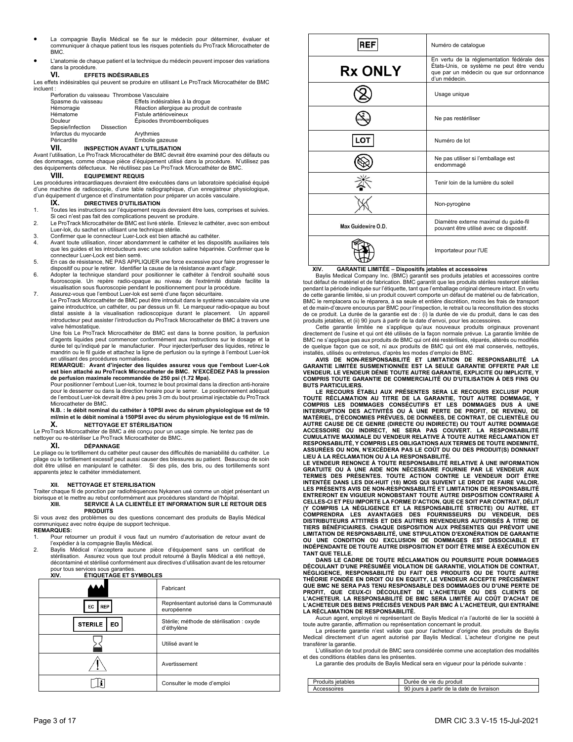- La compagnie Baylis Médical se fie sur le médecin pour déterminer, évaluer et communiquer à chaque patient tous les risques potentiels du ProTrack Microcatheter de BMC.
- L'anatomie de chaque patient et la technique du médecin peuvent imposer des variations dans la procédure.

## VI. EFFETS INDÉSIRABLES

Les effets indésirables qui peuvent se produire en utilisant Le ProTrack Microcathéter de BMC incluent :

| | |
|---|---|
| Perforation du vaisseau | Thrombose Vasculaire |
| Spasme du vaisseau | Effets indésirables à la drogue |
| Hémorragie | Réaction allergique au produit de contraste |
| Hématome | Fistule artérioveineux |
| Douleur | Épisodes thromboemboliques |
| Sepsie/Infection | Dissection |
| Infarctus du myocarde | Arythmies |
| Péricardite | Embolie gazeuse |

## VII. INSPECTION AVANT L'UTILISATION

Avant l'utilisation, Le ProTrack Microcathéter de BMC devrait être examiné pour des défauts ou des dommages, comme chaque pièce d'équipement utilisé dans la procédure. N'utilisez pas des équipements défectueux. Ne réutilisez pas Le ProTrack Microcathéter de BMC.

## VIII. EQUIPEMENT REQUIS

Les procédures intracardiaques devraient être exécutées dans un laboratoire spécialisé équipé d'une machine de radioscopie, d'une table radiographique, d'un enregistreur physiologique, d'un équipement d'urgence et d'instrumentation pour préparer un accès vasculaire.

## IX. DIRECTIVES D'UTILISATION

1. Toutes les instructions sur l'équipement requis devraient être lues, comprises et suivies. Si ceci n'est pas fait des complications peuvent se produire.
2. Le ProTrack Microcathéter de BMC est livré stérile. Enlevez le cathéter, avec son embout Luer-lok, du sachet en utilisant une technique stérile.
3. Confirmer que le connecteur Luer-Lock est bien attaché au cathéter.
4. Avant toute utilisation, rincer abondamment le cathéter et les dispositifs auxiliaires tels que les guides et les introducteurs avec une solution saline héparinée. Confirmer que le connecteur Luer-Lock est bien serré.
5. En cas de résistance, NE PAS APPLIQUER une force excessive pour faire progresser le dispositif ou pour le retirer. Identifier la cause de la résistance avant d'agir.
6. Adopter la technique standard pour positionner le cathéter à l'endroit souhaité sous fluoroscopie. Un repère radio-opaque au niveau de l'extrémité distale facilite la visualisation sous fluoroscopie pendant le positionnement pour la procédure.
7. Assurez-vous que l'embout Luer-lok est serré d'une façon sécuritaire.

   Le ProTrack Microcathéter de BMC peut être introduit dans le système vasculaire via une gaine introductrice, un cathéter, ou par dessus un fil. Le marqueur radio-opaque au bout distal assiste à la visualisation radioscopique durant le placement. Un appareil introducteur peut assister l'introduction du ProTrack Microcatheter de BMC à travers une valve hémostatique.

   Une fois Le ProTrack Microcathéter de BMC est dans la bonne position, la perfusion d'agents liquides peut commencer conformément aux instructions sur le dosage et la durée tel qu'indiqué par le manufacturier. Pour injecter/perfuser des liquides, retirez le mandrin ou le fil guide et attachez la ligne de perfusion ou la syringe à l'embout Luer-lok en utilisant des procédures normalisées.

   **REMARQUE: Avant d'injecter des liquides assurez vous que l'embout Luer-Lok est bien attaché au ProTrack Microcatheter de BMC. N'EXCÉDEZ PAS la pression de perfusion maximale recommandée de 250 psi (1.72 Mpa).**

   Pour positionner l'embout Luer-lok, tournez le bout proximal dans la direction anti-horaire pour le desserrer ou dans la direction horaire pour le serrer. Le positionnement adéquat de l'embout Luer-lok devrait être à peu près 3 cm du bout proximal injectable du ProTrack Microcatheter de BMC.

   **N.B. : le débit nominal du cathéter à 10PSI avec du sérum physiologique est de 10 ml/min et le débit nominal à 150PSI avec du sérum physiologique est de 16 ml/min.**

## X. NETTOYAGE ET STÉRILISATION

Le ProTrack Microcathéter de BMC a été conçu pour un usage simple. Ne tentez pas de nettoyer ou re-stériliser Le ProTrack Microcathéter de BMC.

## XI. DÉPANNAGE

Le pliage ou le tortillement du cathéter peut causer des difficultés de maniabilité du cathéter. Le pilage ou le tortillement excessif peut aussi causer des blessures au patient. Beaucoup de soin doit être utilisé en manipulant le cathéter. Si des plis, des bris, ou des tortillements sont apparents jetez le cathéter immédiatement.

## XII. NETTOYAGE ET STERILISATION

Traiter chaque fil de ponction par radiofréquences Nykanen usé comme un objet présentant un biorisque et le mettre au rebut conformément aux procédures standard de l'hôpital.

## XIII. SERVICE À LA CLIENTÈLE ET INFORMATION SUR LE RETOUR DES PRODUITS

Si vous avez des problèmes ou des questions concernant des produits de Baylis Médical communiquez avec notre équipe de support technique.

**REMARQUES:**

1. Pour retourner un produit il vous faut un numéro d'autorisation de retour avant de l'expédier à la compagnie Baylis Médical.
2. Baylis Médical n'acceptera aucune pièce d'équipement sans un certificat de stérilisation. Assurez vous que tout produit retourné à Baylis Médical a été nettoyé, décontaminé et stérilisé conformément aux directives d'utilisation avant de les retourner pour tous services sous garanties.

## XIV. ÉTIQUETAGE ET SYMBOLES

| Symbole | Signification |
|---|---|
| (symbole fabricant) | Fabricant |
| EC REP | Représentant autorisé dans la Communauté européenne |
| STERILE EO | Stérile; méthode de stérilisation : oxyde d'éthylène |
| (sablier) | Utilisé avant le |
| (triangle) | Avertissement |
| (i) | Consulter le mode d'emploi |
| REF | Numéro de catalogue |
| Rx ONLY | En vertu de la réglementation fédérale des États-Unis, ce système ne peut être vendu que par un médecin ou que sur ordonnance d'un médecin. |
| (2 barré) | Usage unique |
| (STERILIZE barré) | Ne pas restériliser |
| LOT | Numéro de lot |
| (emballage barré) | Ne pas utiliser si l'emballage est endommagé |
| (soleil) | Tenir loin de la lumière du soleil |
| (pyrogène barré) | Non-pyrogène |
| Max Guidewire O.D. | Diamètre externe maximal du guide-fil pouvant être utilisé avec ce dispositif. |
| (globe) | Importateur pour l'UE |

## XIV. GARANTIE LIMITÉE – Dispositifs jetables et accessoires

Baylis Medical Company Inc. (BMC) garantit ses produits jetables et accessoires contre tout défaut de matériel et de fabrication. BMC garantit que les produits stériles resteront stériles pendant la période indiquée sur l'étiquette, tant que l'emballage original demeure intact. En vertu de cette garantie limitée, si un produit couvert comporte un défaut de matériel ou de fabrication, BMC le remplacera ou le réparera, à sa seule et entière discrétion, moins les frais de transport et de main-d'œuvre encourus par BMC pour l'inspection, le retrait ou la reconstitution des stocks de ce produit. La durée de la garantie est de : (i) la durée de vie du produit, dans le cas des produits jetables, et (ii) 90 jours à partir de la date d'envoi, pour les accessoires.

Cette garantie limitée ne s'applique qu'aux nouveaux produits originaux provenant directement de l'usine et qui ont été utilisés de la façon normale prévue. La garantie limitée de BMC ne s'applique pas aux produits de BMC qui ont été restérilisés, réparés, altérés ou modifiés de quelque façon que ce soit, ni aux produits de BMC qui ont été mal conservés, nettoyés, installés, utilisés ou entretenus, d'après les modes d'emploi de BMC.

**AVIS DE NON-RESPONSABILITÉ ET LIMITATION DE RESPONSABILITÉ LA GARANTIE LIMITÉE SUSMENTIONNÉE EST LA SEULE GARANTIE OFFERTE PAR LE VENDEUR. LE VENDEUR DÉNIE TOUTE AUTRE GARANTIE, EXPLICITE OU IMPLICITE, Y COMPRIS TOUTE GARANTIE DE COMMERCIALITÉ OU D'UTILISATION À DES FINS OU BUTS PARTICULIERS.**

**LE RECOURS ÉTABLI AUX PRÉSENTES SERA LE RECOURS EXCLUSIF POUR TOUTE RÉCLAMATION AU TITRE DE LA GARANTIE, TOUT AUTRE DOMMAGE, Y COMPRIS LES DOMMAGES CONSÉCUTIFS ET LES DOMMAGES DUS À UNE INTERRUPTION DES ACTIVITÉS OU À UNE PERTE DE PROFIT, DE REVENU, DE MATÉRIEL, D'ÉCONOMIES PRÉVUES, DE DONNÉES, DE CONTRAT, DE CLIENTÈLE OU AUTRE CAUSE DE CE GENRE (DIRECTE OU INDIRECTE) OU TOUT AUTRE DOMMAGE ACCESSOIRE OU INDIRECT, NE SERA PAS COUVERT. LA RESPONSABILITÉ CUMULATIVE MAXIMALE DU VENDEUR RELATIVE À TOUTE AUTRE RÉCLAMATION ET RESPONSABILITÉ, Y COMPRIS LES OBLIGATIONS AUX TERMES DE TOUTE INDEMNITÉ, ASSURÉES OU NON, N'EXCÉDERA PAS LE COÛT DU OU DES PRODUIT(S) DONNANT LIEU À LA RÉCLAMATION OU À LA RESPONSABILITÉ.**

**LE VENDEUR RENONCE À TOUTE RESPONSABILITÉ RELATIVE À UNE INFORMATION GRATUITE OU À UNE AIDE NON NÉCESSAIRE FOURNIE PAR LE VENDEUR AUX TERMES DES PRÉSENTES. TOUTE ACTION CONTRE LE VENDEUR DOIT ÊTRE INTENTÉE DANS LES DIX-HUIT (18) MOIS QUI SUIVENT LE DROIT DE FAIRE VALOIR. LES PRÉSENTS AVIS DE NON-RESPONSABILITÉ ET LIMITATION DE RESPONSABILITÉ ENTRERONT EN VIGUEUR NONOBSTANT TOUTE AUTRE DISPOSITION CONTRAIRE À CELLES-CI ET PEU IMPORTE LA FORME D'ACTION, QUE CE SOIT PAR CONTRAT, DÉLIT (Y COMPRIS LA NÉGLIGENCE ET LA RESPONSABILITÉ STRICTE) OU AUTRE, ET COMPRENDRA LES AVANTAGES DES FOURNISSEURS DU VENDEUR, DES DISTRIBUTEURS ATTITRÉS ET DES AUTRES REVENDEURS AUTORISÉS À TITRE DE TIERS BÉNÉFICIAIRES. CHAQUE DISPOSITION AUX PRÉSENTES QUI PRÉVOIT UNE LIMITATION DE RESPONSABILITÉ, UNE STIPULATION D'EXONÉRATION DE GARANTIE OU UNE CONDITION OU EXCLUSION DE DOMMAGES EST DISSOCIABLE ET INDÉPENDANTE DE TOUTE AUTRE DISPOSITION ET DOIT ÊTRE MISE À EXÉCUTION EN TANT QUE TELLE.**

**DANS LE CADRE DE TOUTE RÉCLAMATION OU POURSUITE POUR DOMMAGES DÉCOULANT D'UNE PRÉSUMÉE VIOLATION DE GARANTIE, VIOLATION DE CONTRAT, NÉGLIGENCE, RESPONSABILITÉ DU FAIT DES PRODUITS OU DE TOUTE AUTRE THÉORIE FONDÉE EN DROIT OU EN EQUITY, LE VENDEUR ACCEPTE PRÉCISÉMENT QUE BMC NE SERA PAS TENU RESPONSABLE DES DOMMAGES OU D'UNE PERTE DE PROFIT, QUE CEUX-CI DÉCOULENT DE L'ACHETEUR OU DES CLIENTS DE L'ACHETEUR. LA RESPONSABILITÉ DE BMC SERA LIMITÉE AU COÛT D'ACHAT DE L'ACHETEUR DES BIENS PRÉCISÉS VENDUS PAR BMC À L'ACHETEUR, QUI ENTRAÎNE LA RÉCLAMATION DE RESPONSABILITÉ.**

Aucun agent, employé ni représentant de Baylis Medical n'a l'autorité de lier la société à toute autre garantie, affirmation ou représentation concernant le produit.

La présente garantie n'est valide que pour l'acheteur d'origine des produits de Baylis Medical directement d'un agent autorisé par Baylis Medical. L'acheteur d'origine ne peut transférer la garantie.

L'utilisation de tout produit de BMC sera considérée comme une acceptation des modalités et des conditions établies dans les présentes.

La garantie des produits de Baylis Medical sera en vigueur pour la période suivante :

| | |
|---|---|
| Produits jetables | Durée de vie du produit |
| Accessoires | 90 jours à partir de la date de livraison |

DMR CIC 3.3 V-15 15-Jul-2021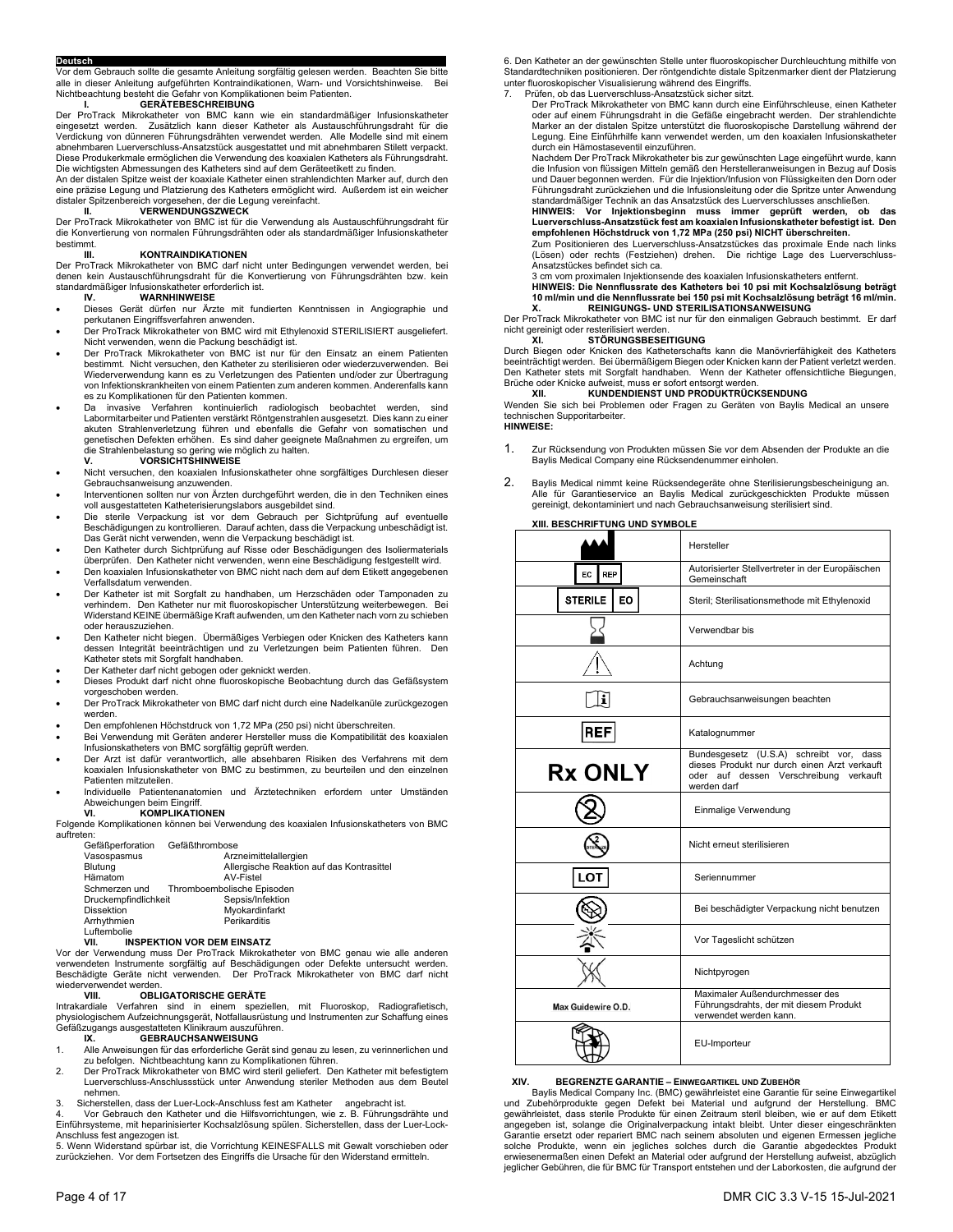**Deutsch**

Vor dem Gebrauch sollte die gesamte Anleitung sorgfältig gelesen werden. Beachten Sie bitte alle in dieser Anleitung aufgeführten Kontraindikationen, Warn- und Vorsichtshinweise. Bei Nichtbeachtung besteht die Gefahr von Komplikationen beim Patienten.

### I. GERÄTEBESCHREIBUNG

Der ProTrack Mikrokatheter von BMC kann wie ein standardmäßiger Infusionskatheter eingesetzt werden. Zusätzlich kann dieser Katheter als Austauschführungsdraht für die Verdickung von dünneren Führungsdrähten verwendet werden. Alle Modelle sind mit einem abnehmbaren Luerverschluss-Ansatzstück ausgestattet und mit abnehmbaren Stilett verpackt. Diese Produkterkmale ermöglichen die Verwendung des koaxialen Katheters als Führungsdraht. Die wichtigsten Abmessungen des Katheters sind auf dem Geräteetikett zu finden.

An der distalen Spitze weist der koaxiale Katheter einen strahlendichten Marker auf, durch den eine präzise Legung und Platzierung des Katheters ermöglicht wird. Außerdem ist ein weicher distaler Spitzenbereich vorgesehen, der die Legung vereinfacht.

### II. VERWENDUNGSZWECK

Der ProTrack Mikrokatheter von BMC ist für die Verwendung als Austauschführungsdraht für die Konvertierung von normalen Führungsdrähten oder als standardmäßiger Infusionskatheter bestimmt.

### III. KONTRAINDIKATIONEN

Der ProTrack Mikrokatheter von BMC darf nicht unter Bedingungen verwendet werden, bei denen kein Austauschführungsdraht für die Konvertierung von Führungsdrähten bzw. kein standardmäßiger Infusionskatheter erforderlich ist.

### IV. WARNHINWEISE

- Dieses Gerät dürfen nur Ärzte mit fundierten Kenntnissen in Angiographie und perkutanen Eingriffsverfahren anwenden.
- Der ProTrack Mikrokatheter von BMC wird mit Ethylenoxid STERILISIERT ausgeliefert. Nicht verwenden, wenn die Packung beschädigt ist.
- Der ProTrack Mikrokatheter von BMC ist nur für den Einsatz an einem Patienten bestimmt. Nicht versuchen, den Katheter zu sterilisieren oder wiederzuverwenden. Bei Wiederverwendung kann es zu Verletzungen des Patienten und/oder zur Übertragung von Infektionskrankheiten von einem Patienten zum anderen kommen. Anderenfalls kann es zu Komplikationen für den Patienten kommen.
- Da invasive Verfahren kontinuierlich radiologisch beobachtet werden, sind Labormitarbeiter und Patienten verstärkt Röntgenstrahlen ausgesetzt. Dies kann zu einer akuten Strahlenverletzung führen und ebenfalls die Gefahr von somatischen und genetischen Defekten erhöhen. Es sind daher geeignete Maßnahmen zu ergreifen, um die Strahlenbelastung so gering wie möglich zu halten.

### V. VORSICHTSHINWEISE

- Nicht versuchen, den koaxialen Infusionskatheter ohne sorgfältiges Durchlesen dieser Gebrauchsanweisung anzuwenden.
- Interventionen sollten nur von Ärzten durchgeführt werden, die in den Techniken eines voll ausgestatteten Katheterisierungslabors ausgebildet sind.
- Die sterile Verpackung ist vor dem Gebrauch per Sichtprüfung auf eventuelle Beschädigungen zu kontrollieren. Darauf achten, dass die Verpackung unbeschädigt ist. Das Gerät nicht verwenden, wenn die Verpackung beschädigt ist.
- Den Katheter durch Sichtprüfung auf Risse oder Beschädigungen des Isoliermaterials überprüfen. Den Katheter nicht verwenden, wenn eine Beschädigung festgestellt wird.
- Den koaxialen Infusionskatheter von BMC nicht nach dem auf dem Etikett angegebenen Verfallsdatum verwenden.
- Der Katheter ist mit Sorgfalt zu handhaben, um Herzschäden oder Tamponaden zu verhindern. Den Katheter nur mit fluoroskopischer Unterstützung weiterbewegen. Bei Widerstand KEINE übermäßige Kraft aufwenden, um den Katheter nach vorn zu schieben oder herauszuziehen.
- Den Katheter nicht biegen. Übermäßiges Verbiegen oder Knicken des Katheters kann dessen Integrität beeinträchtigen und zu Verletzungen beim Patienten führen. Den Katheter stets mit Sorgfalt handhaben.
- Der Katheter darf nicht gebogen oder geknickt werden.
- Dieses Produkt darf nicht ohne fluoroskopische Beobachtung durch das Gefäßsystem vorgeschoben werden.
- Der ProTrack Mikrokatheter von BMC darf nicht durch eine Nadelkanüle zurückgezogen werden.
- Den empfohlenen Höchstdruck von 1,72 MPa (250 psi) nicht überschreiten.
- Bei Verwendung mit Geräten anderer Hersteller muss die Kompatibilität des koaxialen Infusionskatheters von BMC sorgfältig geprüft werden.
- Der Arzt ist dafür verantwortlich, alle absehbaren Risiken des Verfahrens mit dem koaxialen Infusionskatheter von BMC zu bestimmen, zu beurteilen und den einzelnen Patienten mitzuteilen.
- Individuelle Patientenanatomien und Ärztetechniken erfordern unter Umständen Abweichungen beim Eingriff.

### VI. KOMPLIKATIONEN

Folgende Komplikationen können bei Verwendung des koaxialen Infusionskatheters von BMC auftreten:

| | |
|---|---|
| Gefäßperforation | Gefäßthrombose |
| Vasospasmus | Arzneimittelallergien |
| Blutung | Allergische Reaktion auf das Kontrasittel |
| Hämatom | AV-Fistel |
| Schmerzen und Druckempfindlichkeit | Thromboembolische Episoden |
| | Sepsis/Infektion |
| Dissektion | Myokardinfarkt |
| Arrhythmien | Perikarditis |
| Luftembolie | |

### VII. INSPEKTION VOR DEM EINSATZ

Vor der Verwendung muss Der ProTrack Mikrokatheter von BMC genau wie alle anderen verwendeten Instrumente sorgfältig auf Beschädigungen oder Defekte untersucht werden. Beschädigte Geräte nicht verwenden. Der ProTrack Mikrokatheter von BMC darf nicht wiederverwendet werden.

### VIII. OBLIGATORISCHE GERÄTE

Intrakardiale Verfahren sind in einem speziellen, mit Fluoroskop, Radiografietisch, physiologischem Aufzeichnungsgerät, Notfallausrüstung und Instrumenten zur Schaffung eines Gefäßzugangs ausgestatteten Klinikraum auszuführen.

### IX. GEBRAUCHSANWEISUNG

1. Alle Anweisungen für das erforderliche Gerät sind genau zu lesen, zu verinnerlichen und zu befolgen. Nichtbeachtung kann zu Komplikationen führen.
2. Der ProTrack Mikrokatheter von BMC wird steril geliefert. Den Katheter mit befestigtem Luerverschluss-Anschlussstück unter Anwendung steriler Methoden aus dem Beutel nehmen.
3. Sicherstellen, dass der Luer-Lock-Anschluss fest am Katheter angebracht ist.
4. Vor Gebrauch den Katheter und die Hilfsvorrichtungen, wie z. B. Führungsdrähte und Einführsysteme, mit heparinisierter Kochsalzlösung spülen. Sicherstellen, dass der Luer-Lock-Anschluss fest angezogen ist.
5. Wenn Widerstand spürbar ist, die Vorrichtung KEINESFALLS mit Gewalt vorschieben oder zurückziehen. Vor dem Fortsetzen des Eingriffs die Ursache für den Widerstand ermitteln.
6. Den Katheter an der gewünschten Stelle unter fluoroskopischer Durchleuchtung mithilfe von Standardtechniken positionieren. Der röntgendichte distale Spitzenmarker dient der Platzierung unter fluoroskopischer Visualisierung während des Eingriffs.
7. Prüfen, ob das Luerverschluss-Ansatzstück sicher sitzt.

   Der ProTrack Mikrokatheter von BMC kann durch eine Einführschleuse, einen Katheter oder auf einem Führungsdraht in die Gefäße eingebracht werden. Der strahlendichte Marker an der distalen Spitze unterstützt die fluoroskopische Darstellung während der Legung. Eine Einführhilfe kann verwendet werden, um den koaxialen Infusionskatheter durch ein Hämostaseventil einzuführen.

   Nachdem Der ProTrack Mikrokatheter bis zur gewünschten Lage eingeführt wurde, kann die Infusion von flüssigen Mitteln gemäß den Herstelleranweisungen in Bezug auf Dosis und Dauer begonnen werden. Für die Injektion/Infusion von Flüssigkeiten den Dorn oder Führungsdraht zurückziehen und die Infusionsleitung oder die Spritze unter Anwendung standardmäßiger Technik an das Ansatzstück des Luerverschlusses anschließen.

   **HINWEIS: Vor Injektionsbeginn muss immer geprüft werden, ob das Luerverschluss-Ansatzstück fest am koaxialen Infusionskatheter befestigt ist. Den empfohlenen Höchstdruck von 1,72 MPa (250 psi) NICHT überschreiten.**

   Zum Positionieren des Luerverschluss-Ansatzstückes das proximale Ende nach links (Lösen) oder rechts (Festziehen) drehen. Die richtige Lage des Luerverschluss-Ansatzstückes befindet sich ca.

   3 cm vom proximalen Injektionsende des koaxialen Infusionskatheters entfernt.

   **HINWEIS: Die Nennflussrate des Katheters bei 10 psi mit Kochsalzlösung beträgt 10 ml/min und die Nennflussrate bei 150 psi mit Kochsalzlösung beträgt 16 ml/min.**

### X. REINIGUNGS- UND STERILISATIONSANWEISUNG

Der ProTrack Mikrokatheter von BMC ist nur für den einmaligen Gebrauch bestimmt. Er darf nicht gereinigt oder resterilisiert werden.

### XI. STÖRUNGSBESEITIGUNG

Durch Biegen oder Knicken des Katheterschafts kann die Manövrierfähigkeit des Katheters beeinträchtigt werden. Bei übermäßigem Biegen oder Knicken kann der Patient verletzt werden. Den Katheter stets mit Sorgfalt handhaben. Wenn der Katheter offensichtliche Biegungen, Brüche oder Knicke aufweist, muss er sofort entsorgt werden.

### XII. KUNDENDIENST UND PRODUKTRÜCKSENDUNG

Wenden Sie sich bei Problemen oder Fragen zu Geräten von Baylis Medical an unsere technischen Supportarbeiter.

**HINWEISE:**

1. Zur Rücksendung von Produkten müssen Sie vor dem Absenden der Produkte an die Baylis Medical Company eine Rücksendenummer einholen.
2. Baylis Medical nimmt keine Rücksendegeräte ohne Sterilisierungsbescheinigung an. Alle für Garantieservice an Baylis Medical zurückgeschickten Produkte müssen gereinigt, dekontaminiert und nach Gebrauchsanweisung sterilisiert sein.

### XIII. BESCHRIFTUNG UND SYMBOLE

| Symbol | Bedeutung |
|---|---|
| (Hersteller-Symbol) | Hersteller |
| EC REP | Autorisierter Stellvertreter in der Europäischen Gemeinschaft |
| STERILE EO | Steril; Sterilisationsmethode mit Ethylenoxid |
| (Sanduhr-Symbol) | Verwendbar bis |
| (Warndreieck) | Achtung |
| (i-Symbol) | Gebrauchsanweisungen beachten |
| REF | Katalognummer |
| Rx ONLY | Bundesgesetz (U.S.A) schreibt vor, dass dieses Produkt nur durch einen Arzt verkauft oder auf dessen Verschreibung verkauft werden darf |
| (Symbol 2 durchgestrichen) | Einmalige Verwendung |
| (STERILIZE durchgestrichen) | Nicht erneut sterilisieren |
| LOT | Seriennummer |
| (Symbol beschädigte Verpackung) | Bei beschädigter Verpackung nicht benutzen |
| (Sonnenlicht-Symbol) | Vor Tageslicht schützen |
| (Nichtpyrogen-Symbol) | Nichtpyrogen |
| Max Guidewire O.D. | Maximaler Außendurchmesser des Führungsdrahts, der mit diesem Produkt verwendet werden kann. |
| (Importeur-Symbol) | EU-Importeur |

### XIV. BEGRENZTE GARANTIE – EINWEGARTIKEL UND ZUBEHÖR

Baylis Medical Company Inc. (BMC) gewährleistet eine Garantie für seine Einwegartikel und Zubehörprodukte gegen Defekt bei Material und aufgrund der Herstellung. BMC gewährleistet, dass sterile Produkte für einen Zeitraum steril bleiben, wie er auf dem Etikett angegeben ist, solange die Originalverpackung intakt bleibt. Unter dieser eingeschränkten Garantie ersetzt oder repariert BMC nach seinem absoluten und eigenen Ermessen jegliche solche Produkte, wenn ein jegliches solches durch die Garantie abgedecktes Produkt erwiesenermaßen einen Defekt an Material oder aufgrund der Herstellung aufweist, abzüglich jeglicher Gebühren, die für BMC für Transport entstehen und der Laborkosten, die aufgrund der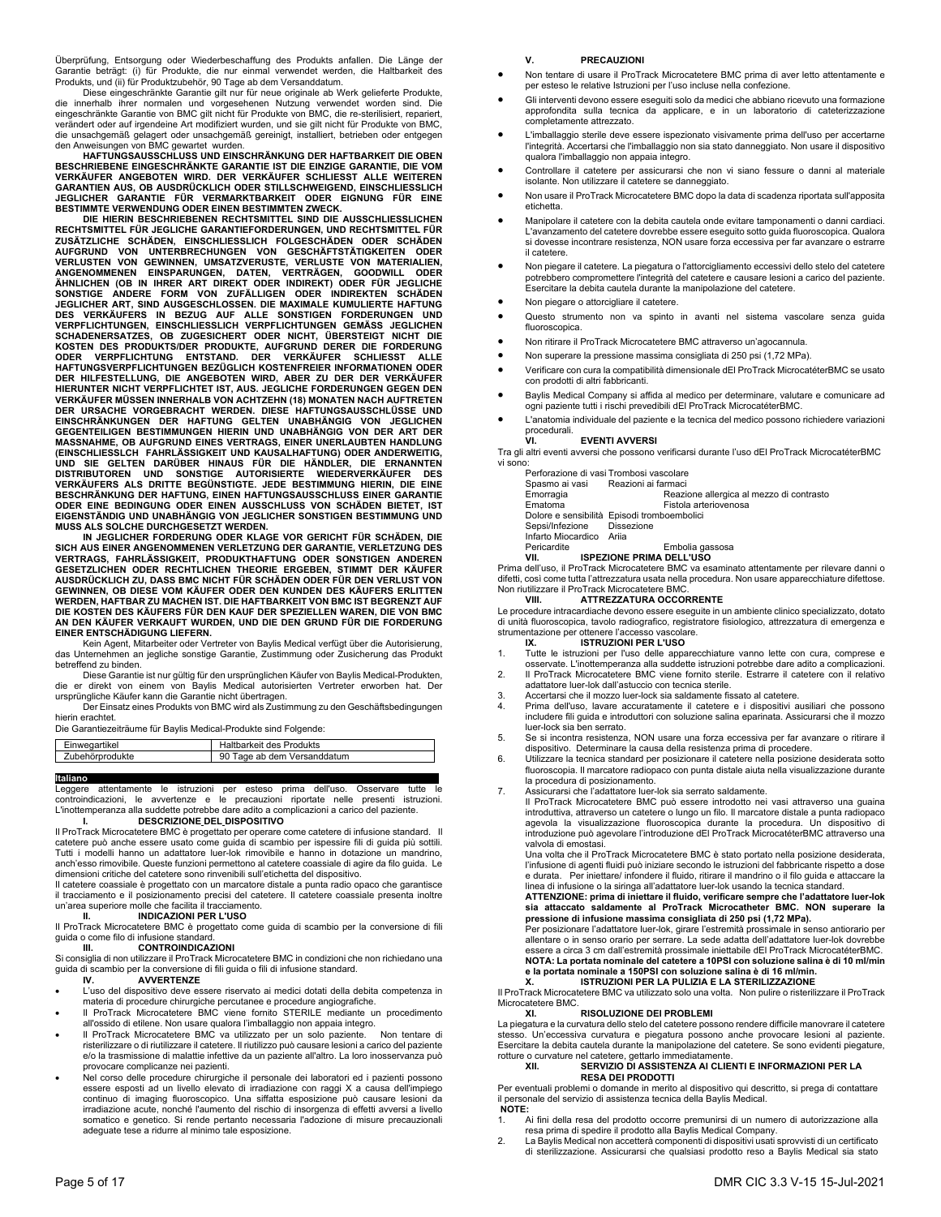Überprüfung, Entsorgung oder Wiederbeschaffung des Produkts anfallen. Die Länge der Garantie beträgt: (i) für Produkte, die nur einmal verwendet werden, die Haltbarkeit des Produkts, und (ii) für Produktzubehör, 90 Tage ab dem Versanddatum.

Diese eingeschränkte Garantie gilt nur für neue originale ab Werk gelieferte Produkte, die innerhalb ihrer normalen und vorgesehenen Nutzung verwendet worden sind. Die eingeschränkte Garantie von BMC gilt nicht für Produkte von BMC, die re-sterilisiert, repariert, verändert oder auf irgendeine Art modifiziert wurden, und sie gilt nicht für Produkte von BMC, die unsachgemäß gelagert oder unsachgemäß gereinigt, installiert, betrieben oder entgegen den Anweisungen von BMC gewartet wurden.

**HAFTUNGSAUSSCHLUSS UND EINSCHRÄNKUNG DER HAFTBARKEIT DIE OBEN BESCHRIEBENE EINGESCHRÄNKTE GARANTIE IST DIE EINZIGE GARANTIE, DIE VOM VERKÄUFER ANGEBOTEN WIRD. DER VERKÄUFER SCHLIESST ALLE WEITEREN GARANTIEN AUS, OB AUSDRÜCKLICH ODER STILLSCHWEIGEND, EINSCHLIESSLICH JEGLICHER GARANTIE FÜR VERMARKTBARKEIT ODER EIGNUNG FÜR EINE BESTIMMTE VERWENDUNG ODER EINEN BESTIMMTEN ZWECK.**

**DIE HIERIN BESCHRIEBENEN RECHTSMITTEL SIND DIE AUSSCHLIESSLICHEN RECHTSMITTEL FÜR JEGLICHE GARANTIEFORDERUNGEN, UND RECHTSMITTEL FÜR ZUSÄTZLICHE SCHÄDEN, EINSCHLIESSLICH FOLGESCHÄDEN ODER SCHÄDEN AUFGRUND VON UNTERBRECHUNGEN VON GESCHÄFTSTÄTIGKEITEN ODER VERLUSTEN VON GEWINNEN, UMSATZVERLUSTE, VERLUSTE VON MATERIALIEN, ANGENOMMENEN EINSPARUNGEN, DATEN, VERTRÄGEN, GOODWILL ODER ÄHNLICHEN (OB IN IHRER ART DIREKT ODER INDIREKT) ODER FÜR JEGLICHE SONSTIGE ANDERE FORM VON ZUFÄLLIGEN ODER INDIREKTEN SCHÄDEN JEGLICHER ART, SIND AUSGESCHLOSSEN. DIE MAXIMALE KUMULIERTE HAFTUNG DES VERKÄUFERS IN BEZUG AUF ALLE SONSTIGEN FORDERUNGEN UND VERPFLICHTUNGEN, EINSCHLIESSLICH VERPFLICHTUNGEN GEMÄSS JEGLICHEN SCHADENERSATZES, OB ZUGESICHERT ODER NICHT, ÜBERSTEIGT NICHT DIE KOSTEN DES PRODUKTS/DER PRODUKTE, AUFGRUND DERER DIE FORDERUNG ODER VERPFLICHTUNG ENTSTAND. DER VERKÄUFER SCHLIESST ALLE HAFTUNGSVERPFLICHTUNGEN BEZÜGLICH KOSTENFREIER INFORMATIONEN ODER DER HILFESTELLUNG, DIE ANGEBOTEN WIRD, ABER ZU DER DER VERKÄUFER HIERUNTER NICHT VERPFLICHTET IST, AUS. JEGLICHE FORDERUNGEN GEGEN DEN VERKÄUFER MÜSSEN INNERHALB VON ACHTZEHN (18) MONATEN NACH AUFTRETEN DER URSACHE VORGEBRACHT WERDEN. DIESE HAFTUNGSAUSSCHLÜSSE UND EINSCHRÄNKUNGEN DER HAFTUNG GELTEN UNABHÄNGIG VON JEGLICHEN GEGENTEILIGEN BESTIMMUNGEN HIERIN UND UNABHÄNGIG VON DER ART DER MASSNAHME, OB AUFGRUND EINES VERTRAGS, EINER UNERLAUBTEN HANDLUNG (EINSCHLIESSLCH FAHRLÄSSIGKEIT UND KAUSALHAFTUNG) ODER ANDERWEITIG, UND SIE GELTEN DARÜBER HINAUS FÜR DIE HÄNDLER, DIE ERNANNTEN DISTRIBUTOREN UND SONSTIGE AUTORISIERTE WIEDERVERKÄUFER DES VERKÄUFERS ALS DRITTE BEGÜNSTIGTE. JEDE BESTIMMUNG HIERIN, DIE EINE BESCHRÄNKUNG DER HAFTUNG, EINEN HAFTUNGSAUSSCHLUSS EINER GARANTIE ODER EINE BEDINGUNG ODER EINEN AUSSCHLUSS VON SCHÄDEN BIETET, IST EIGENSTÄNDIG UND UNABHÄNGIG VON JEGLICHER SONSTIGEN BESTIMMUNG UND MUSS ALS SOLCHE DURCHGESETZT WERDEN.**

**IN JEGLICHER FORDERUNG ODER KLAGE VOR GERICHT FÜR SCHÄDEN, DIE SICH AUS EINER ANGENOMMENEN VERLETZUNG DER GARANTIE, VERLETZUNG DES VERTRAGS, FAHRLÄSSIGKEIT, PRODUKTHAFTUNG ODER SONSTIGEN ANDEREN GESETZLICHEN ODER RECHTLICHEN THEORIE ERGEBEN, STIMMT DER KÄUFER AUSDRÜCKLICH ZU, DASS BMC NICHT FÜR SCHÄDEN ODER FÜR DEN VERLUST VON GEWINNEN, OB DIESE VOM KÄUFER ODER DEN KUNDEN DES KÄUFERS ERLITTEN WERDEN, HAFTBAR ZU MACHEN IST. DIE HAFTBARKEIT VON BMC IST BEGRENZT AUF DIE KOSTEN DES KÄUFERS FÜR DEN KAUF DER SPEZIELLEN WAREN, DIE VON BMC AN DEN KÄUFER VERKAUFT WURDEN, UND DIE DEN GRUND FÜR DIE FORDERUNG EINER ENTSCHÄDIGUNG LIEFERN.**

Kein Agent, Mitarbeiter oder Vertreter von Baylis Medical verfügt über die Autorisierung, das Unternehmen an jegliche sonstige Garantie, Zustimmung oder Zusicherung das Produkt betreffend zu binden.

Diese Garantie ist nur gültig für den ursprünglichen Käufer von Baylis Medical-Produkten, die er direkt von einem von Baylis Medical autorisierten Vertreter erworben hat. Der ursprüngliche Käufer kann die Garantie nicht übertragen.

Der Einsatz eines Produkts von BMC wird als Zustimmung zu den Geschäftsbedingungen hierin erachtet.

Die Garantiezeiträume für Baylis Medical-Produkte sind Folgende:

| Einwegartikel | Haltbarkeit des Produkts |
|---|---|
| Zubehörprodukte | 90 Tage ab dem Versanddatum |

## Italiano

Leggere attentamente le istruzioni per esteso prima dell'uso. Osservare tutte le controindicazioni, le avvertenze e le precauzioni riportate nelle presenti istruzioni. L'inottemperanza alla suddette potrebbe dare adito a complicazioni a carico del paziente.

### I. DESCRIZIONE DEL DISPOSITIVO

Il ProTrack Microcatetere BMC è progettato per operare come catetere di infusione standard. Il catetere può anche essere usato come guida di scambio per ispessire fili di guida più sottili. Tutti i modelli hanno un adattatore luer-lok rimovibile e hanno in dotazione un mandrino, anch'esso rimovibile. Queste funzioni permettono al catetere coassiale di agire da filo guida. Le dimensioni critiche del catetere sono rinvenibili sull'etichetta del dispositivo.

Il catetere coassiale è progettato con un marcatore distale a punta radio opaco che garantisce il tracciamento e il posizionamento precisi del catetere. Il catetere coassiale presenta inoltre un'area superiore molle che facilita il tracciamento.

### II. INDICAZIONI PER L'USO

Il ProTrack Microcatetere BMC è progettato come guida di scambio per la conversione di fili guida o come filo di infusione standard.

### III. CONTROINDICAZIONI

Si consiglia di non utilizzare il ProTrack Microcatetere BMC in condizioni che non richiedano una guida di scambio per la conversione di fili guida o fili di infusione standard.

### IV. AVVERTENZE

- L'uso del dispositivo deve essere riservato ai medici dotati della debita competenza in materia di procedure chirurgiche percutanee e procedure angiografiche.
- Il ProTrack Microcatetere BMC viene fornito STERILE mediante un procedimento all'ossido di etilene. Non usare qualora l'imballaggio non appaia integro.
- Il ProTrack Microcatetere BMC va utilizzato per un solo paziente. Non tentare di risterilizzare o di riutilizzare il catetere. Il riutilizzo può causare lesioni a carico del paziente e/o la trasmissione di malattie infettive da un paziente all'altro. La loro inosservanza può provocare complicanze nei pazienti.
- Nel corso delle procedure chirurgiche il personale dei laboratori ed i pazienti possono essere esposti ad un livello elevato di irradiazione con raggi X a causa dell'impiego continuo di imaging fluoroscopico. Una siffatta esposizione può causare lesioni da irradiazione acute, nonché l'aumento del rischio di insorgenza di effetti avversi a livello somatico e genetico. Si rende pertanto necessaria l'adozione di misure precauzionali adeguate tese a ridurre al minimo tale esposizione.

### V. PRECAUZIONI

- Non tentare di usare il ProTrack Microcatetere BMC prima di aver letto attentamente e per esteso le relative Istruzioni per l'uso incluse nella confezione.
- Gli interventi devono essere eseguiti solo da medici che abbiano ricevuto una formazione approfondita sulla tecnica da applicare, e in un laboratorio di cateterizzazione completamente attrezzato.
- L'imballaggio sterile deve essere ispezionato visivamente prima dell'uso per accertarne l'integrità. Accertarsi che l'imballaggio non sia stato danneggiato. Non usare il dispositivo qualora l'imballaggio non appaia integro.
- Controllare il catetere per assicurarsi che non vi siano fessure o danni al materiale isolante. Non utilizzare il catetere se danneggiato.
- Non usare il ProTrack Microcatetere BMC dopo la data di scadenza riportata sull'apposita etichetta.
- Manipolare il catetere con la debita cautela onde evitare tamponamenti o danni cardiaci. L'avanzamento del catetere dovrebbe essere eseguito sotto guida fluoroscopica. Qualora si dovesse incontrare resistenza, NON usare forza eccessiva per far avanzare o estrarre il catetere.
- Non piegare il catetere. La piegatura o l'attorcigliamento eccessivi dello stelo del catetere potrebbero compromettere l'integrità del catetere e causare lesioni a carico del paziente. Esercitare la debita cautela durante la manipolazione del catetere.
- Non piegare o attorcigliare il catetere.
- Questo strumento non va spinto in avanti nel sistema vascolare senza guida fluoroscopica.
- Non ritirare il ProTrack Microcatetere BMC attraverso un'agocannula.
- Non superare la pressione massima consigliata di 250 psi (1,72 MPa).
- Verificare con cura la compatibilità dimensionale dEl ProTrack MicrocatéterBMC se usato con prodotti di altri fabbricanti.
- Baylis Medical Company si affida al medico per determinare, valutare e comunicare ad ogni paziente tutti i rischi prevedibili dEl ProTrack MicrocatéterBMC.
- L'anatomia individuale del paziente e la tecnica del medico possono richiedere variazioni procedurali.

### VI. EVENTI AVVERSI

Tra gli altri eventi avversi che possono verificarsi durante l'uso dEl ProTrack MicrocatéterBMC vi sono:

| | | |
|---|---|---|
| Perforazione di vasi | Trombosi vascolare | |
| Spasmo ai vasi | Reazioni ai farmaci | |
| Emorragia | | Reazione allergica al mezzo di contrasto |
| Ematoma | | Fistola arteriovenosa |
| Dolore e sensibilità | Episodi tromboembolici | |
| Sepsi/Infezione | Dissezione | |
| Infarto Miocardico | Ariia | |
| Pericardite | | Embolia gassosa |

### VII. ISPEZIONE PRIMA DELL'USO

Prima dell'uso, il ProTrack Microcatetere BMC va esaminato attentamente per rilevare danni o difetti, così come tutta l'attrezzatura usata nella procedura. Non usare apparecchiature difettose. Non riutilizzare il ProTrack Microcatetere BMC.

### VIII. ATTREZZATURA OCCORRENTE

Le procedure intracardiache devono essere eseguite in un ambiente clinico specializzato, dotato di unità fluoroscopica, tavolo radiografico, registratore fisiologico, attrezzatura di emergenza e strumentazione per ottenere l'accesso vascolare.

### IX. ISTRUZIONI PER L'USO

1. Tutte le istruzioni per l'uso delle apparecchiature vanno lette con cura, comprese e osservate. L'inottemperanza alla suddette istruzioni potrebbe dare adito a complicazioni.
2. Il ProTrack Microcatetere BMC viene fornito sterile. Estrarre il catetere con il relativo adattatore luer-lok dall'astuccio con tecnica sterile.
3. Accertarsi che il mozzo luer-lock sia saldamente fissato al catetere.
4. Prima dell'uso, lavare accuratamente il catetere e i dispositivi ausiliari che possono includere fili guida e introduttori con soluzione salina eparinata. Assicurarsi che il mozzo luer-lock sia ben serrato.
5. Se si incontra resistenza, NON usare una forza eccessiva per far avanzare o ritirare il dispositivo. Determinare la causa della resistenza prima di procedere.
6. Utilizzare la tecnica standard per posizionare il catetere nella posizione desiderata sotto fluoroscopia. Il marcatore radiopaco con punta distale aiuta nella visualizzazione durante la procedura di posizionamento.
7. Assicurarsi che l'adattatore luer-lok sia serrato saldamente.

   Il ProTrack Microcatetere BMC può essere introdotto nei vasi attraverso una guaina introduttiva, attraverso un catetere o lungo un filo. Il marcatore distale a punta radiopaco agevola la visualizzazione fluoroscopica durante la procedura. Un dispositivo di introduzione può agevolare l'introduzione dEl ProTrack MicrocatéterBMC attraverso una valvola di emostasi.

   Una volta che il ProTrack Microcatetere BMC è stato portato nella posizione desiderata, l'infusione di agenti fluidi può iniziare secondo le istruzioni del fabbricante rispetto a dose e durata. Per iniettare/ infondere il fluido, ritirare il mandrino o il filo guida e attaccare la linea di infusione o la siringa all'adattatore luer-lok usando la tecnica standard.

   **ATTENZIONE: prima di iniettare il fluido, verificare sempre che l'adattatore luer-lok sia attaccato saldamente al ProTrack Microcatheter BMC. NON superare la pressione di infusione massima consigliata di 250 psi (1,72 MPa).**

   Per posizionare l'adattatore luer-lok, girare l'estremità prossimale in senso antiorario per allentare o in senso orario per serrare. La sede adatta dell'adattatore luer-lok dovrebbe essere a circa 3 cm dall'estremità prossimale iniettabile dEl ProTrack MicrocatéterBMC.

   **NOTA: La portata nominale del catetere a 10PSI con soluzione salina è di 10 ml/min e la portata nominale a 150PSI con soluzione salina è di 16 ml/min.**

### X. ISTRUZIONI PER LA PULIZIA E LA STERILIZZAZIONE

Il ProTrack Microcatetere BMC va utilizzato solo una volta. Non pulire o risterilizzare il ProTrack Microcatetere BMC.

### XI. RISOLUZIONE DEI PROBLEMI

La piegatura e la curvatura dello stelo del catetere possono rendere difficile manovrare il catetere stesso. Un'eccessiva curvatura e piegatura possono anche provocare lesioni al paziente. Esercitare la debita cautela durante la manipolazione del catetere. Se sono evidenti piegature, rotture o curvature nel catetere, gettarlo immediatamente.

### XII. SERVIZIO DI ASSISTENZA AI CLIENTI E INFORMAZIONI PER LA RESA DEI PRODOTTI

Per eventuali problemi o domande in merito al dispositivo qui descritto, si prega di contattare il personale del servizio di assistenza tecnica della Baylis Medical.

**NOTE:**

1. Ai fini della resa del prodotto occorre premunirsi di un numero di autorizzazione alla resa prima di spedire il prodotto alla Baylis Medical Company.
2. La Baylis Medical non accetterà componenti di dispositivi usati sprovvisti di un certificato di sterilizzazione. Assicurarsi che qualsiasi prodotto reso a Baylis Medical sia stato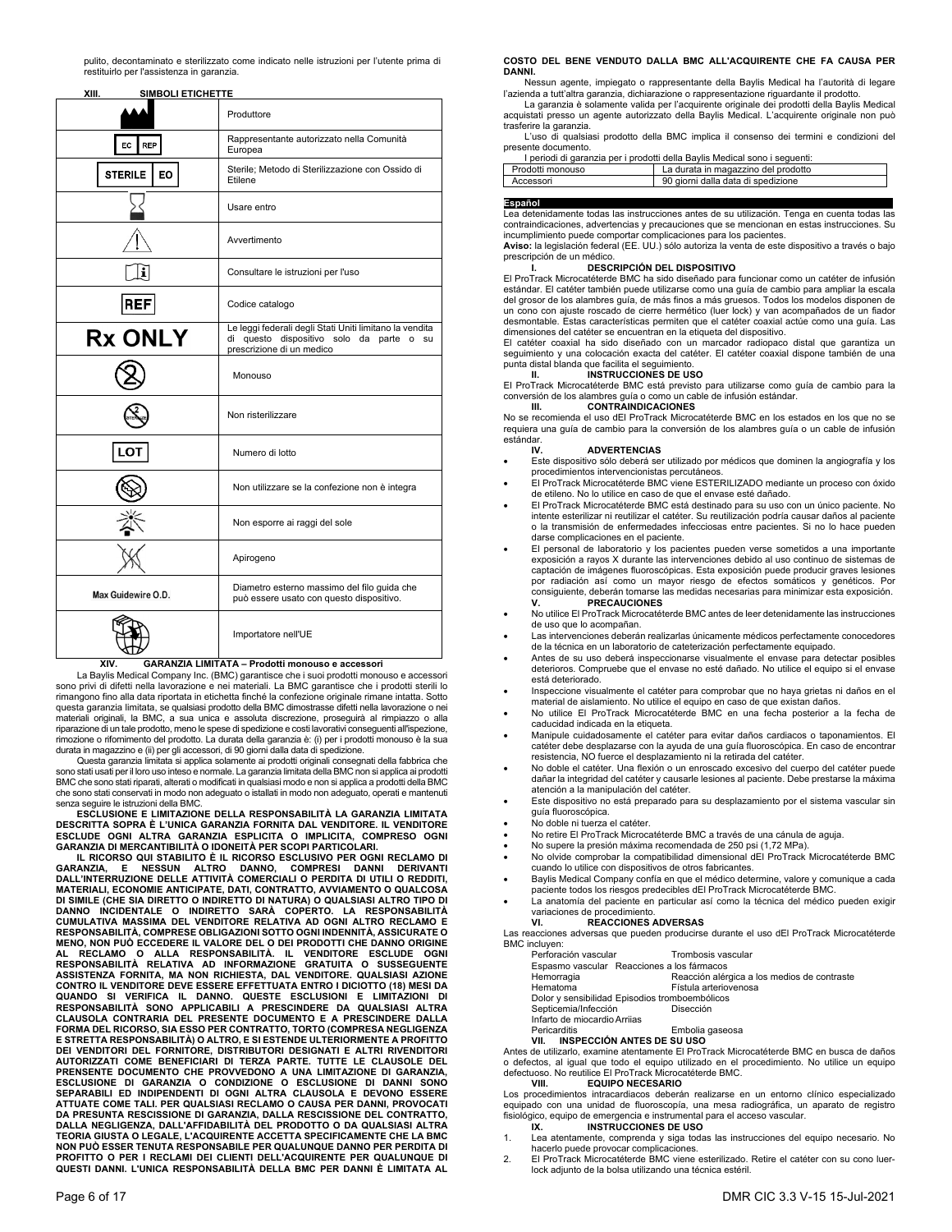pulito, decontaminato e sterilizzato come indicato nelle istruzioni per l'utente prima di restituirlo per l'assistenza in garanzia.

**XIII. SIMBOLI ETICHETTE**

| Simbolo | Descrizione |
|---|---|
| | Produttore |
| EC REP | Rappresentante autorizzato nella Comunità Europea |
| STERILE EO | Sterile; Metodo di Sterilizzazione con Ossido di Etilene |
| | Usare entro |
| | Avvertimento |
| | Consultare le istruzioni per l'uso |
| REF | Codice catalogo |
| Rx ONLY | Le leggi federali degli Stati Uniti limitano la vendita di questo dispositivo solo da parte o su prescrizione di un medico |
| | Monouso |
| | Non risterilizzare |
| LOT | Numero di lotto |
| | Non utilizzare se la confezione non è integra |
| | Non esporre ai raggi del sole |
| | Apirogeno |
| Max Guidewire O.D. | Diametro esterno massimo del filo guida che può essere usato con questo dispositivo. |
| | Importatore nell'UE |

**XIV. GARANZIA LIMITATA – Prodotti monouso e accessori**

La Baylis Medical Company Inc. (BMC) garantisce che i suoi prodotti monouso e accessori sono privi di difetti nella lavorazione e nei materiali. La BMC garantisce che i prodotti sterili lo rimangono fino alla data riportata in etichetta finché la confezione originale rimane intatta. Sotto questa garanzia limitata, se qualsiasi prodotto della BMC dimostrasse difetti nella lavorazione o nei materiali originali, la BMC, a sua unica e assoluta discrezione, proseguirà al rimpiazzo o alla riparazione di un tale prodotto, meno le spese di spedizione e costi lavorativi conseguenti all'ispezione, rimozione o rifornimento del prodotto. La durata della garanzia è: (i) per i prodotti monouso è la sua durata in magazzino e (ii) per gli accessori, di 90 giorni dalla data di spedizione.

Questa garanzia limitata si applica solamente ai prodotti originali consegnati dalla fabbrica che sono stati usati per il loro uso inteso e normale. La garanzia limitata della BMC non si applica ai prodotti BMC che sono stati riparati, alterati o modificati in qualsiasi modo e non si applica a prodotti della BMC che sono stati conservati in modo non adeguato o istallati in modo non adeguato, operati e mantenuti senza seguire le istruzioni della BMC.

**ESCLUSIONE E LIMITAZIONE DELLA RESPONSABILITÀ LA GARANZIA LIMITATA DESCRITTA SOPRA È L'UNICA GARANZIA FORNITA DAL VENDITORE. IL VENDITORE ESCLUDE OGNI ALTRA GARANZIA ESPLICITA O IMPLICITA, COMPRESO OGNI GARANZIA DI MERCANTIBILITÀ O IDONEITÀ PER SCOPI PARTICOLARI.**

**IL RICORSO QUI STABILITO È IL RICORSO ESCLUSIVO PER OGNI RECLAMO DI GARANZIA, E NESSUN ALTRO DANNO, COMPRESI DANNI DERIVANTI DALL'INTERRUZIONE DELLE ATTIVITÀ COMMERCIALI O PERDITA DI UTILI O REDDITI, MATERIALI, ECONOMIE ANTICIPATE, DATI, CONTRATTO, AVVIAMENTO O QUALCOSA DI SIMILE (CHE SIA DIRETTO O INDIRETTO DI NATURA) O QUALSIASI ALTRO TIPO DI DANNO INCIDENTALE O INDIRETTO SARÀ COPERTO. LA RESPONSABILITÀ CUMULATIVA MASSIMA DEL VENDITORE RELATIVA AD OGNI ALTRO RECLAMO E RESPONSABILITÀ, COMPRESE OBBLIGAZIONI SOTTO OGNI INDENNITÀ, ASSICURATE O MENO, NON PUÒ ECCEDERE IL VALORE DEL O DEI PRODOTTI CHE DANNO ORIGINE AL RECLAMO O ALLA RESPONSABILITÀ. IL VENDITORE ESCLUDE OGNI RESPONSABILITÀ RELATIVA AD INFORMAZIONE GRATUITA O SUSSEGUENTE ASSISTENZA FORNITA, MA NON RICHIESTA, DAL VENDITORE. QUALSIASI AZIONE CONTRO IL VENDITORE DEVE ESSERE EFFETTUATA ENTRO I DICIOTTO (18) MESI DA QUANDO SI VERIFICA IL DANNO. QUESTE ESCLUSIONI E LIMITAZIONI DI RESPONSABILITÀ SONO APPLICABILI A PRESCINDERE DA QUALSIASI ALTRA CLAUSOLA CONTRARIA DEL PRESENTE DOCUMENTO E A PRESCINDERE DALLA FORMA DEL RICORSO, SIA ESSO PER CONTRATTO, TORTO (COMPRESA NEGLIGENZA E STRETTA RESPONSABILITÀ) O ALTRO, E SI ESTENDE ULTERIORMENTE A PROFITTO DEI VENDITORI DEL FORNITORE, DISTRIBUTORI DESIGNATI E ALTRI RIVENDITORI AUTORIZZATI COME BENEFICIARI DI TERZA PARTE. TUTTE LE CLAUSOLE DEL PRENSENTE DOCUMENTO CHE PROVVEDONO A UNA LIMITAZIONE DI GARANZIA, ESCLUSIONE DI GARANZIA O CONDIZIONE O ESCLUSIONE DI DANNI SONO SEPARABILI ED INDIPENDENTI DI OGNI ALTRA CLAUSOLA E DEVONO ESSERE ATTUATE COME TALI. PER QUALSIASI RECLAMO O CAUSA PER DANNI, PROVOCATI DA PRESUNTA RESCISSIONE DI GARANZIA, DALLA RESCISSIONE DEL CONTRATTO, DALLA NEGLIGENZA, DALL'AFFIDABILITÀ DEL PRODOTTO O DA QUALSIASI ALTRA TEORIA GIUSTA O LEGALE, L'ACQUIRENTE ACCETTA SPECIFICAMENTE CHE LA BMC NON PUÒ ESSER TENUTA RESPONSABILE PER QUALUNQUE DANNO PER PERDITA DI PROFITTO O PER I RECLAMI DEI CLIENTI DELL'ACQUIRENTE PER QUALUNQUE DI QUESTI DANNI. L'UNICA RESPONSABILITÀ DELLA BMC PER DANNI È LIMITATA AL COSTO DEL BENE VENDUTO DALLA BMC ALL'ACQUIRENTE CHE FA CAUSA PER DANNI.**

Nessun agente, impiegato o rappresentante della Baylis Medical ha l'autorità di legare l'azienda a tutt'altra garanzia, dichiarazione o rappresentazione riguardante il prodotto.

La garanzia è solamente valida per l'acquirente originale dei prodotti della Baylis Medical acquistati presso un agente autorizzato della Baylis Medical. L'acquirente originale non può trasferire la garanzia.

L'uso di qualsiasi prodotto della BMC implica il consenso dei termini e condizioni del presente documento.

I periodi di garanzia per i prodotti della Baylis Medical sono i seguenti:

| Prodotti monouso | La durata in magazzino del prodotto |
|---|---|
| Accessori | 90 giorni dalla data di spedizione |

## Español

Lea detenidamente todas las instrucciones antes de su utilización. Tenga en cuenta todas las contraindicaciones, advertencias y precauciones que se mencionan en estas instrucciones. Su incumplimiento puede comportar complicaciones para los pacientes.

**Aviso:** la legislación federal (EE. UU.) sólo autoriza la venta de este dispositivo a través o bajo prescripción de un médico.

### I. DESCRIPCIÓN DEL DISPOSITIVO

El ProTrack Microcatéterde BMC ha sido diseñado para funcionar como un catéter de infusión estándar. El catéter también puede utilizarse como una guía de cambio para ampliar la escala del grosor de los alambres guía, de más finos a más gruesos. Todos los modelos disponen de un cono con ajuste roscado de cierre hermético (luer lock) y van acompañados de un fiador desmontable. Estas características permiten que el catéter coaxial actúe como una guía. Las dimensiones del catéter se encuentran en la etiqueta del dispositivo.

El catéter coaxial ha sido diseñado con un marcador radiopaco distal que garantiza un seguimiento y una colocación exacta del catéter. El catéter coaxial dispone también de una punta distal blanda que facilita el seguimiento.

### II. INSTRUCCIONES DE USO

El ProTrack Microcatéterde BMC está previsto para utilizarse como guía de cambio para la conversión de los alambres guía o como un cable de infusión estándar.

### III. CONTRAINDICACIONES

No se recomienda el uso dEl ProTrack Microcatéterde BMC en los estados en los que no se requiera una guía de cambio para la conversión de los alambres guía o un cable de infusión estándar.

### IV. ADVERTENCIAS

- Este dispositivo sólo deberá ser utilizado por médicos que dominen la angiografía y los procedimientos intervencionistas percutáneos.
- El ProTrack Microcatéterde BMC viene ESTERILIZADO mediante un proceso con óxido de etileno. No lo utilice en caso de que el envase esté dañado.
- El ProTrack Microcatéterde BMC está destinado para su uso con un único paciente. No intente esterilizar ni reutilizar el catéter. Su reutilización podría causar daños al paciente o la transmisión de enfermedades infecciosas entre pacientes. Si no lo hace pueden darse complicaciones en el paciente.
- El personal de laboratorio y los pacientes pueden verse sometidos a una importante exposición a rayos X durante las intervenciones debido al uso continuo de sistemas de captación de imágenes fluoroscópicas. Esta exposición puede producir graves lesiones por radiación así como un mayor riesgo de efectos somáticos y genéticos. Por consiguiente, deberán tomarse las medidas necesarias para minimizar esta exposición.

### V. PRECAUCIONES

- No utilice El ProTrack Microcatéterde BMC antes de leer detenidamente las instrucciones de uso que lo acompañan.
- Las intervenciones deberán realizarlas únicamente médicos perfectamente conocedores de la técnica en un laboratorio de cateterización perfectamente equipado.
- Antes de su uso deberá inspeccionarse visualmente el envase para detectar posibles deterioros. Compruebe que el envase no esté dañado. No utilice el equipo si el envase está deteriorado.
- Inspeccione visualmente el catéter para comprobar que no haya grietas ni daños en el material de aislamiento. No utilice el equipo en caso de que existan daños.
- No utilice El ProTrack Microcatéterde BMC en una fecha posterior a la fecha de caducidad indicada en la etiqueta.
- Manipule cuidadosamente el catéter para evitar daños cardiacos o taponamientos. El catéter debe desplazarse con la ayuda de una guía fluoroscópica. En caso de encontrar resistencia, NO fuerce el desplazamiento ni la retirada del catéter.
- No doble el catéter. Una flexión o un enroscado excesivo del cuerpo del catéter puede dañar la integridad del catéter y causarle lesiones al paciente. Debe prestarse la máxima atención a la manipulación del catéter.
- Este dispositivo no está preparado para su desplazamiento por el sistema vascular sin guía fluoroscópica.
- No doble ni tuerza el catéter.
- No retire El ProTrack Microcatéterde BMC a través de una cánula de aguja.
- No supere la presión máxima recomendada de 250 psi (1,72 MPa).
- No olvide comprobar la compatibilidad dimensional dEl ProTrack Microcatéterde BMC cuando lo utilice con dispositivos de otros fabricantes.
- Baylis Medical Company confía en que el médico determine, valore y comunique a cada paciente todos los riesgos predecibles dEl ProTrack Microcatéterde BMC.
- La anatomía del paciente en particular así como la técnica del médico pueden exigir variaciones de procedimiento.

### VI. REACCIONES ADVERSAS

Las reacciones adversas que pueden producirse durante el uso dEl ProTrack Microcatéterde BMC incluyen:

| | |
|---|---|
| Perforación vascular | Trombosis vascular |
| Espasmo vascular | Reacciones a los fármacos |
| Hemorragia | Reacción alérgica a los medios de contraste |
| Hematoma | Fístula arteriovenosa |
| Dolor y sensibilidad | Episodios tromboembólicos |
| Septicemia/Infección | Disección |
| Infarto de miocardio | Arriias |
| Pericarditis | Embolia gaseosa |

### VII. INSPECCIÓN ANTES DE SU USO

Antes de utilizarlo, examine atentamente El ProTrack Microcatéterde BMC en busca de daños o defectos, al igual que todo el equipo utilizado en el procedimiento. No utilice un equipo defectuoso. No reutilice El ProTrack Microcatéterde BMC.

### VIII. EQUIPO NECESARIO

Los procedimientos intracardiacos deberán realizarse en un entorno clínico especializado equipado con una unidad de fluoroscopia, una mesa radiográfica, un aparato de registro fisiológico, equipo de emergencia e instrumental para el acceso vascular.

### IX. INSTRUCCIONES DE USO

1. Lea atentamente, comprenda y siga todas las instrucciones del equipo necesario. No hacerlo puede provocar complicaciones.
2. El ProTrack Microcatéterde BMC viene esterilizado. Retire el catéter con su cono luer-lock adjunto de la bolsa utilizando una técnica estéril.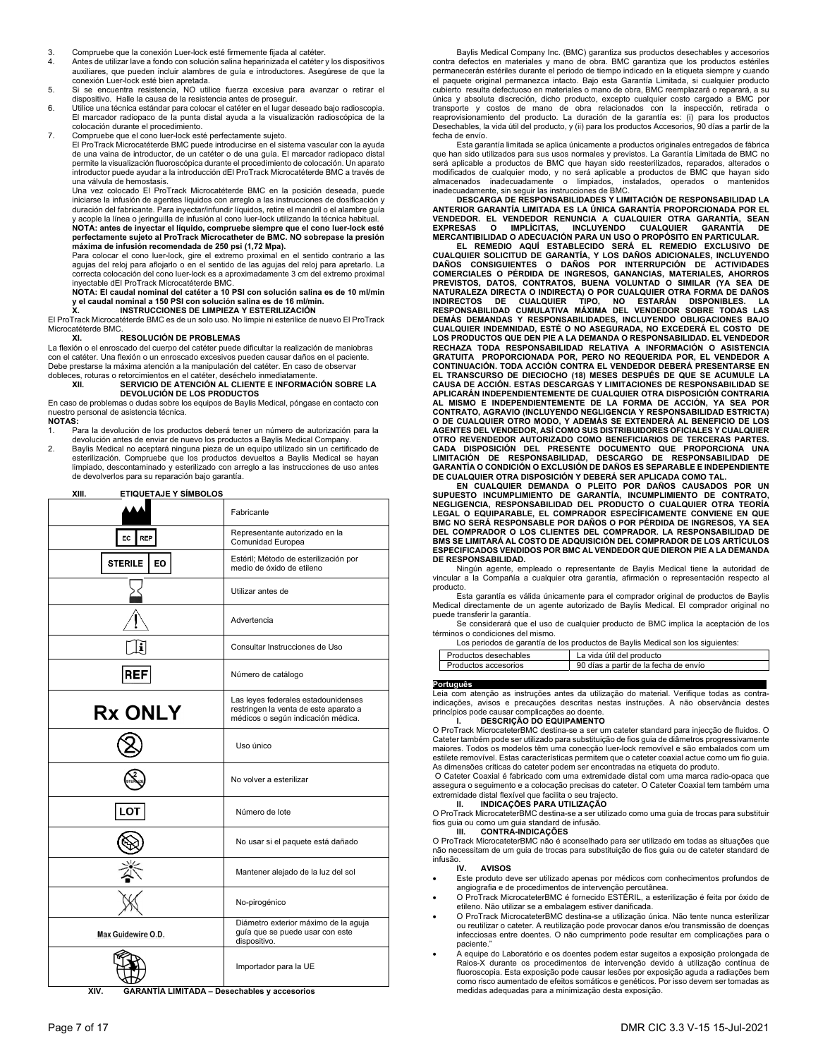3. Compruebe que la conexión Luer-lock esté firmemente fijada al catéter.
4. Antes de utilizar lave a fondo con solución salina heparinizada el catéter y los dispositivos auxiliares, que pueden incluir alambres de guía e introductores. Asegúrese de que la conexión Luer-lock esté bien apretada.
5. Si se encuentra resistencia, NO utilice fuerza excesiva para avanzar o retirar el dispositivo. Halle la causa de la resistencia antes de proseguir.
6. Utilice una técnica estándar para colocar el catéter en el lugar deseado bajo radioscopia. El marcador radiopaco de la punta distal ayuda a la visualización radioscópica de la colocación durante el procedimiento.
7. Compruebe que el cono luer-lock esté perfectamente sujeto.

El ProTrack Microcatéterde BMC puede introducirse en el sistema vascular con la ayuda de una vaina de introductor, de un catéter o de una guía. El marcador radiopaco distal permite la visualización fluoroscópica durante el procedimiento de colocación. Un aparato introductor puede ayudar a la introducción dEl ProTrack Microcatéterde BMC a través de una válvula de hemostasis.

Una vez colocado El ProTrack Microcatéterde BMC en la posición deseada, puede iniciarse la infusión de agentes líquidos con arreglo a las instrucciones de dosificación y duración del fabricante. Para inyectar/infundir líquidos, retire el mandril o el alambre guía y acople la línea o jeringuilla de infusión al cono luer-lock utilizando la técnica habitual.

**NOTA: antes de inyectar el líquido, compruebe siempre que el cono luer-lock esté perfectamente sujeto al ProTrack Microcatheter de BMC. NO sobrepase la presión máxima de infusión recomendada de 250 psi (1,72 Mpa).**

Para colocar el cono luer-lock, gire el extremo proximal en el sentido contrario a las agujas del reloj para aflojarlo o en el sentido de las agujas del reloj para apretarlo. La correcta colocación del cono luer-lock es a aproximadamente 3 cm del extremo proximal inyectable dEl ProTrack Microcatéterde BMC.

**NOTA: El caudal nominal del catéter a 10 PSI con solución salina es de 10 ml/min y el caudal nominal a 150 PSI con solución salina es de 16 ml/min.**

## X. INSTRUCCIONES DE LIMPIEZA Y ESTERILIZACIÓN

El ProTrack Microcatéterde BMC es de un solo uso. No limpie ni esterilice de nuevo El ProTrack Microcatéterde BMC.

## XI. RESOLUCIÓN DE PROBLEMAS

La flexión o el enroscado del cuerpo del catéter puede dificultar la realización de maniobras con el catéter. Una flexión o un enroscado excesivos pueden causar daños en el paciente. Debe prestarse la máxima atención a la manipulación del catéter. En caso de observar dobleces, roturas o retorcimientos en el catéter, deséchelo inmediatamente.

## XII. SERVICIO DE ATENCIÓN AL CLIENTE E INFORMACIÓN SOBRE LA DEVOLUCIÓN DE LOS PRODUCTOS

En caso de problemas o dudas sobre los equipos de Baylis Medical, póngase en contacto con nuestro personal de asistencia técnica.

**NOTAS:**

1. Para la devolución de los productos deberá tener un número de autorización para la devolución antes de enviar de nuevo los productos a Baylis Medical Company.
2. Baylis Medical no aceptará ninguna pieza de un equipo utilizado sin un certificado de esterilización. Compruebe que los productos devueltos a Baylis Medical se hayan limpiado, descontaminado y esterilizado con arreglo a las instrucciones de uso antes de devolverlos para su reparación bajo garantía.

## XIII. ETIQUETAJE Y SÍMBOLOS

| Símbolo | Significado |
|---|---|
| (símbolo de fabricante) | Fabricante |
| EC REP | Representante autorizado en la Comunidad Europea |
| STERILE EO | Estéril; Método de esterilización por medio de óxido de etileno |
| (reloj de arena) | Utilizar antes de |
| (triángulo de advertencia) | Advertencia |
| (libro con i) | Consultar Instrucciones de Uso |
| REF | Número de catálogo |
| Rx ONLY | Las leyes federales estadounidenses restringen la venta de este aparato a médicos o según indicación médica. |
| (2 tachado) | Uso único |
| (STERILIZE tachado) | No volver a esterilizar |
| LOT | Número de lote |
| (paquete dañado tachado) | No usar si el paquete está dañado |
| (sol) | Mantener alejado de la luz del sol |
| (pirógeno tachado) | No-pirogénico |
| Max Guidewire O.D. | Diámetro exterior máximo de la aguja guía que se puede usar con este dispositivo. |
| (importador) | Importador para la UE |

## XIV. GARANTÍA LIMITADA – Desechables y accesorios

Baylis Medical Company Inc. (BMC) garantiza sus productos desechables y accesorios contra defectos en materiales y mano de obra. BMC garantiza que los productos estériles permanecerán estériles durante el periodo de tiempo indicado en la etiqueta siempre y cuando el paquete original permanezca intacto. Bajo esta Garantía Limitada, si cualquier producto cubierto resulta defectuoso en materiales o mano de obra, BMC reemplazará o reparará, a su única y absoluta discreción, dicho producto, excepto cualquier costo cargado a BMC por transporte y costos de mano de obra relacionados con la inspección, retirada o reaprovisionamiento del producto. La duración de la garantía es: (i) para los productos Desechables, la vida útil del producto, y (ii) para los productos Accesorios, 90 días a partir de la fecha de envío.

Esta garantía limitada se aplica únicamente a productos originales entregados de fábrica que han sido utilizados para sus usos normales y previstos. La Garantía Limitada de BMC no será aplicable a productos de BMC que hayan sido reesterilizados, reparados, alterados o modificados de cualquier modo, y no será aplicable a productos de BMC que hayan sido almacenados inadecuadamente o limpiados, instalados, operados o mantenidos inadecuadamente, sin seguir las instrucciones de BMC.

**DESCARGA DE RESPONSABILIDADES Y LIMITACIÓN DE RESPONSABILIDAD LA ANTERIOR GARANTÍA LIMITADA ES LA ÚNICA GARANTÍA PROPORCIONADA POR EL VENDEDOR. EL VENDEDOR RENUNCIA A CUALQUIER OTRA GARANTÍA, SEAN EXPRESAS O IMPLÍCITAS, INCLUYENDO CUALQUIER GARANTÍA DE MERCANTIBILIDAD O ADECUACIÓN PARA UN USO O PROPÓSITO EN PARTICULAR.**

**EL REMEDIO AQUÍ ESTABLECIDO SERÁ EL REMEDIO EXCLUSIVO DE CUALQUIER SOLICITUD DE GARANTÍA, Y LOS DAÑOS ADICIONALES, INCLUYENDO DAÑOS CONSIGUIENTES O DAÑOS POR INTERRUPCIÓN DE ACTIVIDADES COMERCIALES O PÉRDIDA DE INGRESOS, GANANCIAS, MATERIALES, AHORROS PREVISTOS, DATOS, CONTRATOS, BUENA VOLUNTAD O SIMILAR (YA SEA DE NATURALEZA DIRECTA O INDIRECTA) O POR CUALQUIER OTRA FORMA DE DAÑOS INDIRECTOS DE CUALQUIER TIPO, NO ESTARÁN DISPONIBLES. LA RESPONSABILIDAD CUMULATIVA MÁXIMA DEL VENDEDOR SOBRE TODAS LAS DEMÁS DEMANDAS Y RESPONSABILIDADES, INCLUYENDO OBLIGACIONES BAJO CUALQUIER INDEMNIDAD, ESTÉ O NO ASEGURADA, NO EXCEDERÁ EL COSTO DE LOS PRODUCTOS QUE DEN PIE A LA DEMANDA O RESPONSABILIDAD. EL VENDEDOR RECHAZA TODA RESPONSABILIDAD RELATIVA A INFORMACIÓN O ASISTENCIA GRATUITA PROPORCIONADA POR, PERO NO REQUERIDA POR, EL VENDEDOR A CONTINUACIÓN. TODA ACCIÓN CONTRA EL VENDEDOR DEBERÁ PRESENTARSE EN EL TRANSCURSO DE DIECIOCHO (18) MESES DESPUÉS DE QUE SE ACUMULE LA CAUSA DE ACCIÓN. ESTAS DESCARGAS Y LIMITACIONES DE RESPONSABILIDAD SE APLICARÁN INDEPENDIENTEMENTE DE CUALQUIER OTRA DISPOSICIÓN CONTRARIA AL MISMO E INDEPENDIENTEMENTE DE LA FORMA DE ACCIÓN, YA SEA POR CONTRATO, AGRAVIO (INCLUYENDO NEGLIGENCIA Y RESPONSABILIDAD ESTRICTA) O DE CUALQUIER OTRO MODO, Y ADEMÁS SE EXTENDERÁ AL BENEFICIO DE LOS AGENTES DEL VENDEDOR, ASÍ COMO SUS DISTRIBUIDORES OFICIALES Y CUALQUIER OTRO REVENDEDOR AUTORIZADO COMO BENEFICIARIOS DE TERCERAS PARTES. CADA DISPOSICIÓN DEL PRESENTE DOCUMENTO QUE PROPORCIONA UNA LIMITACIÓN DE RESPONSABILIDAD, DESCARGO DE RESPONSABILIDAD DE GARANTÍA O CONDICIÓN O EXCLUSIÓN DE DAÑOS ES SEPARABLE E INDEPENDIENTE DE CUALQUIER OTRA DISPOSICIÓN Y DEBERÁ SER APLICADA COMO TAL.**

**EN CUALQUIER DEMANDA O PLEITO POR DAÑOS CAUSADOS POR UN SUPUESTO INCUMPLIMIENTO DE GARANTÍA, INCUMPLIMIENTO DE CONTRATO, NEGLIGENCIA, RESPONSABILIDAD DEL PRODUCTO O CUALQUIER OTRA TEORÍA LEGAL O EQUIPARABLE, EL COMPRADOR ESPECÍFICAMENTE CONVIENE EN QUE BMC NO SERÁ RESPONSABLE POR DAÑOS O POR PÉRDIDA DE INGRESOS, YA SEA DEL COMPRADOR O LOS CLIENTES DEL COMPRADOR. LA RESPONSABILIDAD DE BMS SE LIMITARÁ AL COSTO DE ADQUISICIÓN DEL COMPRADOR DE LOS ARTÍCULOS ESPECIFICADOS VENDIDOS POR BMC AL VENDEDOR QUE DIERON PIE A LA DEMANDA DE RESPONSABILIDAD.**

Ningún agente, empleado o representante de Baylis Medical tiene la autoridad de vincular a la Compañía a cualquier otra garantía, afirmación o representación respecto al producto.

Esta garantía es válida únicamente para el comprador original de productos de Baylis Medical directamente de un agente autorizado de Baylis Medical. El comprador original no puede transferir la garantía.

Se considerará que el uso de cualquier producto de BMC implica la aceptación de los términos o condiciones del mismo.

Los periodos de garantía de los productos de Baylis Medical son los siguientes:

| Productos desechables | La vida útil del producto |
|---|---|
| Productos accesorios | 90 días a partir de la fecha de envío |

# Português

Leia com atenção as instruções antes da utilização do material. Verifique todas as contra-indicações, avisos e precauções descritas nestas instruções. A não observância destes princípios pode causar complicações ao doente.

## I. DESCRIÇÃO DO EQUIPAMENTO

O ProTrack MicrocateterBMC destina-se a ser um cateter standard para injecção de fluidos. O Cateter também pode ser utilizado para substituição de fios guia de diâmetros progressivamente maiores. Todos os modelos têm uma conecção luer-lock removível e são embalados com um estilete removível. Estas características permitem que o cateter coaxial actue como um fio guia. As dimensões críticas do cateter podem ser encontradas na etiqueta do produto.

O Cateter Coaxial é fabricado com uma extremidade distal com uma marca radio-opaca que assegura o seguimento e a colocação precisas do cateter. O Cateter Coaxial tem também uma extremidade distal flexível que facilita o seu trajecto.

## II. INDICAÇÕES PARA UTILIZAÇÃO

O ProTrack MicrocateterBMC destina-se a ser utilizado como uma guia de trocas para substituir fios guia ou como um guia standard de infusão.

## III. CONTRA-INDICAÇÕES

O ProTrack MicrocateterBMC não é aconselhado para ser utilizado em todas as situações que não necessitem de um guia de trocas para substituição de fios guia ou de cateter standard de infusão.

## IV. AVISOS

- Este produto deve ser utilizado apenas por médicos com conhecimentos profundos de angiografia e de procedimentos de intervenção percutânea.
- O ProTrack MicrocateterBMC é fornecido ESTÉRIL, a esterilização é feita por óxido de etileno. Não utilizar se a embalagem estiver danificada.
- O ProTrack MicrocateterBMC destina-se a utilização única. Não tente nunca esterilizar ou reutilizar o cateter. A reutilização pode provocar danos e/ou transmissão de doenças infecciosas entre doentes. O não cumprimento pode resultar em complicações para o paciente."
- A equipe do Laboratório e os doentes podem estar sujeitos a exposição prolongada de Raios-X durante os procedimentos de intervenção devido à utilização contínua de fluoroscopia. Esta exposição pode causar lesões por exposição aguda a radiações bem como risco aumentado de efeitos somáticos e genéticos. Por isso devem ser tomadas as medidas adequadas para a minimização desta exposição.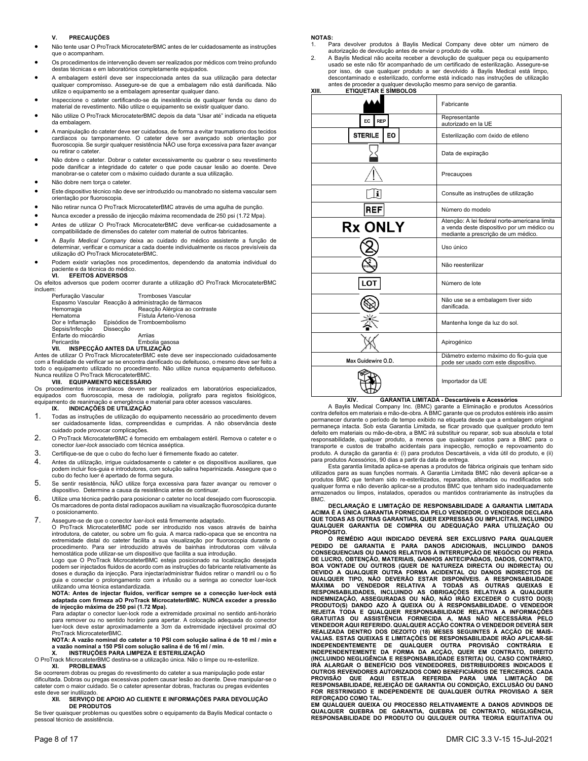### V. PRECAUÇÕES

- Não tente usar O ProTrack MicrocateterBMC antes de ler cuidadosamente as instruções que o acompanham.
- Os procedimentos de intervenção devem ser realizados por médicos com treino profundo destas técnicas e em laboratórios completamente equipados.
- A embalagem estéril deve ser inspeccionada antes da sua utilização para detectar qualquer compromisso. Assegure-se de que a embalagem não está danificada. Não utilize o equipamento se a embalagem apresentar qualquer dano.
- Inspeccione o cateter certificando-se da inexistência de qualquer fenda ou dano do material de revestimento. Não utilize o equipamento se existir qualquer dano.
- Não utilize O ProTrack MicrocateterBMC depois da data "Usar até" indicada na etiqueta da embalagem.
- A manipulação do cateter deve ser cuidadosa, de forma a evitar traumatismo dos tecidos cardíacos ou tamponamento. O cateter deve ser avançado sob orientação por fluoroscopia. Se surgir qualquer resistência NÃO use força excessiva para fazer avançar ou retirar o cateter.
- Não dobre o cateter. Dobrar o cateter excessivamente ou quebrar o seu revestimento pode danificar a integridade do cateter o que pode causar lesão ao doente. Deve manobrar-se o cateter com o máximo cuidado durante a sua utilização.
- Não dobre nem torça o cateter.
- Este dispositivo técnico não deve ser introduzido ou manobrado no sistema vascular sem orientação por fluoroscopia.
- Não retirar nunca O ProTrack MicrocateterBMC através de uma agulha de punção.
- Nunca exceder a pressão de injecção máxima recomendada de 250 psi (1.72 Mpa).
- Antes de utilizar O ProTrack MicrocateterBMC deve verificar-se cuidadosamente a compatibilidade de dimensões do cateter com material de outros fabricantes.
- A *Baylis Medical Company* deixa ao cuidado do médico assistente a função de determinar, verificar e comunicar a cada doente individualmente os riscos previsíveis da utilização dO ProTrack MicrocateterBMC.
- Podem existir variações nos procedimentos, dependendo da anatomia individual do paciente e da técnica do médico.

### VI. EFEITOS ADVERSOS

Os efeitos adversos que podem ocorrer durante a utilização dO ProTrack MicrocateterBMC incluem:

| | |
|---|---|
| Perfuração Vascular | Tromboses Vascular |
| Espasmo Vascular | Reacção à administração de fármacos |
| Hemorragia | Reacção Alérgica ao contraste |
| Hematoma | Fístula Artério-Venosa |
| Dor e Inflamação | Episódios de Tromboembolismo |
| Sepsis/Infecção | Dissecção |
| Enfarte do miocárdio | Arriias |
| Pericardite | Embolia gasosa |

### VII. INSPECÇÃO ANTES DA UTILIZAÇÃO

Antes de utilizar O ProTrack MicrocateterBMC este deve ser inspeccionado cuidadosamente com a finalidade de verificar se se encontra danificado ou defeituoso, o mesmo deve ser feito a todo o equipamento utilizado no procedimento. Não utilize nunca equipamento defeituoso. Nunca reutilize O ProTrack MicrocateterBMC.

### VIII. EQUIPAMENTO NECESSÁRIO

Os procedimentos intracardíacos devem ser realizados em laboratórios especializados, equipados com fluoroscopia, mesa de radiologia, polígrafo para registos fisiológicos, equipamento de reanimação e emergência e material para obter acessos vasculares.

### IX. INDICAÇÕES DE UTILIZAÇÃO

1. Todas as instruções de utilização do equipamento necessário ao procedimento devem ser cuidadosamente lidas, compreendidas e cumpridas. A não observância deste cuidado pode provocar complicações.
2. O ProTrack MicrocateterBMC é fornecido em embalagem estéril. Remova o cateter e o conector *luer-lock* associado com técnica asséptica.
3. Certifique-se de que o cubo do fecho luer é firmemente fixado ao cateter.
4. Antes da utilização, irrigue cuidadosamente o cateter e os dispositivos auxiliares, que podem incluir fios-guia e introdutores, com solução salina heparinizada. Assegure que o cubo do fecho luer é apertado de forma segura.
5. Se sentir resistência, NÃO utilize força excessiva para fazer avançar ou remover o dispositivo. Determine a causa da resistência antes de continuar.
6. Utilize uma técnica padrão para posicionar o cateter no local desejado com fluoroscopia. Os marcadores de ponta distal radiopacos auxiliam na visualização fluoroscópica durante o posicionamento.
7. Assegure-se de que o conector *luer-lock* está firmemente adaptado.
   O ProTrack MicrocateterBMC pode ser introduzido nos vasos através de bainha introdutora, de cateter, ou sobre um fio guia. A marca radio-opaca que se encontra na extremidade distal do cateter facilita a sua visualização por fluoroscopia durante o procedimento. Para ser introduzido através de bainhas introdutoras com válvula hemostática pode utilizar-se um dispositivo que facilita a sua introdução.
   Logo que O ProTrack MicrocateterBMC esteja posicionado na localização desejada podem ser injectados fluidos de acordo com as instruções do fabricante relativamente às doses e duração da injecção. Para injectar/administrar fluidos retirar o mandril ou o fio guia e conectar o prolongamento com a infusão ou a seringa ao conector luer-lock utilizando uma técnica estandardizada.
   **NOTA: Antes de injectar fluídos, verificar sempre se a conecção luer-lock está adaptada com firmeza aO ProTrack MicrocateterBMC. NUNCA exceder a pressão de injecção máxima de 250 psi (1.72 Mpa).**
   Para adaptar o conector luer-lock rode a extremidade proximal no sentido anti-horário para remover ou no sentido horário para apertar. A colocação adequada do conector luer-lock deve estar aproximadamente a 3cm da extremidade injectável proximal do ProTrack MicrocateterBMC.
   **NOTA: A vazão nominal do cateter a 10 PSI com solução salina é de 10 ml / min e a vazão nominal a 150 PSI com solução salina é de 16 ml / min.**

### X. INSTRUÇÕES PARA LIMPEZA E ESTERILIZAÇÃO

O ProTrack MicrocateterBMC destina-se a utilização única. Não o limpe ou re-esterilize.

### XI. PROBLEMAS

Se ocorrerem dobras ou pregas do revestimento do cateter a sua manipulação pode estar dificultada. Dobras ou pregas excessivas podem causar lesão ao doente. Deve manipular-se o cateter com o maior cuidado. Se o cateter apresentar dobras, fracturas ou pregas evidentes este deve ser inutilizado.

### XII. SERVIÇO DE APOIO AO CLIENTE E INFORMAÇÕES PARA DEVOLUÇÃO DE PRODUTOS

Se tiver quaisquer problemas ou questões sobre o equipamento da Baylis Medical contacte o pessoal técnico de assistência.

**NOTAS:**

1. Para devolver produtos à Baylis Medical Company deve obter um número de autorização de devolução antes de enviar o produto de volta.
2. A Baylis Medical não aceita receber a devolução de qualquer peça ou equipamento usado se este não fôr acompanhado de um certificado de esterilização. Assegure-se por isso, de que qualquer produto a ser devolvido à Baylis Medical está limpo, descontaminado e esterilizado, conforme está indicado nas instruções de utilização antes de proceder a qualquer devolução mesmo para serviço de garantia.

### XIII. ETIQUETAR E SÍMBOLOS

| Símbolo | Descrição |
|---|---|
| (símbolo de fabricante) | Fabricante |
| EC REP | Representante autorizado en la UE |
| STERILE EO | Esterilização com óxido de etileno |
| (ampulheta) | Data de expiração |
| (triângulo de aviso) | Precauçoes |
| (livro com i) | Consulte as instruções de utilização |
| REF | Número do modelo |
| Rx ONLY | Atenção: A lei federal norte-americana limita a venda deste dispositivo por um médico ou mediante a prescrição de um médico. |
| (2 riscado) | Uso único |
| (STERILIZE riscado) | Não reesterilizar |
| LOT | Número de lote |
| (embalagem riscada) | Não use se a embalagem tiver sido danificada. |
| (sol) | Mantenha longe da luz do sol. |
| (símbolo apirogénico) | Apirogénico |
| Max Guidewire O.D. | Diâmetro externo máximo do fio-guia que pode ser usado com este dispositivo. |
| (símbolo de importador) | Importador da UE |

### XIV. GARANTIA LIMITADA - Descartáveis e Acessórios

A Baylis Medical Company Inc. (BMC) garante a Eliminação e produtos Acessórios contra defeitos em materiais e mão-de-obra. A BMC garante que os produtos estéreis irão assim permanecer durante o período de tempo exibido na etiqueta desde que a embalagem original permaneça intacta. Sob esta Garantia Limitada, se ficar provado que qualquer produto tem defeito em materiais ou mão-de-obra, a BMC irá substituir ou reparar, sob sua absoluta e total responsabilidade, qualquer produto, a menos que quaisquer custos para a BMC para o transporte e custos de trabalho acidentais para inspecção, remoção e repovoamento do produto. A duração da garantia é: (i) para produtos Descartáveis, a vida útil do produto, e (ii) para produtos Acessórios, 90 dias a partir da data de entrega.

Esta garantia limitada aplica-se apenas a produtos de fábrica originais que tenham sido utilizados para as suas funções normais. A Garantia Limitada BMC não deverá aplicar-se a produtos BMC que tenham sido re-esterilizados, reparados, alterados ou modificados sob qualquer forma e não deverão aplicar-se a produtos BMC que tenham sido inadequadamente armazenados ou limpos, instalados, operados ou mantidos contrariamente às instruções da BMC.

**DECLARAÇÃO E LIMITAÇÃO DE RESPONSABILIDADE A GARANTIA LIMITADA ACIMA É A ÚNICA GARANTIA FORNECIDA PELO VENDEDOR. O VENDEDOR DECLARA QUE TODAS AS OUTRAS GARANTIAS, QUER EXPRESSAS OU IMPLICÍTAS, INCLUINDO QUALQUER GARANTIA DE COMPRA OU ADEQUAÇÃO PARA UTILIZAÇÃO OU PROPÓSITO.**

**O REMÉDIO AQUI INDICADO DEVERÁ SER EXCLUSIVO PARA QUALQUER PEDIDO DE GARANTIA E PARA DANOS ADICIONAIS, INCLUINDO DANOS CONSEQUENCIAIS OU DANOS RELATIVOS À INTERRUPÇÃO DE NEGÓCIO OU PERDA DE LUCRO, OBTENÇÃO, MATERIAIS, GANHOS ANTECIPADAOS, DADOS, CONTRATO, BOA VONTADE OU OUTROS (QUER DE NATUREZA DIRECTA OU INDIRECTA) OU DEVIDO A QUALQUER OUTRA FORMA ACIDENTAL OU DANOS INDIRECTOS DE QUALQUER TIPO, NÃO DEVERÃO ESTAR DISPONÍVEIS. A RESPONSABILIDADE MÁXIMA DO VENDEDOR RELATIVA A TODAS AS OUTRAS QUEIXAS E RESPONSABILIDADES, INCLUINDO AS OBRIGAÇÕES RELATIVAS A QUALQUER INDEMNIZAÇÃO, ASSEGURADAS OU NÃO, NÃO IRÃO EXCEDER O CUSTO DO(S) PRODUTO(S) DANDO AZO À QUEIXA OU À RESPONSABILIDADE. O VENDEDOR REJEITA TODA E QUALQUER RESPONSABILIDADE RELATIVA A INFORMAÇÕES GRATUITAS OU ASSISTÊNCIA FORNECIDA A, MAS NÃO NECESSÁRIA PELO VENDEDOR AQUI REFERIDO. QUALQUER ACÇÃO CONTRA O VENDEDOR DEVERÁ SER REALIZADA DENTRO DOS DEZOITO (18) MESES SEGUINTES À ACÇÃO DE MAIS-VALIAS. ESTAS QUEIXAS E LIMITAÇÕES DE RESPONSABILIDADE IRÃO APLICAR-SE INDEPENDENTEMENTE DE QUALQUER OUTRA PROVISÃO CONTRÁRIA E INDEPENDENTEMENTE DA FORMA DA ACÇÃO, QUER EM CONTRATO, DIREITO (INCLUINDO NEGLIGÊNCIA E RESPONSABILIDADE ESTRITA) OU, CASO CONTRÁRIO, IRÁ ALARGAR O BENEFÍCIO DOS VENDEDORES, DISTRIBUIDORES INDICADOS E OUTROS REVENDORES AUTORIZADOS COMO BENEFICIÁRIOS DE TERCEIROS. CADA PROVISÃO QUE AQUI ESTEJA REFERIDA PARA UMA LIMITAÇÃO DE RESPONSABILIDADE, REJEIÇÃO DE GARANTIA OU CONDIÇÃO, EXCLUSÃO OU DANO FOR RESTRINGIDO E INDEPENDENTE DE QUALQUER OUTRA PROVISAO A SER REFORÇADO COMO TAL.**

**EM QUALQUER QUEIXA OU PROCESSO RELATIVAMENTE A DANOS ADVINDOS DE QUALQUER QUEBRA DE GARANTIA, QUEBRA DE CONTRATO, NEGLIGÊNCIA, RESPONSABILIDADE DO PRODUTO OU QULQUER OUTRA TEORIA EQUITATIVA OU**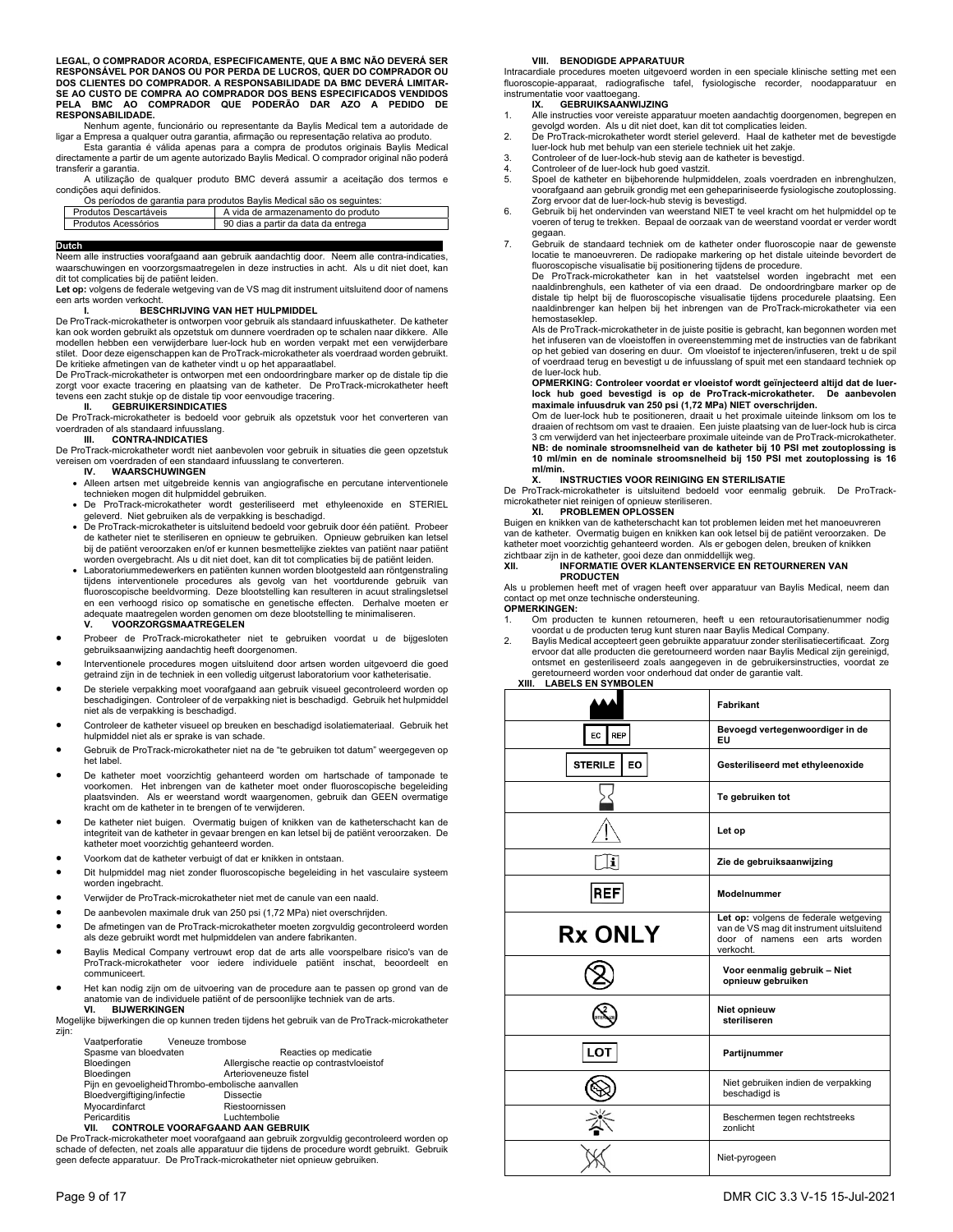**LEGAL, O COMPRADOR ACORDA, ESPECIFICAMENTE, QUE A BMC NÃO DEVERÁ SER RESPONSÁVEL POR DANOS OU POR PERDA DE LUCROS, QUER DO COMPRADOR OU DOS CLIENTES DO COMPRADOR. A RESPONSABILIDADE DA BMC DEVERÁ LIMITAR-SE AO CUSTO DE COMPRA AO COMPRADOR DOS BENS ESPECIFICADOS VENDIDOS PELA BMC AO COMPRADOR QUE PODERÃO DAR AZO A PEDIDO DE RESPONSABILIDADE.**

Nenhum agente, funcionário ou representante da Baylis Medical tem a autoridade de ligar a Empresa a qualquer outra garantia, afirmação ou representação relativa ao produto.

Esta garantia é válida apenas para a compra de produtos originais Baylis Medical directamente a partir de um agente autorizado Baylis Medical. O comprador original não poderá transferir a garantia.

A utilização de qualquer produto BMC deverá assumir a aceitação dos termos e condições aqui definidos.

Os períodos de garantia para produtos Baylis Medical são os seguintes:

| Produtos Descartáveis | A vida de armazenamento do produto |
|---|---|
| Produtos Acessórios | 90 dias a partir da data da entrega |

## Dutch

Neem alle instructies voorafgaand aan gebruik aandachtig door. Neem alle contra-indicaties, waarschuwingen en voorzorgsmaatregelen in deze instructies in acht. Als u dit niet doet, kan dit tot complicaties bij de patiënt leiden.

**Let op:** volgens de federale wetgeving van de VS mag dit instrument uitsluitend door of namens een arts worden verkocht.

### I. BESCHRIJVING VAN HET HULPMIDDEL

De ProTrack-microkatheter is ontworpen voor gebruik als standaard infuuskatheter. De katheter kan ook worden gebruikt als opzetstuk om dunnere voerdraden op te schalen naar dikkere. Alle modellen hebben een verwijderbare luer-lock hub en worden verpakt met een verwijderbare stilet. Door deze eigenschappen kan de ProTrack-microkatheter als voerdraad worden gebruikt. De kritieke afmetingen van de katheter vindt u op het apparaatlabel.

De ProTrack-microkatheter is ontworpen met een ondoordringbare marker op de distale tip die zorgt voor exacte tracering en plaatsing van de katheter. De ProTrack-microkatheter heeft tevens een zacht stukje op de distale tip voor eenvoudige tracering.

### II. GEBRUIKERSINDICATIES

De ProTrack-microkatheter is bedoeld voor gebruik als opzetstuk voor het converteren van voerdraden of als standaard infuuslang.

### III. CONTRA-INDICATIES

De ProTrack-microkatheter wordt niet aanbevolen voor gebruik in situaties die geen opzetstuk vereisen om voerdraden of een standaard infuuslang te converteren.

### IV. WAARSCHUWINGEN

- Alleen artsen met uitgebreide kennis van angiografische en percutane interventionele technieken mogen dit hulpmiddel gebruiken.
- De ProTrack-microkatheter wordt gesteriliseerd met ethyleenoxide en STERIEL geleverd. Niet gebruiken als de verpakking is beschadigd.
- De ProTrack-microkatheter is uitsluitend bedoeld voor gebruik door één patiënt. Probeer de katheter niet te steriliseren en opnieuw te gebruiken. Opnieuw gebruiken kan letsel bij de patiënt veroorzaken en/of er kunnen besmettelijke ziektes van patiënt naar patiënt worden overgebracht. Als u dit niet doet, kan dit tot complicaties bij de patiënt leiden.
- Laboratoriummedewerkers en patiënten kunnen worden blootgesteld aan röntgenstraling tijdens interventionele procedures als gevolg van het voortdurende gebruik van fluoroscopische beeldvorming. Deze blootstelling kan resulteren in acuut stralingsletsel en een verhoogd risico op somatische en genetische effecten. Derhalve moeten er adequate maatregelen worden genomen om deze blootstelling te minimaliseren.

### V. VOORZORGSMAATREGELEN

- Probeer de ProTrack-microkatheter niet te gebruiken voordat u de bijgesloten gebruiksaanwijzing aandachtig heeft doorgenomen.
- Interventionele procedures mogen uitsluitend door artsen worden uitgevoerd die goed getraind zijn in de techniek in een volledig uitgerust laboratorium voor katheterisatie.
- De steriele verpakking moet voorafgaand aan gebruik visueel gecontroleerd worden op beschadigingen. Controleer of de verpakking niet is beschadigd. Gebruik het hulpmiddel niet als de verpakking is beschadigd.
- Controleer de katheter visueel op breuken en beschadigd isolatiemateriaal. Gebruik het hulpmiddel niet als er sprake is van schade.
- Gebruik de ProTrack-microkatheter niet na de "te gebruiken tot datum" weergegeven op het label.
- De katheter moet voorzichtig gehanteerd worden om hartschade of tamponade te voorkomen. Het inbrengen van de katheter moet onder fluoroscopische begeleiding plaatsvinden. Als er weerstand wordt waargenomen, gebruik dan GEEN overmatige kracht om de katheter in te brengen of te verwijderen.
- De katheter niet buigen. Overmatig buigen of knikken van de katheterschacht kan de integriteit van de katheter in gevaar brengen en kan letsel bij de patiënt veroorzaken. De katheter moet voorzichtig gehanteerd worden.
- Voorkom dat de katheter verbuigt of dat er knikken in ontstaan.
- Dit hulpmiddel mag niet zonder fluoroscopische begeleiding in het vasculaire systeem worden ingebracht.
- Verwijder de ProTrack-microkatheter niet met de canule van een naald.
- De aanbevolen maximale druk van 250 psi (1,72 MPa) niet overschrijden.
- De afmetingen van de ProTrack-microkatheter moeten zorgvuldig gecontroleerd worden als deze gebruikt wordt met hulpmiddelen van andere fabrikanten.
- Baylis Medical Company vertrouwt erop dat de arts alle voorspelbare risico's van de ProTrack-microkatheter voor iedere individuele patiënt inschat, beoordeelt en communiceert.
- Het kan nodig zijn om de uitvoering van de procedure aan te passen op grond van de anatomie van de individuele patiënt of de persoonlijke techniek van de arts.

### VI. BIJWERKINGEN

Mogelijke bijwerkingen die op kunnen treden tijdens het gebruik van de ProTrack-microkatheter zijn:

| | |
|---|---|
| Vaatperforatie | Veneuze trombose |
| Spasme van bloedvaten | Reacties op medicatie |
| Bloedingen | Allergische reactie op contrastvloeistof |
| Bloedingen | Arterioveneuze fistel |
| Pijn en gevoeligheid | Thrombo-embolische aanvallen |
| Bloedvergiftiging/infectie | Dissectie |
| Myocardinfarct | Riestoornissen |
| Pericarditis | Luchtembolie |

### VII. CONTROLE VOORAFGAAND AAN GEBRUIK

De ProTrack-microkatheter moet voorafgaand aan gebruik zorgvuldig gecontroleerd worden op schade of defecten, net zoals alle apparatuur die tijdens de procedure wordt gebruikt. Gebruik geen defecte apparatuur. De ProTrack-microkatheter niet opnieuw gebruiken.

### VIII. BENODIGDE APPARATUUR

Intracardiale procedures moeten uitgevoerd worden in een speciale klinische setting met een fluoroscopie-apparaat, radiografische tafel, fysiologische recorder, noodapparatuur en instrumentatie voor vaattoegang.

### IX. GEBRUIKSAANWIJZING

1. Alle instructies voor vereiste apparatuur moeten aandachtig doorgenomen, begrepen en gevolgd worden. Als u dit niet doet, kan dit tot complicaties leiden.
2. De ProTrack-microkatheter wordt steriel geleverd. Haal de katheter met de bevestigde luer-lock hub met behulp van een steriele techniek uit het zakje.
3. Controleer of de luer-lock-hub stevig aan de katheter is bevestigd.
4. Controleer of de luer-lock hub goed vastzit.
5. Spoel de katheter en bijbehorende hulpmiddelen, zoals voerdraden en inbrenghulzen, voorafgaand aan gebruik grondig met een gehepariniseerde fysiologische zoutoplossing. Zorg ervoor dat de luer-lock hub stevig is bevestigd.
6. Gebruik bij het ondervinden van weerstand NIET te veel kracht om het hulpmiddel op te voeren of terug te trekken. Bepaal de oorzaak van de weerstand voordat er verder wordt gegaan.
7. Gebruik de standaard techniek om de katheter onder fluoroscopie naar de gewenste locatie te manoeuvreren. De radiopake markering op het distale uiteinde bevordert de fluoroscopische visualisatie bij positionering tijdens de procedure.

   De ProTrack-microkatheter kan in het vaatstelsel worden ingebracht met een naaldinbrenghuls, een katheter of via een draad. De ondoordringbare marker op de distale tip helpt bij de fluoroscopische visualisatie tijdens procedurele plaatsing. Een naaldinbrenger kan helpen bij het inbrengen van de ProTrack-microkatheter via een hemostaseklep.

   Als de ProTrack-microkatheter in de juiste positie is gebracht, kan begonnen worden met het infuseren van de vloeistoffen in overeenstemming met de instructies van de fabrikant op het gebied van dosering en duur. Om vloeistof te injecteren/infuseren, trekt u de spil of voerdraad terug en bevestigt u de infuusslang of spuit met een standaard techniek op de luer-lock hub.

   **OPMERKING: Controleer voordat er vloeistof wordt geïnjecteerd altijd dat de luer-lock hub goed bevestigd is op de ProTrack-microkatheter. De aanbevolen maximale infuusdruk van 250 psi (1,72 MPa) NIET overschrijden.**

   Om de luer-lock hub te positioneren, draait u het proximale uiteinde linksom om los te draaien of rechtsom om vast te draaien. Een juiste plaatsing van de luer-lock hub is circa 3 cm verwijderd van het injecteerbare proximale uiteinde van de ProTrack-microkatheter.

   **NB: de nominale stroomsnelheid van de katheter bij 10 PSI met zoutoplossing is 10 ml/min en de nominale stroomsnelheid bij 150 PSI met zoutoplossing is 16 ml/min.**

### X. INSTRUCTIES VOOR REINIGING EN STERILISATIE

De ProTrack-microkatheter is uitsluitend bedoeld voor eenmalig gebruik. De ProTrack-microkatheter niet reinigen of opnieuw steriliseren.

### XI. PROBLEMEN OPLOSSEN

Buigen en knikken van de katheterschacht kan tot problemen leiden met het manoeuvreren van de katheter. Overmatig buigen en knikken kan ook letsel bij de patiënt veroorzaken. De katheter moet voorzichtig gehanteerd worden. Als er gebogen delen, breuken of knikken zichtbaar zijn in de katheter, gooi deze dan onmiddellijk weg.

### XII. INFORMATIE OVER KLANTENSERVICE EN RETOURNEREN VAN PRODUCTEN

Als u problemen heeft met of vragen heeft over apparatuur van Baylis Medical, neem dan contact op met onze technische ondersteuning.

**OPMERKINGEN:**

1. Om producten te kunnen retourneren, heeft u een retourautorisatienummer nodig voordat u de producten terug kunt sturen naar Baylis Medical Company.
2. Baylis Medical accepteert geen gebruikte apparatuur zonder sterilisatiecertificaat. Zorg ervoor dat alle producten die geretourneerd worden naar Baylis Medical zijn gereinigd, ontsmet en gesteriliseerd zoals aangegeven in de gebruikersinstructies, voordat ze geretourneerd worden voor onderhoud dat onder de garantie valt.

### XIII. LABELS EN SYMBOLEN

| Symbool | Betekenis |
|---|---|
| (fabrikant-symbool) | **Fabrikant** |
| EC REP | **Bevoegd vertegenwoordiger in de EU** |
| STERILE EO | **Gesteriliseerd met ethyleenoxide** |
| (zandloper-symbool) | **Te gebruiken tot** |
| (waarschuwingsdriehoek) | **Let op** |
| (boek-symbool) | **Zie de gebruiksaanwijzing** |
| REF | **Modelnummer** |
| Rx ONLY | **Let op:** volgens de federale wetgeving van de VS mag dit instrument uitsluitend door of namens een arts worden verkocht. |
| (2 doorgestreept) | **Voor eenmalig gebruik – Niet opnieuw gebruiken** |
| (STERILIZE doorgestreept) | **Niet opnieuw steriliseren** |
| LOT | **Partijnummer** |
| (beschadigde verpakking doorgestreept) | Niet gebruiken indien de verpakking beschadigd is |
| (zon-symbool) | Beschermen tegen rechtstreeks zonlicht |
| (pyrogeen doorgestreept) | Niet-pyrogeen |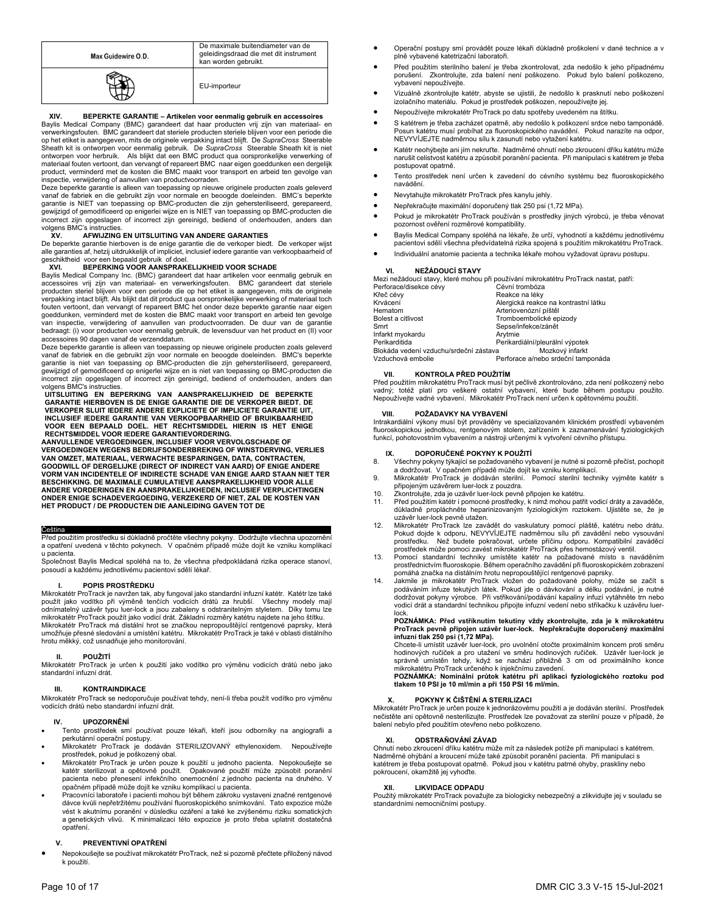| Max Guidewire O.D. | De maximale buitendiameter van de geleidingsdraad die met dit instrument kan worden gebruikt. |
|---|---|
| | EU-importeur |

### XIV. BEPERKTE GARANTIE – Artikelen voor eenmalig gebruik en accessoires

Baylis Medical Company (BMC) garandeert dat haar producten vrij zijn van materiaal- en verwerkingsfouten. BMC garandeert dat steriele producten steriele blijven voor een periode die op het etiket is aangegeven, mits de originele verpakking intact blijft. De *SupraCross* Steerable Sheath kit is ontworpen voor eenmalig gebruik. De *SupraCross* Steerable Sheath kit is niet ontworpen voor herbruik. Als blijkt dat een BMC product qua oorspronkelijke verwerking of materiaal fouten vertoont, dan vervangt of repareert BMC naar eigen goeddunken een dergelijk product, verminderd met de kosten die BMC maakt voor transport en arbeid ten gevolge van inspectie, verwijdering of aanvullen van productvoorraden.

Deze beperkte garantie is alleen van toepassing op nieuwe originele producten zoals geleverd vanaf de fabriek en die gebruikt zijn voor normale en beoogde doeleinden. BMC's beperkte garantie is NIET van toepassing op BMC-producten die zijn gehersteriliseerd, gerepareerd, gewijzigd of gemodificeerd op enigerlei wijze en is NIET van toepassing op BMC-producten die incorrect zijn opgeslagen of incorrect zijn gereinigd, bediend of onderhouden, anders dan volgens BMC's instructies.

### XV. AFWIJZING EN UITSLUITING VAN ANDERE GARANTIES

De beperkte garantie hierboven is de enige garantie die de verkoper biedt. De verkoper wijst alle garanties af, hetzij uitdrukkelijk of impliciet, inclusief iedere garantie van verkoopbaarheid of geschiktheid voor een bepaald gebruik of doel.

### XVI. BEPERKING VOOR AANSPRAKELIJKHEID VOOR SCHADE

Baylis Medical Company Inc. (BMC) garandeert dat haar artikelen voor eenmalig gebruik en accessoires vrij zijn van materiaal- en verwerkingsfouten. BMC garandeert dat steriele producten steriel blijven voor een periode die op het etiket is aangegeven, mits de originele verpakking intact blijft. Als blijkt dat dit product qua oorspronkelijke verwerking of materiaal toch fouten vertoont, dan vervangt of repareert BMC het onder deze beperkte garantie naar eigen goeddunken, verminderd met de kosten die BMC maakt voor transport en arbeid ten gevolge van inspectie, verwijdering of aanvullen van productvoorraden. De duur van de garantie bedraagt: (i) voor producten voor eenmalig gebruik, de levensduur van het product en (II) voor accessoires 90 dagen vanaf de verzenddatum.

Deze beperkte garantie is alleen van toepassing op nieuwe originele producten zoals geleverd vanaf de fabriek en die gebruikt zijn voor normale en beoogde doeleinden. BMC's beperkte garantie is niet van toepassing op BMC-producten die zijn gehersteriliseerd, gerepareerd, gewijzigd of gemodificeerd op enigerlei wijze en is niet van toepassing op BMC-producten die incorrect zijn opgeslagen of incorrect zijn gereinigd, bediend of onderhouden, anders dan volgens BMC's instructies.

**UITSLUITING EN BEPERKING VAN AANSPRAKELIJKHEID DE BEPERKTE GARANTIE HIERBOVEN IS DE ENIGE GARANTIE DIE DE VERKOPER BIEDT. DE VERKOPER SLUIT IEDERE ANDERE EXPLICIETE OF IMPLICIETE GARANTIE UIT, INCLUSIEF IEDERE GARANTIE VAN VERKOOPBAARHEID OF BRUIKBAARHEID VOOR EEN BEPAALD DOEL. HET RECHTSMIDDEL HIERIN IS HET ENIGE RECHTSMIDDEL VOOR IEDERE GARANTIEVORDERING.**

**AANVULLENDE VERGOEDINGEN, INCLUSIEF VOOR VERVOLGSCHADE OF VERGOEDINGEN WEGENS BEDRIJFSONDERBREKING OF WINSTDERVING, VERLIES VAN OMZET, MATERIAAL, VERWACHTE BESPARINGEN, DATA, CONTRACTEN, GOODWILL OF DERGELIJKE (DIRECT OF INDIRECT VAN AARD) OF ENIGE ANDERE VORM VAN INCIDENTELE OF INDIRECTE SCHADE VAN ENIGE AARD STAAN NIET TER BESCHIKKING. DE MAXIMALE CUMULATIEVE AANSPRAKELIJKHEID VOOR ALLE ANDERE VORDERINGEN EN AANSPRAKELIJKHEDEN, INCLUSIEF VERPLICHTINGEN ONDER ENIGE SCHADEVERGOEDING, VERZEKERD OF NIET, ZAL DE KOSTEN VAN HET PRODUCT / DE PRODUCTEN DIE AANLEIDING GAVEN TOT DE**

## Čeština

Před použitím prostředku si důkladně pročtěte všechny pokyny. Dodržujte všechna upozornění a opatření uvedená v těchto pokynech. V opačném případě může dojít ke vzniku komplikací u pacienta.

Společnost Baylis Medical spoléhá na to, že všechna předpokládaná rizika operace stanoví, posoudí a každému jednotlivému pacientovi sdělí lékař.

### I. POPIS PROSTŘEDKU

Mikrokatétr ProTrack je navržen tak, aby fungoval jako standardní infuzní katétr. Katétr lze také použít jako vodítko při výměně tenčích vodicích drátů za hrubší. Všechny modely mají odnímatelný uzávěr typu luer-lock a jsou zabaleny s odstranitelným styletem. Díky tomu lze mikrokatétr ProTrack použít jako vodicí drát. Základní rozměry katétru najdete na jeho štítku. Mikrokatétr ProTrack má distální hrot se značkou nepropouštějící rentgenové paprsky, která umožňuje přesné sledování a umístění katétru. Mikrokatétr ProTrack je také v oblasti distálního hrotu měkký, což usnadňuje jeho monitorování.

### II. POUŽITÍ

Mikrokatétr ProTrack je určen k použití jako vodítko pro výměnu vodicích drátů nebo jako standardní infuzní drát.

### III. KONTRAINDIKACE

Mikrokatétr ProTrack se nedoporučuje používat tehdy, není-li třeba použít vodítko pro výměnu vodicích drátů nebo standardní infuzní drát.

### IV. UPOZORNĚNÍ

- Tento prostředek smí používat pouze lékaři, kteří jsou odborníky na angiografii a perkutánní operační postupy.
- Mikrokatétr ProTrack je dodáván STERILIZOVANÝ ethylenoxidem. Nepoužívejte prostředek, pokud je poškozený obal.
- Mikrokatétr ProTrack je určen pouze k použití u jednoho pacienta. Nepokoušejte se katétr sterilizovat a opětovně použít. Opakované použití může způsobit poranění pacienta nebo přenesení infekčního onemocnění z jednoho pacienta na druhého. V opačném případě může dojít ke vzniku komplikací u pacienta.
- Pracovníci laboratoře i pacienti mohou být během zákroku vystaveni značné rentgenové dávce kvůli nepřetržitému používání fluoroskopického snímkování. Tato expozice může vést k akutnímu poranění v důsledku ozáření a také ke zvýšenému riziku somatických a genetických vlivů. K minimalizaci této expozice je proto třeba uplatnit dostatečná opatření.

### V. PREVENTIVNÍ OPATŘENÍ

- Nepokoušejte se používat mikrokatétr ProTrack, než si pozorně přečtete přiložený návod k použití.
- Operační postupy smí provádět pouze lékaři důkladně proškolení v dané technice a v plně vybavené katetrizační laboratoři.
- Před použitím sterilního balení je třeba zkontrolovat, zda nedošlo k jeho případnému porušení. Zkontrolujte, zda balení není poškozeno. Pokud bylo balení poškozeno, vybavení nepoužívejte.
- Vizuálně zkontrolujte katétr, abyste se ujistili, že nedošlo k prasknutí nebo poškození izolačního materiálu. Pokud je prostředek poškozen, nepoužívejte jej.
- Nepoužívejte mikrokatétr ProTrack po datu spotřeby uvedeném na štítku.
- S katétrem je třeba zacházet opatrně, aby nedošlo k poškození srdce nebo tamponádě. Posun katétru musí probíhat za fluoroskopického navádění. Pokud narazíte na odpor, NEVYVÍJEJTE nadměrnou sílu k zasunutí nebo vytažení katétru.
- Katétr neohýbejte ani jím nekruťte. Nadměrné ohnutí nebo zkroucení dříku katétru může narušit celistvost katétru a způsobit poranění pacienta. Při manipulaci s katétrem je třeba postupovat opatrně.
- Tento prostředek není určen k zavedení do cévního systému bez fluoroskopického navádění.
- Nevytahujte mikrokatétr ProTrack přes kanylu jehly.
- Nepřekračujte maximální doporučený tlak 250 psi (1,72 MPa).
- Pokud je mikrokatétr ProTrack používán s prostředky jiných výrobců, je třeba věnovat pozornost ověření rozměrové kompatibility.
- Baylis Medical Company spoléhá na lékaře, že určí, vyhodnotí a každému jednotlivému pacientovi sdělí všechna předvídatelná rizika spojená s použitím mikrokatétru ProTrack.
- Individuální anatomie pacienta a technika lékaře mohou vyžadovat úpravu postupu.

### VI. NEŽÁDOUCÍ STAVY

Mezi nežádoucí stavy, které mohou při používání mikrokatétru ProTrack nastat, patří:

| | |
|---|---|
| Perforace/disekce cévy | Cévní trombóza |
| Křeč cévy | Reakce na léky |
| Krvácení | Alergická reakce na kontrastní látku |
| Hematom | Arteriovenózní píštěl |
| Bolest a citlivost | Tromboembolické epizody |
| Smrt | Sepse/infekce/zánět |
| Infarkt myokardu | Arytmie |
| Perikarditida | Perikardiální/pleurální výpotek |
| Blokáda vedení vzduchu/srdeční zástava | Mozkový infarkt |
| Vzduchová embolie | Perforace a/nebo srdeční tamponáda |

### VII. KONTROLA PŘED POUŽITÍM

Před použitím mikrokatétru ProTrack musí být pečlivě zkontrolováno, zda není poškozený nebo vadný; totéž platí pro veškeré ostatní vybavení, které bude během postupu použito. Nepoužívejte vadné vybavení. Mikrokatétr ProTrack není určen k opětovnému použití.

### VIII. POŽADAVKY NA VYBAVENÍ

Intrakardiální výkony musí být prováděny ve specializovaném klinickém prostředí vybaveném fluoroskopickou jednotkou, rentgenovým stolem, zařízením k zaznamenávání fyziologických funkcí, pohotovostním vybavením a nástroji určenými k vytvoření cévního přístupu.

### IX. DOPORUČENÉ POKYNY K POUŽITÍ

8. Všechny pokyny týkající se požadovaného vybavení je nutné si pozorně přečíst, pochopit a dodržovat. V opačném případě může dojít ke vzniku komplikací.
9. Mikrokatétr ProTrack je dodáván sterilní. Pomocí sterilní techniky vyjměte katétr s připojeným uzávěrem luer-lock z pouzdra.
10. Zkontrolujte, zda je uzávěr luer-lock pevně připojen ke katétru.
11. Před použitím katétr i pomocné prostředky, k nimž mohou patřit vodicí dráty a zaváděče, důkladně propláchněte heparinizovaným fyziologickým roztokem. Ujistěte se, že je uzávěr luer-lock pevně utažen.
12. Mikrokatétr ProTrack lze zavádět do vaskulatury pomocí pláště, katétru nebo drátu. Pokud dojde k odporu, NEVYVÍJEJTE nadměrnou sílu při zavádění nebo vysouvání prostředku. Než budete pokračovat, určete příčinu odporu. Kompatibilní zaváděcí prostředek může pomoci zavést mikrokatétr ProTrack přes hemostázový ventil.
13. Pomocí standardní techniky umístěte katétr na požadované místo s naváděním prostřednictvím fluoroskopie. Během operačního zavádění při fluoroskopickém zobrazení pomáhá značka na distálním hrotu nepropouštějící rentgenové paprsky.
14. Jakmile je mikrokatétr ProTrack vložen do požadované polohy, může se začít s podáváním infuze tekutých látek. Pokud jde o dávkování a délku podávání, je nutné dodržovat pokyny výrobce. Při vstřikování/podávání kapaliny infuzí vytáhněte trn nebo vodicí drát a standardní technikou připojte infuzní vedení nebo stříkačku k uzávěru luer-lock.

    **POZNÁMKA: Před vstříknutím tekutiny vždy zkontrolujte, zda je k mikrokatétru ProTrack pevně připojen uzávěr luer-lock. Nepřekračujte doporučený maximální infuzní tlak 250 psi (1,72 MPa).**

    Chcete-li umístit uzávěr luer-lock, pro uvolnění otočte proximálním koncem proti směru hodinových ručiček a pro utažení ve směru hodinových ručiček. Uzávěr luer-lock je správně umístěn tehdy, když se nachází přibližně 3 cm od proximálního konce mikrokatétru ProTrack určeného k injekčnímu zavedení.

    **POZNÁMKA: Nominální průtok katétru při aplikaci fyziologického roztoku pod tlakem 10 PSI je 10 ml/min a při 150 PSI 16 ml/min.**

### X. POKYNY K ČIŠTĚNÍ A STERILIZACI

Mikrokatétr ProTrack je určen pouze k jednorázovému použití a je dodáván sterilní. Prostředek nečistěte ani opětovně nesterilizujte. Prostředek lze považovat za sterilní pouze v případě, že balení nebylo před použitím otevřeno nebo poškozeno.

### XI. ODSTRAŇOVÁNÍ ZÁVAD

Ohnutí nebo zkroucení dříku katétru může mít za následek potíže při manipulaci s katétrem. Nadměrné ohýbání a kroucení může také způsobit poranění pacienta. Při manipulaci s katétrem je třeba postupovat opatrně. Pokud jsou v katétru patrné ohyby, praskliny nebo pokroucení, okamžitě jej vyhoďte.

### XII. LIKVIDACE ODPADU

Použitý mikrokatétr ProTrack považujte za biologicky nebezpečný a zlikvidujte jej v souladu se standardními nemocničními postupy.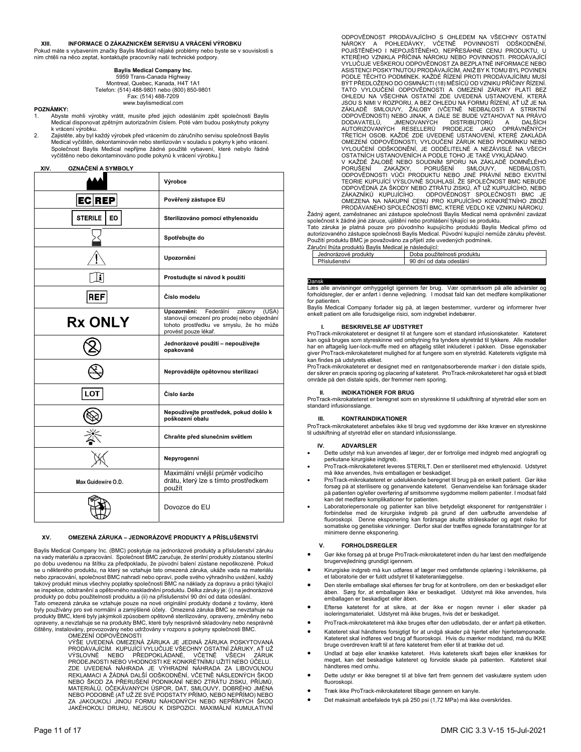## XIII. INFORMACE O ZÁKAZNICKÉM SERVISU A VRÁCENÍ VÝROBKU

Pokud máte s vybavením značky Baylis Medical nějaké problémy nebo byste se v souvislosti s ním chtěli na něco zeptat, kontaktujte pracovníky naší technické podpory.

**Baylis Medical Company Inc.**
5959 Trans-Canada Highway
Montreal, Quebec, Kanada, H4T 1A1
Telefon: (514) 488-9801 nebo (800) 850-9801
Fax: (514) 488-7209
www.baylismedical.com

**POZNÁMKY:**

1. Abyste mohli výrobky vrátit, musíte před jejich odesláním zpět společnosti Baylis Medical disponovat zpětným autorizačním číslem. Poté vám budou poskytnuty pokyny k vrácení výrobku.
2. Zajistěte, aby byl každý výrobek před vrácením do záručního servisu společnosti Baylis Medical vyčištěn, dekontaminován nebo sterilizován v souladu s pokyny k jeho vrácení. Společnost Baylis Medical nepřijme žádné použité vybavení, které nebylo řádně vyčištěno nebo dekontaminováno podle pokynů k vrácení výrobku.]

## XIV. OZNAČENÍ A SYMBOLY

| Symbol | Význam |
|---|---|
| | **Výrobce** |
| EC REP | **Pověřený zástupce EU** |
| STERILE EO | **Sterilizováno pomocí ethylenoxidu** |
| | **Spotřebujte do** |
| | **Upozornění** |
| | **Prostudujte si návod k použití** |
| REF | **Číslo modelu** |
| Rx ONLY | **Upozornění:** Federální zákony (USA) stanovují omezení pro prodej nebo objednání tohoto prostředku ve smyslu, že ho může provést pouze lékař. |
| | **Jednorázové použití – nepoužívejte opakovaně** |
| | **Neprovádějte opětovnou sterilizaci** |
| LOT | **Číslo šarže** |
| | **Nepoužívejte prostředek, pokud došlo k poškození obalu** |
| | **Chraňte před slunečním světlem** |
| | **Nepyrogenní** |
| Max Guidewire O.D. | Maximální vnější průměr vodicího drátu, který lze s tímto prostředkem použít |
| | Dovozce do EU |

## XV. OMEZENÁ ZÁRUKA – JEDNORÁZOVÉ PRODUKTY A PŘÍSLUŠENSTVÍ

Baylis Medical Company Inc. (BMC) poskytuje na jednorázové produkty a příslušenství záruku na vady materiálu a zpracování. Společnost BMC zaručuje, že sterilní produkty zůstanou sterilní po dobu uvedenou na štítku za předpokladu, že původní balení zůstane nepoškozené. Pokud se u některého produktu, na který se vztahuje tato omezená záruka, ukáže vada na materiálu nebo zpracování, společnost BMC nahradí nebo opraví, podle svého výhradního uvážení, každý takový produkt minus všechny poplatky společnosti BMC na náklady za dopravu a práci týkající se inspekce, odstranění a opětovného naskladnění produktu. Délka záruky je: (i) na jednorázové produkty po dobu použitelnosti produktu a (ii) na příslušenství 90 dní od data odeslání.

Tato omezená záruka se vztahuje pouze na nové originální produkty dodané z továrny, které byly používány pro své normální a zamýšlené účely. Omezená záruka BMC se nevztahuje na produkty BMC, které byly jakýmkoli způsobem opětovně sterilizovány, opraveny, změněny nebo opraveny, a nevztahuje se na produkty BMC, které byly nesprávně skladovány nebo nesprávně čištěny, instalovány, provozovány nebo udržovány v rozporu s pokyny společnosti BMC.

OMEZENÍ ODPOVĚDNOSTI

VÝŠE UVEDENÁ OMEZENÁ ZÁRUKA JE JEDINÁ ZÁRUKA POSKYTOVANÁ PRODÁVAJÍCÍM. KUPUJÍCÍ VYLUČUJE VŠECHNY OSTATNÍ ZÁRUKY, AŤ UŽ VÝSLOVNÉ NEBO PŘEDPOKLÁDANÉ, VČETNĚ VŠECH ZÁRUK PRODEJNOSTI NEBO VHODNOSTI KE KONKRÉTNÍMU UŽITÍ NEBO ÚČELU. ZDE UVEDENÁ NÁHRADA JE VÝHRADNÍ NÁHRADA ZA LIBOVOLNOU REKLAMACI A ŽÁDNÁ DALŠÍ ODŠKODNĚNÍ, VČETNĚ NÁSLEDNÝCH ŠKOD NEBO ŠKOD ZA PŘERUŠENÍ PODNIKÁNÍ NEBO ZTRÁTU ZISKU, PŘÍJMŮ, MATERIÁLŮ, OČEKÁVANÝCH ÚSPOR, DAT, SMLOUVY, DOBRÉHO JMÉNA NEBO PODOBNĚ (AŤ UŽ ZE SVÉ PODSTATY PŘÍMO, NEBO NEPŘÍMO) NEBO ZA JAKOUKOLI JINOU FORMU NÁHODNÝCH NEBO NEPŘÍMÝCH ŠKOD JAKÉHOKOLI DRUHU, NEJSOU K DISPOZICI. MAXIMÁLNÍ KUMULATIVNÍ ODPOVĚDNOST PRODÁVAJÍCÍHO S OHLEDEM NA VŠECHNY OSTATNÍ NÁROKY A POHLEDÁVKY, VČETNĚ POVINNOSTÍ ODŠKODNĚNÍ, POJIŠTĚNÉHO I NEPOJIŠTĚNÉHO, NEPŘESÁHNE CENU PRODUKTU, U KTERÉHO VZNIKLA PŘÍČINA NÁROKU NEBO POVINNOSTI. PRODÁVAJÍCÍ VYLUČUJE VEŠKEROU ODPOVĚDNOST ZA BEZPLATNÉ INFORMACE NEBO ASISTENCI POSKYTNUTOU PRODÁVAJÍCÍM, ANIŽ BY K TOMU BYL POVINEN PODLE TĚCHTO PODMÍNEK. KAŽDÉ ŘÍZENÍ PROTI PRODÁVAJÍCÍMU MUSÍ BÝT PŘEDLOŽENO DO OSMNÁCTI (18) MĚSÍCŮ OD VZNIKU PŘÍČINY ŘÍZENÍ. TATO VYLOUČENÍ ODPOVĚDNOSTI A OMEZENÍ ZÁRUKY PLATÍ BEZ OHLEDU NA VŠECHNA OSTATNÍ ZDE UVEDENÁ USTANOVENÍ, KTERÁ JSOU S NIMI V ROZPORU, A BEZ OHLEDU NA FORMU ŘÍZENÍ, AŤ UŽ JE NA ZÁKLADĚ SMLOUVY, ŽALOBY (VČETNĚ NEDBALOSTI A STRIKTNÍ ODPOVĚDNOSTI) NEBO JINAK, A DÁLE SE BUDE VZTAHOVAT NA PRÁVO DODAVATELŮ, JMENOVANÝCH DISTRIBUTORŮ A DALŠÍCH AUTORIZOVANÝCH RESELLERŮ PRODEJCE JAKO OPRÁVNĚNÝCH TŘETÍCH OSOB. KAŽDÉ ZDE UVEDENÉ USTANOVENÍ, KTERÉ ZAKLÁDÁ OMEZENÍ ODPOVĚDNOSTI, VYLOUČENÍ ZÁRUK NEBO PODMÍNKU NEBO VYLOUČENÍ ODŠKODNĚNÍ, JE ODDĚLITELNÉ A NEZÁVISLÉ NA VŠECH OSTATNÍCH USTANOVENÍCH A PODLE TOHO JE TAKÉ VYKLÁDÁNO.

V KAŽDÉ ŽALOBĚ NEBO SOUDNÍM SPORU NA ZÁKLADĚ DOMNĚLÉHO PORUŠENÍ ZAKÁZKY, PORUŠENÍ SMLOUVY, NEDBALOSTI, ODPOVĚDNOSTI VŮČI PRODUKTU NEBO JINÉ PRÁVNÍ NEBO EKVITNÍ TEORIE KUPUJÍCÍ VÝSLOVNĚ SOUHLASÍ, ŽE SPOLEČNOST BMC NEBUDE ODPOVĚDNÁ ZA ŠKODY NEBO ZTRÁTU ZISKŮ, AŤ UŽ KUPUJÍCÍHO, NEBO ZÁKAZNÍKŮ KUPUJÍCÍHO. ODPOVĚDNOST SPOLEČNOSTI BMC JE OMEZENA NA NÁKUPNÍ CENU PRO KUPUJÍCÍHO KONKRÉTNÍHO ZBOŽÍ PRODÁVANÉHO SPOLEČNOSTÍ BMC, KTERÉ VEDLO KE VZNIKU NÁROKU.

Žádný agent, zaměstnanec ani zástupce společnosti Baylis Medical nemá oprávnění zavázat společnost k žádné jiné záruce, ujištění nebo prohlášení týkající se produktu.

Tato záruka je platná pouze pro původního kupujícího produktů Baylis Medical přímo od autorizovaného zástupce společnosti Baylis Medical. Původní kupující nemůže záruku převést.

Použití produktu BMC je považováno za přijetí zde uvedených podmínek.

Záruční lhůta produktů Baylis Medical je následující:

| Jednorázové produkty | Doba použitelnosti produktu |
|---|---|
| Příslušenství | 90 dní od data odeslání |

# Dansk

Læs alle anvisninger omhyggeligt igennem før brug. Vær opmærksom på alle advarsler og forholdsregler, der er anført i denne vejledning. I modsat fald kan det medføre komplikationer for patienten.

Baylis Medical Company forlader sig på, at lægen bestemmer, vurderer og informerer hver enkelt patient om alle forudsigelige risici, som indgrebet indebærer.

## I. BESKRIVELSE AF UDSTYRET

ProTrack-mikrokateteret er designet til at fungere som et standard infusionskateter. Kateteret kan også bruges som styreskinne ved ombytning fra tyndere styretråd til tykkere. Alle modeller har en aftagelig luer-lock-muffe med en aftagelig stilet inkluderet i pakken. Disse egenskaber giver ProTrack-mikrokateteret mulighed for at fungere som en styretråd. Kateterets vigtigste mål kan findes på udstyrets etiket.

ProTrack-mikrokateteret er designet med en røntgenabsorberende markør i den distale spids, der sikrer en præcis sporing og placering af kateteret. ProTrack-mikrokateteret har også et blødt område på den distale spids, der fremmer nem sporing.

## II. INDIKATIONER FOR BRUG

ProTrack-mikrokateteret er beregnet som en styreskinne til udskiftning af styretråd eller som en standard infusionsslange.

## III. KONTRAINDIKATIONER

ProTrack-mikrokateteret anbefales ikke til brug ved sygdomme der ikke kræver en styreskinne til udskiftning af styretråd eller en standard infusionsslange.

## IV. ADVARSLER

- Dette udstyr må kun anvendes af læger, der er fortrolige med indgreb med angiografi og perkutane kirurgiske indgreb.
- ProTrack-mikrokateteret leveres STERILT. Den er steriliseret med ethylenoxid. Udstyret må ikke anvendes, hvis emballagen er beskadiget.
- ProTrack-mikrokateteret er udelukkende beregnet til brug på en enkelt patient. Gør ikke forsøg på at sterilisere og genanvende kateteret. Genanvendelse kan forårsage skader på patienten og/eller overføring af smitsomme sygdomme mellem patienter. I modsat fald kan det medføre komplikationer for patienten.
- Laboratoriepersonale og patienter kan blive betydeligt eksponeret for røntgenstråler i forbindelse med de kirurgiske indgreb på grund af den uafbrudte anvendelse af fluoroskopi. Denne eksponering kan forårsage akutte stråleskader og øget risiko for somatiske og genetiske virkninger. Derfor skal der træffes egnede foranstaltninger for at minimere denne eksponering.

## V. FORHOLDSREGLER

- Gør ikke forsøg på at bruge ProTrack-mikrokateteret inden du har læst den medfølgende brugervejledning grundigt igennem.
- Kirurgiske indgreb må kun udføres af læger med omfattende oplæring i teknikkerne, på et laboratorie der er fuldt udstyret til kateteranlæggelse.
- Den sterile emballage skal efterses før brug for at kontrollere, om den er beskadiget eller åben. Sørg for, at emballagen ikke er beskadiget. Udstyret må ikke anvendes, hvis emballagen er beskadiget eller åben.
- Efterse kateteret for at sikre, at der ikke er nogen revner i eller skader på isoleringsmaterialet. Udstyret må ikke bruges, hvis det er beskadiget.
- ProTrack-mikrokateteret må ikke bruges efter den udløbsdato, der er anført på etiketten.
- Kateteret skal håndteres forsigtigt for at undgå skader på hjertet eller hjertetamponade. Kateteret skal indføres ved brug af fluoroskopi. Hvis du mærker modstand, må du IKKE bruge overdreven kraft til at føre kateteret frem eller til at trække det ud.
- Undlad at bøje eller knække kateteret. Hvis kateterets skaft bøjes eller knækkes for meget, kan det beskadige kateteret og forvolde skade på patienten. Kateteret skal håndteres med omhu.
- Dette udstyr er ikke beregnet til at blive ført frem gennem det vaskulære system uden fluoroskopi.
- Træk ikke ProTrack-mikrokateteret tilbage gennem en kanyle.
- Det maksimalt anbefalede tryk på 250 psi (1,72 MPa) må ikke overskrides.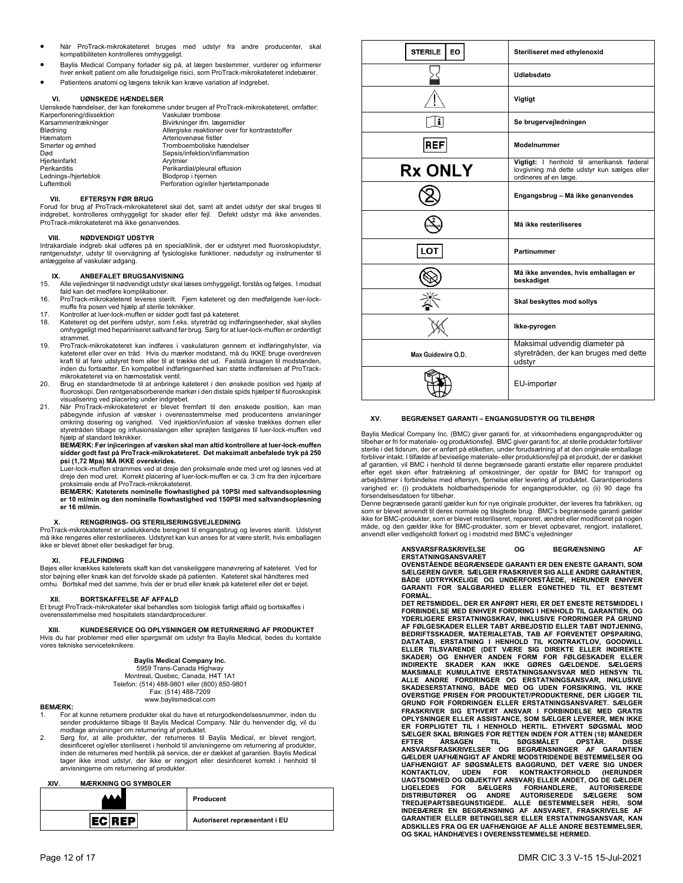- Når ProTrack-mikrokateteret bruges med udstyr fra andre producenter, skal kompatibiliteten kontrolleres omhyggeligt.
- Baylis Medical Company forlader sig på, at lægen bestemmer, vurderer og informerer hver enkelt patient om alle forudsigelige risici, som ProTrack-mikrokateteret indebærer.
- Patientens anatomi og lægens teknik kan kræve variation af indgrebet.

## VI. UØNSKEDE HÆNDELSER

Uønskede hændelser, der kan forekomme under brugen af ProTrack-mikrokateteret, omfatter:

| | |
|---|---|
| Karperforering/dissektion | Vaskulær trombose |
| Karsammentrækninger | Bivirkninger ifm. lægemidler |
| Blødning | Allergiske reaktioner over for kontraststoffer |
| Hæmatom | Arteriovenøse fistler |
| Smerter og ømhed | Tromboemboliske hændelser |
| Død | Sepsis/infektion/inflammation |
| Hjerteinfarkt | Arytmier |
| Perikarditis | Perikardial/pleural effusion |
| Lednings-/hjerteblok | Blodprop i hjernen |
| Luftemboli | Perforation og/eller hjertetamponade |

## VII. EFTERSYN FØR BRUG

Forud for brug af ProTrack-mikrokateteret skal det, samt alt andet udstyr der skal bruges til indgrebet, kontrolleres omhyggeligt for skader eller fejl. Defekt udstyr må ikke anvendes. ProTrack-mikrokateteret må ikke genanvendes.

## VIII. NØDVENDIGT UDSTYR

Intrakardiale indgreb skal udføres på en specialklinik, der er udstyret med fluoroskopiudstyr, røntgenudstyr, udstyr til overvågning af fysiologiske funktioner, nødudstyr og instrumenter til anlæggelse af vaskulær adgang.

## IX. ANBEFALET BRUGSANVISNING

15. Alle vejledninger til nødvendigt udstyr skal læses omhyggeligt, forstås og følges. I modsat fald kan det medføre komplikationer.
16. ProTrack-mikrokateteret leveres sterilt. Fjern kateteret og den medfølgende luer-lock-muffe fra posen ved hjælp af sterile teknikker.
17. Kontroller at luer-lock-muffen er sidder godt fast på kateteret.
18. Kateteret og det perifere udstyr, som f.eks. styretråd og indføringsenheder, skal skylles omhyggeligt med hepariniseret saltvand før brug. Sørg for at luer-lock-muffen er ordentligt strammet.
19. ProTrack-mikrokateteret kan indføres i vaskulaturen gennem et indføringshylster, via kateteret eller over en tråd. Hvis du mærker modstand, må du IKKE bruge overdreven kraft til at føre udstyret frem eller til at trække det ud. Fastslå årsagen til modstanden, inden du fortsætter. En kompatibel indføringsenhed kan støtte indførelsen af ProTrack-mikrokateteret via en hæmostatisk ventil.
20. Brug en standardmetode til at anbringe kateteret i den ønskede position ved hjælp af fluoroskopi. Den røntgenabsorberende markør i den distale spids hjælper til fluoroskopisk visualisering ved placering under indgrebet.
21. Når ProTrack-mikrokateteret er blevet fremført til den ønskede position, kan man påbegynde infusion af væsker i overensstemmelse med producentens anvisninger omkring dosering og varighed. Ved injektion/infusion af væske trækkes dornen eller styretråden tilbage og infusionsslangen eller sprøjten fastgøres til luer-lock-muffen ved hjælp af standard teknikker.

    **BEMÆRK: Før injiceringen af væsken skal man altid kontrollere at luer-lock-muffen sidder godt fast på ProTrack-mikrokateteret. Det maksimalt anbefalede tryk på 250 psi (1,72 Mpa) MÅ IKKE overskrides.**

    Luer-lock-muffen strammes ved at dreje den proksimale ende med uret og løsnes ved at dreje den mod uret. Korrekt placering af luer-lock-muffen er ca. 3 cm fra den injicerbare proksimale ende af ProTrack-mikrokateteret.

    **BEMÆRK: Kateterets nominelle flowhastighed på 10PSI med saltvandsopløsning er 10 ml/min og den nominelle flowhastighed ved 150PSI med saltvandsopløsning er 16 ml/min.**

## X. RENGØRINGS- OG STERILISERINGSVEJLEDNING

ProTrack-mikrokateteret er udelukkende beregnet til engangsbrug og leveres sterilt. Udstyret må ikke rengøres eller resteriliseres. Udstyret kan kun anses for at være sterilt, hvis emballagen ikke er blevet åbnet eller beskadiget før brug.

## XI. FEJLFINDING

Bøjes eller knækkes kateterets skaft kan det vanskeliggøre manøvrering af kateteret. Ved for stor bøjning eller knæk kan det forvolde skade på patienten. Kateteret skal håndteres med omhu. Bortskaf med det samme, hvis der er brud eller knæk på kateteret eller det er bøjet.

## XII. BORTSKAFFELSE AF AFFALD

Et brugt ProTrack-mikrokateter skal behandles som biologisk farligt affald og bortskaffes i overensstemmelse med hospitalets standardprocedurer.

## XIII. KUNDESERVICE OG OPLYSNINGER OM RETURNERING AF PRODUKTET

Hvis du har problemer med eller spørgsmål om udstyr fra Baylis Medical, bedes du kontakte vores tekniske serviceteknikere.

**Baylis Medical Company Inc.**
5959 Trans-Canada Highway
Montreal, Quebec, Canada, H4T 1A1
Telefon: (514) 488-9801 eller (800) 850-9801
Fax: (514) 488-7209
www.baylismedical.com

**BEMÆRK:**

1. For at kunne returnere produkter skal du have et returgodkendelsesnummer, inden du sender produkterne tilbage til Baylis Medical Company. Når du henvender dig, vil du modtage anvisninger om returnering af produktet.
2. Sørg for, at alle produkter, der returneres til Baylis Medical, er blevet rengjort, desinficeret og/eller steriliseret i henhold til anvisningerne om returnering af produkter, inden de returneres med henblik på service, der er dækket af garantien. Baylis Medical tager ikke imod udstyr, der ikke er rengjort eller desinficeret korrekt i henhold til anvisningerne om returnering af produkter.

## XIV. MÆRKNING OG SYMBOLER

| Symbol | Betydning |
|---|---|
| (producent-symbol) | Producent |
| EC REP | Autoriseret repræsentant i EU |
| STERILE EO | Steriliseret med ethylenoxid |
| (timeglas-symbol) | Udløbsdato |
| (advarselstrekant) | Vigtigt |
| (bog-symbol) | Se brugervejledningen |
| REF | Modelnummer |
| Rx ONLY | Vigtigt: I henhold til amerikansk føderal lovgivning må dette udstyr kun sælges eller ordineres af en læge. |
| (2) | Engangsbrug – Må ikke genanvendes |
| (STERILIZE) | Må ikke resteriliseres |
| LOT | Partinummer |
| (beskadiget emballage-symbol) | Må ikke anvendes, hvis emballagen er beskadiget |
| (sol-symbol) | Skal beskyttes mod sollys |
| (ikke-pyrogen-symbol) | Ikke-pyrogen |
| Max Guidewire O.D. | Maksimal udvendig diameter på styretråden, der kan bruges med dette udstyr |
| (importør-symbol) | EU-importør |

## XV. BEGRÆNSET GARANTI – ENGANGSUDSTYR OG TILBEHØR

Baylis Medical Company Inc. (BMC) giver garanti for, at virksomhedens engangsprodukter og tilbehør er fri for materiale- og produktionsfejl. BMC giver garanti for, at sterile produkter forbliver sterile i det tidsrum, der er anført på etiketten, under forudsætning af at den originale emballage forbliver intakt. I tilfælde af beviselige materiale- eller produktionsfejl på et produkt, der er dækket af garantien, vil BMC i henhold til denne begrænsede garanti erstatte eller reparere produktet efter eget skøn efter fratrækning af omkostninger, der opstår for BMC for transport og arbejdstimer i forbindelse med eftersyn, fjernelse eller levering af produkt. Garantiperiodens varighed er: (i) produktets holdbarhedsperiode for engangsprodukter, og (ii) 90 dage fra forsendelsesdatoen for tilbehør.

Denne begrænsede garanti gælder kun for nye originale produkter, der leveres fra fabrikken, og som er blevet anvendt til deres normale og tilsigtede brug. BMC's begrænsede garanti gælder ikke for BMC-produkter, som er blevet resteriliseret, repareret, ændret eller modificeret på nogen måde, og den gælder ikke for BMC-produkter, som er blevet opbevaret, rengjort, installeret, anvendt eller vedligeholdt forkert og i modstrid med BMC's vejledninger

**ANSVARSFRASKRIVELSE OG BEGRÆNSNING AF ERSTATNINGSANSVARET**

**OVENSTÅENDE BEGRÆNSEDE GARANTI ER DEN ENESTE GARANTI, SOM SÆLGEREN GIVER. SÆLGER FRASKRIVER SIG ALLE ANDRE GARANTIER, BÅDE UDTRYKKELIGE OG UNDERFORSTÅEDE, HERUNDER ENHVER GARANTI FOR SALGBARHED ELLER EGNETHED TIL ET BESTEMT FORMÅL.**

**DET RETSMIDDEL, DER ER ANFØRT HERI, ER DET ENESTE RETSMIDDEL I FORBINDELSE MED ENHVER FORDRING I HENHOLD TIL GARANTIEN, OG YDERLIGERE ERSTATNINGSKRAV, INKLUSIVE FORDRINGER PÅ GRUND AF FØLGESKADER ELLER TABT ARBEJDSTID ELLER TABT INDTJENING, BEDRIFTSSKADER, MATERIALETAB, TAB AF FORVENTET OPSPARING, DATATAB, ERSTATNING I HENHOLD TIL KONTRAKTLOV, GOODWILL ELLER TILSVARENDE (DET VÆRE SIG DIREKTE ELLER INDIREKTE SKADER) OG ENHVER ANDEN FORM FOR FØLGESKADER ELLER INDIREKTE SKADER KAN IKKE GØRES GÆLDENDE. SÆLGERS MAKSIMALE KUMULATIVE ERSTATNINGSANSVAR MED HENSYN TIL ALLE ANDRE FORDRINGER OG ERSTATNINGSKRAV, INKLUSIVE SKADESERSTATNING, BÅDE MED OG UDEN FORSIKRING, VIL IKKE OVERSTIGE PRISEN FOR PRODUKTET/PRODUKTERNE, DER LIGGER TIL GRUND FOR FORDRINGEN ELLER ERSTATNINGSANSVARET. SÆLGER FRASKRIVER SIG ETHVERT ANSVAR I FORBINDELSE MED GRATIS OPLYSNINGER ELLER ASSISTANCE, SOM SÆLGER LEVERER, MEN IKKE ER FORPLIGTET TIL I HENHOLD HERTIL. ETHVERT SØGSMÅL MOD SÆLGER SKAL BRINGES FOR RETTEN INDEN FOR ATTEN (18) MÅNEDER EFTER ÅRSAGEN TIL SØGSMÅLET OPSTÅR. DISSE ANSVARSFRASKRIVELSER OG BEGRÆNSNINGER AF GARANTIEN GÆLDER UAFHÆNGIGT AF ANDRE MODSTRIDENDE BESTEMMELSER OG UAFHÆNGIGT AF SØGSMÅLETS BAGGRUND, DET VÆRE SIG UNDER KONTAKTLOV, UDEN FOR KONTRAKTFORHOLD (HERUNDER UAGTSOMHED OG OBJEKTIVT ANSVAR) ELLER ANDET, OG DE GÆLDER LIGELEDES FOR SÆLGERS FORHANDLERE, AUTORISEREDE DISTRIBUTØRER OG ANDRE AUTORISEREDE SÆLGERE SOM TREDJEPARTSBEGUNSTIGEDE. ALLE BESTEMMELSER HERI, SOM INDEBÆRER EN BEGRÆNSNING AF ANSVARET, FRASKRIVELSE AF GARANTIER ELLER BETINGELSER ELLER ERSTATNINGSANSVAR, KAN ADSKILLES FRA OG ER UAFHÆNGIGE AF ALLE ANDRE BESTEMMELSER, OG SKAL HÅNDHÆVES I OVERENSSTEMMELSE HERMED.**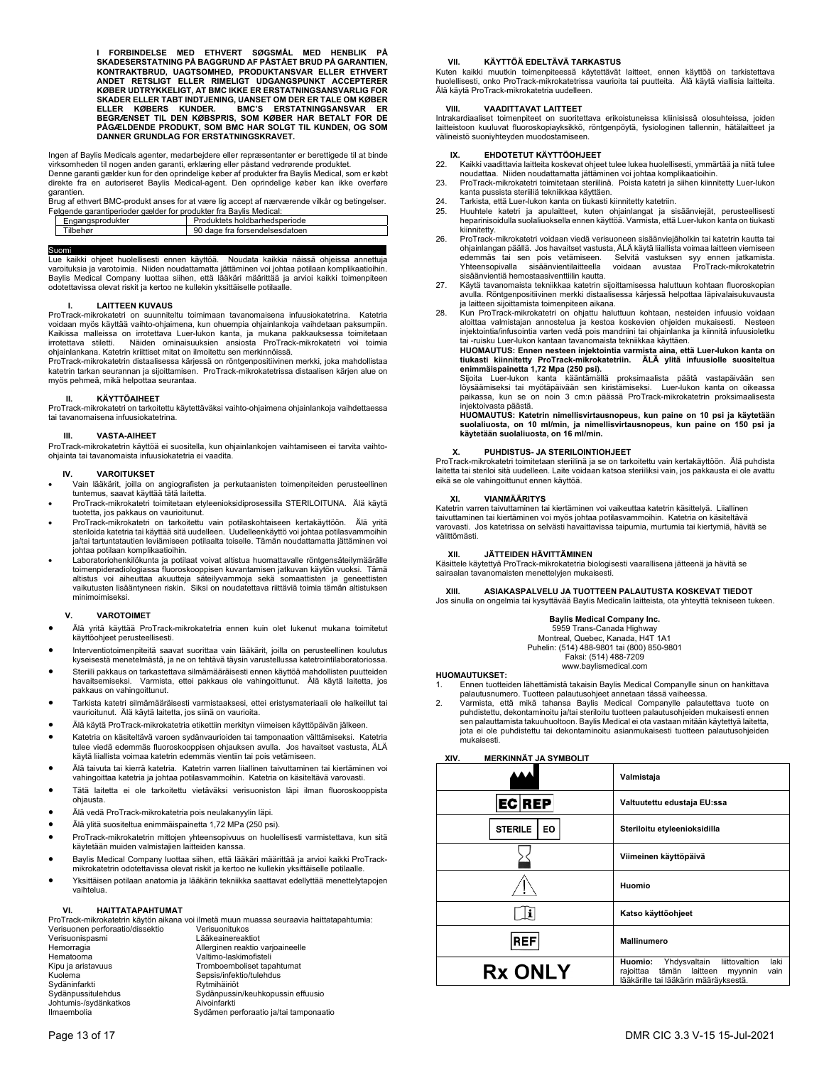**I FORBINDELSE MED ETHVERT SØGSMÅL MED HENBLIK PÅ SKADESERSTATNING PÅ BAGGRUND AF PÅSTÅET BRUD PÅ GARANTIEN, KONTRAKTBRUD, UAGTSOMHED, PRODUKTANSVAR ELLER ETHVERT ANDET RETSLIGT ELLER RIMELIGT UDGANGSPUNKT ACCEPTERER KØBER UDTRYKKELIGT, AT BMC IKKE ER ERSTATNINGSANSVARLIG FOR SKADER ELLER TABT INDTJENING, UANSET OM DER ER TALE OM KØBER ELLER KØBERS KUNDER. BMC'S ERSTATNINGSANSVAR ER BEGRÆNSET TIL DEN KØBSPRIS, SOM KØBER HAR BETALT FOR DE PÅGÆLDENDE PRODUKT, SOM BMC HAR SOLGT TIL KUNDEN, OG SOM DANNER GRUNDLAG FOR ERSTATNINGSKRAVET.**

Ingen af Baylis Medicals agenter, medarbejdere eller repræsentanter er berettigede til at binde virksomheden til nogen anden garanti, erklæring eller påstand vedrørende produktet.

Denne garanti gælder kun for den oprindelige køber af produkter fra Baylis Medical, som er købt direkte fra en autoriseret Baylis Medical-agent. Den oprindelige køber kan ikke overføre garantien.

Brug af ethvert BMC-produkt anses for at være lig accept af nærværende vilkår og betingelser.

Følgende garantiperioder gælder for produkter fra Baylis Medical:

| Engangsprodukter | Produktets holdbarhedsperiode |
|---|---|
| Tilbehør | 90 dage fra forsendelsesdatoen |

## Suomi

Lue kaikki ohjeet huolellisesti ennen käyttöä. Noudata kaikkia näissä ohjeissa annettuja varoituksia ja varotoimia. Niiden noudattamatta jättäminen voi johtaa potilaan komplikaatioihin. Baylis Medical Company luottaa siihen, että lääkäri määrittää ja arvioi kaikki toimenpiteen odotettavissa olevat riskit ja kertoo ne kullekin yksittäiselle potilaalle.

### I. LAITTEEN KUVAUS

ProTrack-mikrokatetri on suunniteltu toimimaan tavanomaisena infuusiokatetrina. Katetria voidaan myös käyttää vaihto-ohjaimena, kun ohuempia ohjainlankoja vaihdetaan paksumpiin. Kaikissa malleissa on irrotettava Luer-lukon kanta, ja mukana pakkauksessa toimitetaan irrotettava stiletti. Näiden ominaisuuksien ansiosta ProTrack-mikrokatetri voi toimia ohjainlankana. Katetrin kriittiset mitat on ilmoitettu sen merkinnöissä.

ProTrack-mikrokatetrin distaalisessa kärjessä on röntgenpositiivinen merkki, joka mahdollistaa katetrin tarkan seurannan ja sijoittamisen. ProTrack-mikrokatetrissa distaalisen kärjen alue on myös pehmeä, mikä helpottaa seurantaa.

### II. KÄYTTÖAIHEET

ProTrack-mikrokatetri on tarkoitettu käytettäväksi vaihto-ohjaimena ohjainlankoja vaihdettaessa tai tavanomaisena infuusiokatetrina.

### III. VASTA-AIHEET

ProTrack-mikrokatetrin käyttöä ei suositella, kun ohjainlankojen vaihtamiseen ei tarvita vaihto-ohjainta tai tavanomaista infuusiokatetria ei vaadita.

### IV. VAROITUKSET

- Vain lääkärit, joilla on angiografisten ja perkutaanisten toimenpiteiden perusteellinen tuntemus, saavat käyttää tätä laitetta.
- ProTrack-mikrokatetri toimitetaan etyleenioksidiprosessilla STERILOITUNA. Älä käytä tuotetta, jos pakkaus on vaurioitunut.
- ProTrack-mikrokatetri on tarkoitettu vain potilaskohtaiseen kertakäyttöön. Älä yritä steriloida katetria tai käyttää sitä uudelleen. Uudelleenkäyttö voi johtaa potilasvammoihin ja/tai tartuntatautien leviämiseen potilaalta toiselle. Tämän noudattamatta jättäminen voi johtaa potilaan komplikaatioihin.
- Laboratoriohenkilökunta ja potilaat voivat altistua huomattavalle röntgensäteilymäärälle toimenpideradiologiassa fluoroskooppisen kuvantamisen jatkuvan käytön vuoksi. Tämä altistus voi aiheuttaa akuutteja säteilyvammoja sekä somaattisten ja geneettisten vaikutusten lisääntyneen riskin. Siksi on noudatettava riittäviä toimia tämän altistuksen minimoimiseksi.

### V. VAROTOIMET

- Älä yritä käyttää ProTrack-mikrokatetria ennen kuin olet lukenut mukana toimitetut käyttöohjeet perusteellisesti.
- Interventiotoimenpiteitä saavat suorittaa vain lääkärit, joilla on perusteellinen koulutus kyseisestä menetelmästä, ja ne on tehtävä täysin varustellussa katetrointilaboratoriossa.
- Steriili pakkaus on tarkastettava silmämääräisesti ennen käyttöä mahdollisten puutteiden havaitsemiseksi. Varmista, ettei pakkaus ole vahingoittunut. Älä käytä laitetta, jos pakkaus on vahingoittunut.
- Tarkista katetri silmämääräisesti varmistaaksesi, ettei eristysmateriaali ole halkeillut tai vaurioitunut. Älä käytä laitetta, jos siinä on vaurioita.
- Älä käytä ProTrack-mikrokatetria etikettiin merkityn viimeisen käyttöpäivän jälkeen.
- Katetria on käsiteltävä varoen sydänvaurioiden tai tamponaation välttämiseksi. Katetria tulee viedä edemmäs fluoroskooppisen ohjauksen avulla. Jos havaitset vastusta, ÄLÄ käytä liiallista voimaa katetrin edemmäs vientiin tai pois vetämiseen.
- Älä taivuta tai kierrä katetria. Katetrin varren liiallinen taivuttaminen tai kiertäminen voi vahingoittaa katetria ja johtaa potilasvammoihin. Katetria on käsiteltävä varovasti.
- Tätä laitetta ei ole tarkoitettu vietäväksi verisuoniston läpi ilman fluoroskooppista ohjausta.
- Älä vedä ProTrack-mikrokatetria pois neulakanyylin läpi.
- Älä ylitä suositeltua enimmäispainetta 1,72 MPa (250 psi).
- ProTrack-mikrokatetrin mittojen yhteensopivuus on huolellisesti varmistettava, kun sitä käytetään muiden valmistajien laitteiden kanssa.
- Baylis Medical Company luottaa siihen, että lääkäri määrittää ja arvioi kaikki ProTrack-mikrokatetrin odotettavissa olevat riskit ja kertoo ne kullekin yksittäiselle potilaalle.
- Yksittäisen potilaan anatomia ja lääkärin tekniikka saattavat edellyttää menettelytapojen vaihtelua.

### VI. HAITTATAPAHTUMAT

ProTrack-mikrokatetrin käytön aikana voi ilmetä muun muassa seuraavia haittatapahtumia:

| | |
|---|---|
| Verisuonen perforaatio/dissektio | Verisuonitukos |
| Verisuonispasmi | Lääkeainereaktiot |
| Hemorragia | Allerginen reaktio varjoaineelle |
| Hematooma | Valtimo-laskimofisteli |
| Kipu ja aristavuus | Tromboemboliset tapahtumat |
| Kuolema | Sepsis/infektio/tulehdus |
| Sydäninfarkti | Rytmihäiriöt |
| Sydänpussitulehdus | Sydänpussin/keuhkopussin effuusio |
| Johtumis-/sydänkatkos | Aivoinfarkti |
| Ilmaembolia | Sydämen perforaatio ja/tai tamponaatio |

### VII. KÄYTTÖÄ EDELTÄVÄ TARKASTUS

Kuten kaikki muutkin toimenpiteessä käytettävät laitteet, ennen käyttöä on tarkistettava huolellisesti, onko ProTrack-mikrokatetrissa vaurioita tai puutteita. Älä käytä viallisia laitteita. Älä käytä ProTrack-mikrokatetria uudelleen.

### VIII. VAADITTAVAT LAITTEET

Intrakardiaaliset toimenpiteet on suoritettava erikoistuneissa kliinisissä olosuhteissa, joiden laitteistoon kuuluvat fluoroskopiayksikkö, röntgenpöytä, fysiologinen tallennin, hätälaitteet ja välineistö suoniyhteyden muodostamiseen.

### IX. EHDOTETUT KÄYTTÖOHJEET

22. Kaikki vaadittavia laitteita koskevat ohjeet tulee lukea huolellisesti, ymmärtää ja niitä tulee noudattaa. Niiden noudattamatta jättäminen voi johtaa komplikaatioihin.
23. ProTrack-mikrokatetri toimitetaan steriilinä. Poista katetri ja siihen kiinnitetty Luer-lukon kanta pussista steriiliä tekniikkaa käyttäen.
24. Tarkista, että Luer-lukon kanta on tiukasti kiinnitetty katetriin.
25. Huuhtele katetri ja apulaitteet, kuten ohjainlangat ja sisäänviejät, perusteellisesti heparinisoidulla suolaliuoksella ennen käyttöä. Varmista, että Luer-lukon kanta on tiukasti kiinnitetty.
26. ProTrack-mikrokatetri voidaan viedä verisuoneen sisäänviejäholkin tai katetrin kautta tai ohjainlangan päällä. Jos havaitset vastusta, ÄLÄ käytä liiallista voimaa laitteen viemiseen edemmäs tai sen pois vetämiseen. Selvitä vastuksen syy ennen jatkamista. Yhteensopivalla sisäänvientilaitteella voidaan avustaa ProTrack-mikrokatetrin sisäänvientiä hemostaasiventtiilin kautta.
27. Käytä tavanomaista tekniikkaa katetrin sijoittamisessa haluttuun kohtaan fluoroskopian avulla. Röntgenpositiivinen merkki distaalisessa kärjessä helpottaa läpivalaisukuvausta ja laitteen sijoittamista toimenpiteen aikana.
28. Kun ProTrack-mikrokatetri on ohjattu haluttuun kohtaan, nesteiden infuusio voidaan aloittaa valmistajan annostelua ja kestoa koskevien ohjeiden mukaisesti. Nesteen injektointia/infuusiota varten vedä pois mandriini tai ohjainlanka ja kiinnitä infuusioletku tai -ruisku Luer-lukon kantaan tavanomaista tekniikkaa käyttäen.

    **HUOMAUTUS: Ennen nesteen injektointia varmista aina, että Luer-lukon kanta on tiukasti kiinnitetty ProTrack-mikrokatetriin. ÄLÄ ylitä infuusiolle suositeltua enimmäispainetta 1,72 Mpa (250 psi).**

    Sijoita Luer-lukon kanta kääntämällä proksimaalista päätä vastapäivään sen löysäämiseksi tai myötäpäivään sen kiristämiseksi. Luer-lukon kanta on oikeassa paikassa, kun se on noin 3 cm:n päässä ProTrack-mikrokatetrin proksimaalisesta injektoivasta päästä.

    **HUOMAUTUS: Katetrin nimellisvirtausnopeus, kun paine on 10 psi ja käytetään suolaliuosta, on 10 ml/min, ja nimellisvirtausnopeus, kun paine on 150 psi ja käytetään suolaliuosta, on 16 ml/min.**

### X. PUHDISTUS- JA STERILOINTIOHJEET

ProTrack-mikrokatetri toimitetaan steriilinä ja se on tarkoitettu vain kertakäyttöön. Älä puhdista laitetta tai steriloi sitä uudelleen. Laite voidaan katsoa steriiliksi vain, jos pakkausta ei ole avattu eikä se ole vahingoittunut ennen käyttöä.

### XI. VIANMÄÄRITYS

Katetrin varren taivuttaminen tai kiertäminen voi vaikeuttaa katetrin käsittelyä. Liiallinen taivuttaminen tai kiertäminen voi myös johtaa potilasvammoihin. Katetria on käsiteltävä varovasti. Jos katetrissa on selvästi havaittavissa taipumia, murtumia tai kiertymiä, hävitä se välittömästi.

### XII. JÄTTEIDEN HÄVITTÄMINEN

Käsittele käytettyä ProTrack-mikrokatetria biologisesti vaarallisena jätteenä ja hävitä se sairaalan tavanomaisten menettelyjen mukaisesti.

### XIII. ASIAKASPALVELU JA TUOTTEEN PALAUTUSTA KOSKEVAT TIEDOT

Jos sinulla on ongelmia tai kysyttävää Baylis Medicalin laitteista, ota yhteyttä tekniseen tukeen.

**Baylis Medical Company Inc.**
5959 Trans-Canada Highway
Montreal, Quebec, Kanada, H4T 1A1
Puhelin: (514) 488-9801 tai (800) 850-9801
Faksi: (514) 488-7209
www.baylismedical.com

**HUOMAUTUKSET:**

1. Ennen tuotteiden lähettämistä takaisin Baylis Medical Companylle sinun on hankittava palautusnumero. Tuotteen palautusohjeet annetaan tässä vaiheessa.
2. Varmista, että mikä tahansa Baylis Medical Companylle palautettava tuote on puhdistettu, dekontaminoitu ja/tai steriloitu tuotteen palautusohjeiden mukaisesti ennen sen palauttamista takuuhuoltoon. Baylis Medical ei ota vastaan mitään käytettyä laitetta, jota ei ole puhdistettu tai dekontaminoitu asianmukaisesti tuotteen palautusohjeiden mukaisesti.

### XIV. MERKINNÄT JA SYMBOLIT

| Symboli | Merkitys |
|---|---|
| (valmistajan symboli) | Valmistaja |
| EC REP | Valtuutettu edustaja EU:ssa |
| STERILE EO | Steriloitu etyleenioksidilla |
| (tiimalasi) | Viimeinen käyttöpäivä |
| (varoituskolmio) | Huomio |
| (i-kirja) | Katso käyttöohjeet |
| REF | Mallinumero |
| **Rx ONLY** | **Huomio:** Yhdysvaltain liittovaltion laki rajoittaa tämän laitteen myynnin vain lääkärille tai lääkärin määräyksestä. |

DMR CIC 3.3 V-15 15-Jul-2021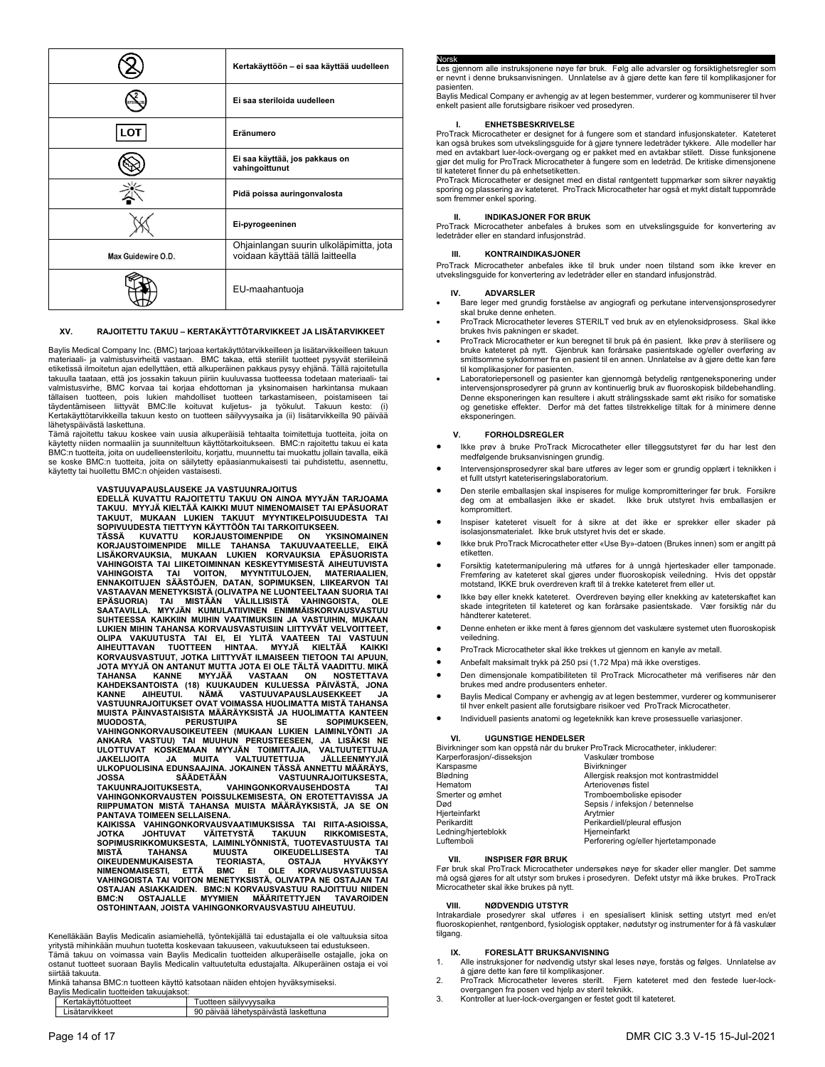| | |
|---|---|
| | **Kertakäyttöön – ei saa käyttää uudelleen** |
| | **Ei saa steriloida uudelleen** |
| LOT | **Eränumero** |
| | **Ei saa käyttää, jos pakkaus on vahingoittunut** |
| | **Pidä poissa auringonvalosta** |
| | **Ei-pyrogeeninen** |
| Max Guidewire O.D. | Ohjainlangan suurin ulkoläpimitta, jota voidaan käyttää tällä laitteella |
| | EU-maahantuoja |

## XV. RAJOITETTU TAKUU – KERTAKÄYTTÖTARVIKKEET JA LISÄTARVIKKEET

Baylis Medical Company Inc. (BMC) tarjoaa kertakäyttötarvikkeilleen ja lisätarvikkeilleen takuun materiaali- ja valmistusvirheitä vastaan. BMC takaa, että steriilit tuotteet pysyvät steriileinä etiketissä ilmoitetun ajan edellyttäen, että alkuperäinen pakkaus pysyy ehjänä. Tällä rajoitetulla takuulla taataan, että jos jossakin takuun piiriin kuuluvassa tuotteessa todetaan materiaali- tai valmistusvirhe, BMC korvaa tai korjaa ehdottoman ja yksinomaisen harkintansa mukaan tällaisen tuotteen, pois lukien mahdolliset tuotteen tarkastamiseen, poistamiseen tai täydentämiseen liittyvät BMC:lle koituvat kuljetus- ja työkulut. Takuun kesto: (i) Kertakäyttötarvikkeilla takuun kesto on tuotteen säilyvyysaika ja (ii) lisätarvikkeilla 90 päivää lähetyspäivästä laskettuna.

Tämä rajoitettu takuu koskee vain uusia alkuperäisiä tehtaalta toimitettuja tuotteita, joita on käytetty niiden normaaliin ja suunniteltuun käyttötarkoitukseen. BMC:n rajoitettu takuu ei kata BMC:n tuotteita, joita on uudelleensteriloitu, korjattu, muunnettu tai muokattu jollain tavalla, eikä se koske BMC:n tuotteita, joita on säilytetty epäasianmukaisesti tai puhdistettu, asennettu, käytetty tai huollettu BMC:n ohjeiden vastaisesti.

**VASTUUVAPAUSLAUSEKE JA VASTUUNRAJOITUS**

**EDELLÄ KUVATTU RAJOITETTU TAKUU ON AINOA MYYJÄN TARJOAMA TAKUU. MYYJÄ KIELTÄÄ KAIKKI MUUT NIMENOMAISET TAI EPÄSUORAT TAKUUT, MUKAAN LUKIEN TAKUUT MYYNTIKELPOISUUDESTA TAI SOPIVUUDESTA TIETTYYN KÄYTTÖÖN TAI TARKOITUKSEEN.**

**TÄSSÄ KUVATTU KORJAUSTOIMENPIDE ON YKSINOMAINEN KORJAUSTOIMENPIDE MILLE TAHANSA TAKUUVAATEELLE, EIKÄ LISÄKORVAUKSIA, MUKAAN LUKIEN KORVAUKSIA EPÄSUORISTA VAHINGOISTA TAI LIIKETOIMINNAN KESKEYTYMISESTÄ AIHEUTUVISTA VAHINGOISTA TAI VOITON, MYYNTITULOJEN, MATERIAALIEN, ENNAKOITUJEN SÄÄSTÖJEN, DATAN, SOPIMUKSEN, LIIKEARVON TAI VASTAAVAN MENETYKSISTÄ (OLIVATPA NE LUONTEELTAAN SUORIA TAI EPÄSUORIA) TAI MISTÄÄN VÄLILLISISTÄ VAHINGOISTA, OLE SAATAVILLA. MYYJÄN KUMULATIIVINEN ENIMMÄISKORVAUSVASTUU SUHTEESSA KAIKKIIN MUIHIN VAATIMUKSIIN JA VASTUIHIN, MUKAAN LUKIEN MIHIN TAHANSA KORVAUSVASTUISIIN LIITTYVÄT VELVOITTEET, OLIPA VAKUUTUSTA TAI EI, EI YLITÄ VAATEEN TAI VASTUUN AIHEUTTAVAN TUOTTEEN HINTAA. MYYJÄ KIELTÄÄ KAIKKI KORVAUSVASTUUT, JOTKA LIITTYVÄT ILMAISEEN TIETOON TAI APUUN, JOTA MYYJÄ ON ANTANUT MUTTA JOTA EI OLE TÄLTÄ VAADITTU. MIKÄ TAHANSA KANNE MYYJÄÄ VASTAAN ON NOSTETTAVA KAHDEKSANTOISTA (18) KUUKAUDEN KULUESSA PÄIVÄSTÄ, JONA KANNE AIHEUTUI. NÄMÄ VASTUUVAPAUSLAUSEKKEET JA VASTUUNRAJOITUKSET OVAT VOIMASSA HUOLIMATTA MISTÄ TAHANSA MUISTA PÄINVASTAISISTA MÄÄRÄYKSISTÄ JA HUOLIMATTA KANTEEN MUODOSTA, PERUSTUIPA SE SOPIMUKSEEN, VAHINGONKORVAUSOIKEUTEEN (MUKAAN LUKIEN LAIMINLYÖNTI JA ANKARA VASTUU) TAI MUUHUN PERUSTEESEEN, JA LISÄKSI NE ULOTTUVAT KOSKEMAAN MYYJÄN TOIMITTAJIA, VALTUUTETTUJA JAKELIJOITA JA MUITA VALTUUTETTUJA JÄLLEENMYYJIÄ ULKOPUOLISINA EDUNSAAJINA. JOKAINEN TÄSSÄ ANNETTU MÄÄRÄYS, JOSSA SÄÄDETÄÄN VASTUUNRAJOITUKSESTA, TAKUUNRAJOITUKSESTA, VAHINGONKORVAUSEHDOSTA TAI VAHINGONKORVAUSTEN POISSULKEMISESTA, ON EROTETTAVISSA JA RIIPPUMATON MISTÄ TAHANSA MUISTA MÄÄRÄYKSISTÄ, JA SE ON PANTAVA TOIMEEN SELLAISENA.**

**KAIKISSA VAHINGONKORVAUSVAATIMUKSISSA TAI RIITA-ASIOISSA, JOTKA JOHTUVAT VÄITETYSTÄ TAKUUN RIKKOMISESTA, SOPIMUSRIKKOMUKSESTA, LAIMINLYÖNNISTÄ, TUOTEVASTUUSTA TAI MISTÄ TAHANSA MUUSTA OIKEUDELLISESTA TAI OIKEUDENMUKAISESTA TEORIASTA, OSTAJA HYVÄKSYY NIMENOMAISESTI, ETTÄ BMC EI OLE KORVAUSVASTUUSSA VAHINGOISTA TAI VOITON MENETYKSISTÄ, OLIVATPA NE OSTAJAN TAI OSTAJAN ASIAKKAIDEN. BMC:N KORVAUSVASTUU RAJOITTUU NIIDEN BMC:N OSTAJALLE MYYMIEN MÄÄRITETTYJEN TAVAROIDEN OSTOHINTAAN, JOISTA VAHINGONKORVAUSVASTUU AIHEUTUU.**

Kenelläkään Baylis Medicalin asiamiehellä, työntekijällä tai edustajalla ei ole valtuuksia sitoa yritystä mihinkään muuhun tuotetta koskevaan takuuseen, vakuutukseen tai edustukseen.

Tämä takuu on voimassa vain Baylis Medicalin tuotteiden alkuperäiselle ostajalle, joka on ostanut tuotteet suoraan Baylis Medicalin valtuutetulta edustajalta. Alkuperäinen ostaja ei voi siirtää takuuta.

Minkä tahansa BMC:n tuotteen käyttö katsotaan näiden ehtojen hyväksymiseksi.

Baylis Medicalin tuotteiden takuujaksot:

| Kertakäyttötuotteet | Tuotteen säilyvyysaika |
|---|---|
| Lisätarvikkeet | 90 päivää lähetyspäivästä laskettuna |

# Norsk

Les gjennom alle instruksjonene nøye før bruk. Følg alle advarsler og forsiktighetsregler som er nevnt i denne bruksanvisningen. Unnlatelse av å gjøre dette kan føre til komplikasjoner for pasienten.

Baylis Medical Company er avhengig av at legen bestemmer, vurderer og kommuniserer til hver enkelt pasient alle forutsigbare risikoer ved prosedyren.

## I. ENHETSBESKRIVELSE

ProTrack Microcatheter er designet for å fungere som et standard infusjonskateter. Kateteret kan også brukes som utvekslingsguide for å gjøre tynnere ledetråder tykkere. Alle modeller har med en avtakbart luer-lock-overgang og er pakket med en avtakbar stilett. Disse funksjonene gjør det mulig for ProTrack Microcatheter å fungere som en ledetråd. De kritiske dimensjonene til kateteret finner du på enhetsetiketten.

ProTrack Microcatheter er designet med en distal røntgentett tuppmarkør som sikrer nøyaktig sporing og plassering av kateteret. ProTrack Microcatheter har også et mykt distalt tuppområde som fremmer enkel sporing.

## II. INDIKASJONER FOR BRUK

ProTrack Microcatheter anbefales å brukes som en utvekslingsguide for konvertering av ledetråder eller en standard infusjonstråd.

## III. KONTRAINDIKASJONER

ProTrack Microcatheter anbefales ikke til bruk under noen tilstand som ikke krever en utvekslingsguide for konvertering av ledetråder eller en standard infusjonstråd.

## IV. ADVARSLER

- Bare leger med grundig forståelse av angiografi og perkutane intervensjonsprosedyrer skal bruke denne enheten.
- ProTrack Microcatheter leveres STERILT ved bruk av en etylenoksidprosess. Skal ikke brukes hvis pakningen er skadet.
- ProTrack Microcatheter er kun beregnet til bruk på én pasient. Ikke prøv å sterilisere og bruke kateteret på nytt. Gjenbruk kan forårsake pasientskade og/eller overføring av smittsomme sykdommer fra en pasient til en annen. Unnlatelse av å gjøre dette kan føre til komplikasjoner for pasienten.
- Laboratoriepersonell og pasienter kan gjennomgå betydelig røntgeneksponering under intervensjonsprosedyrer på grunn av kontinuerlig bruk av fluoroskopisk bildebehandling. Denne eksponeringen kan resultere i akutt strålingsskade samt økt risiko for somatiske og genetiske effekter. Derfor må det fattes tilstrekkelige tiltak for å minimere denne eksponeringen.

## V. FORHOLDSREGLER

- Ikke prøv å bruke ProTrack Microcatheter eller tilleggsutstyret før du har lest den medfølgende bruksanvisningen grundig.
- Intervensjonsprosedyrer skal bare utføres av leger som er grundig opplært i teknikken i et fullt utstyrt kateteriseringslaboratorium.
- Den sterile emballasjen skal inspiseres for mulige kompromitteringer før bruk. Forsikre deg om at emballasjen ikke er skadet. Ikke bruk utstyret hvis emballasjen er kompromittert.
- Inspiser kateteret visuelt for å sikre at det ikke er sprekker eller skader på isolasjonsmaterialet. Ikke bruk utstyret hvis det er skade.
- Ikke bruk ProTrack Microcatheter etter «Use By»-datoen (Brukes innen) som er angitt på etiketten.
- Forsiktig katetermanipulering må utføres for å unngå hjerteskader eller tamponade. Fremføring av kateteret skal gjøres under fluoroskopisk veiledning. Hvis det oppstår motstand, IKKE bruk overdreven kraft til å trekke kateteret frem eller ut.
- Ikke bøy eller knekk kateteret. Overdreven bøying eller knekking av kateterskaftet kan skade integriteten til kateteret og kan forårsake pasientskade. Vær forsiktig når du håndterer kateteret.
- Denne enheten er ikke ment å føres gjennom det vaskulære systemet uten fluoroskopisk veiledning.
- ProTrack Microcatheter skal ikke trekkes ut gjennom en kanyle av metall.
- Anbefalt maksimalt trykk på 250 psi (1,72 Mpa) må ikke overstiges.
- Den dimensjonale kompatibiliteten til ProTrack Microcatheter må verifiseres når den brukes med andre produsenters enheter.
- Baylis Medical Company er avhengig av at legen bestemmer, vurderer og kommuniserer til hver enkelt pasient alle forutsigbare risikoer ved ProTrack Microcatheter.
- Individuell pasients anatomi og legeteknikk kan kreve prosessuelle variasjoner.

## VI. UGUNSTIGE HENDELSER

Bivirkninger som kan oppstå når du bruker ProTrack Microcatheter, inkluderer:

| | |
|---|---|
| Karperforasjon/-disseksjon | Vaskulær trombose |
| Karspasme | Bivirkninger |
| Blødning | Allergisk reaksjon mot kontrastmiddel |
| Hematom | Arteriovenøs fistel |
| Smerter og ømhet | Tromboemboliske episoder |
| Død | Sepsis / infeksjon / betennelse |
| Hjerteinfarkt | Arytmier |
| Perikarditt | Perikardiell/pleural effusjon |
| Ledning/hjerteblokk | Hjerneinfarkt |
| Luftemboli | Perforering og/eller hjertetamponade |

## VII. INSPISER FØR BRUK

Før bruk skal ProTrack Microcatheter undersøkes nøye for skader eller mangler. Det samme må også gjøres for alt utstyr som brukes i prosedyren. Defekt utstyr må ikke brukes. ProTrack Microcatheter skal ikke brukes på nytt.

## VIII. NØDVENDIG UTSTYR

Intrakardiale prosedyrer skal utføres i en spesialisert klinisk setting utstyrt med en/et fluoroskopienhet, røntgenbord, fysiologisk opptaker, nødutstyr og instrumenter for å få vaskulær tilgang.

## IX. FORESLÅTT BRUKSANVISNING

1. Alle instruksjoner for nødvendig utstyr skal leses nøye, forstås og følges. Unnlatelse av å gjøre dette kan føre til komplikasjoner.
2. ProTrack Microcatheter leveres sterilt. Fjern kateteret med den festede luer-lock-overgangen fra posen ved hjelp av steril teknikk.
3. Kontroller at luer-lock-overgangen er festet godt til kateteret.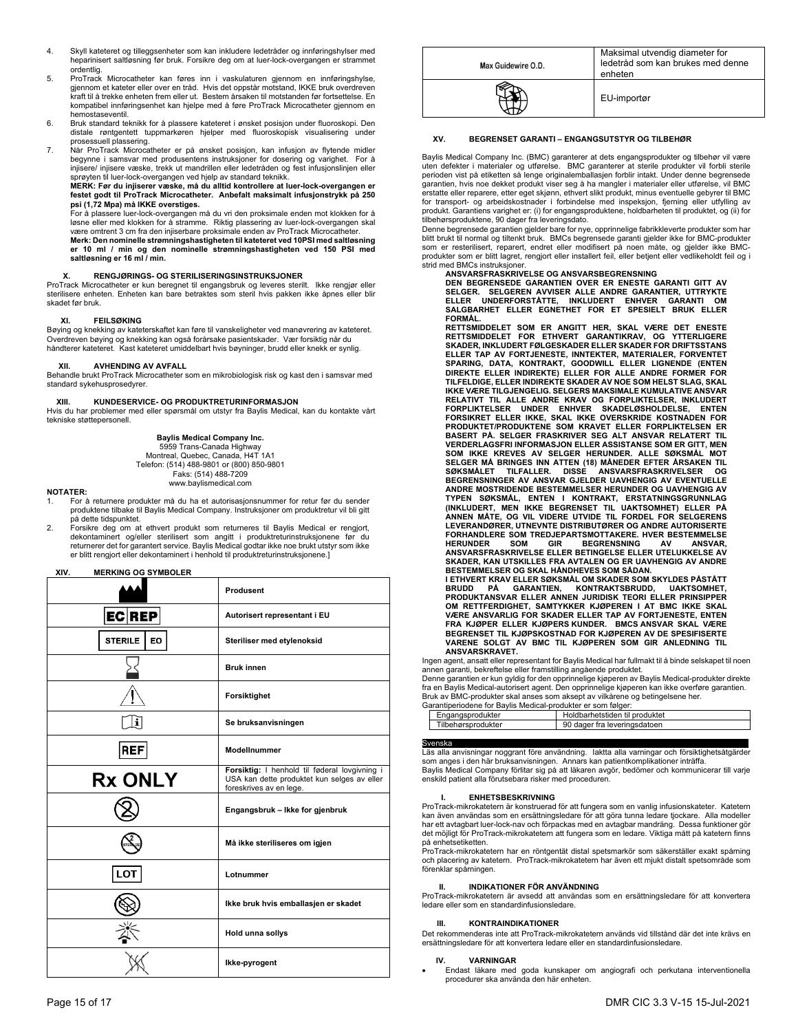4. Skyll kateteret og tilleggsenheter som kan inkludere ledetråder og innføringshylser med heparinisert saltløsning før bruk. Forsikre deg om at luer-lock-overgangen er strammet ordentlig.
5. ProTrack Microcatheter kan føres inn i vaskulaturen gjennom en innføringshylse, gjennom et kateter eller over en tråd. Hvis det oppstår motstand, IKKE bruk overdreven kraft til å trekke enheten frem eller ut. Bestem årsaken til motstanden før fortsettelse. En kompatibel innføringsenhet kan hjelpe med å føre ProTrack Microcatheter gjennom en hemostaseventil.
6. Bruk standard teknikk for å plassere kateteret i ønsket posisjon under fluoroskopi. Den distale røntgentett tuppmarkøren hjelper med fluoroskopisk visualisering under prosessuell plassering.
7. Når ProTrack Microcatheter er på ønsket posisjon, kan infusjon av flytende midler begynne i samsvar med produsentens instruksjoner for dosering og varighet. For å injisere/ injisere væske, trekk ut mandrillen eller ledetråden og fest infusjonslinjen eller sprøyten til luer-lock-overgangen ved hjelp av standard teknikk.
   **MERK: Før du injiserer væske, må du alltid kontrollere at luer-lock-overgangen er festet godt til ProTrack Microcatheter. Anbefalt maksimalt infusjonstrykk på 250 psi (1,72 Mpa) må IKKE overstiges.**
   For å plassere luer-lock-overgangen må du vri den proksimale enden mot klokken for å løsne eller med klokken for å stramme. Riktig plassering av luer-lock-overgangen skal være omtrent 3 cm fra den injiserbare proksimale enden av ProTrack Microcatheter.
   **Merk: Den nominelle strømningshastigheten til kateteret ved 10PSI med saltløsning er 10 ml / min og den nominelle strømningshastigheten ved 150 PSI med saltløsning er 16 ml / min.**

## X. RENGJØRINGS- OG STERILISERINGSINSTRUKSJONER

ProTrack Microcatheter er kun beregnet til engangsbruk og leveres sterilt. Ikke rengjør eller steriliser enheten. Enheten kan bare betraktes som steril hvis pakken ikke åpnes eller blir skadet før bruk.

## XI. FEILSØKING

Bøying og knekking av kateterskaftet kan føre til vanskeligheter ved manøvrering av kateteret. Overdreven bøying og knekking kan også forårsake pasientskader. Vær forsiktig når du håndterer kateteret. Kast kateteret umiddelbart hvis bøyninger, brudd eller knekk er synlig.

## XII. AVHENDING AV AVFALL

Behandle brukt ProTrack Microcatheter som en mikrobiologisk risk og kast den i samsvar med standard sykehusprosedyrer.

## XIII. KUNDESERVICE- OG PRODUKTRETURINFORMASJON

Hvis du har problemer med eller spørsmål om utstyr fra Baylis Medical, kan du kontakte vårt tekniske støttepersonell.

**Baylis Medical Company Inc.**
5959 Trans-Canada Highway
Montreal, Quebec, Canada, H4T 1A1
Telefon: (514) 488-9801 or (800) 850-9801
Faks: (514) 488-7209
www.baylismedical.com

**NOTATER:**

1. For å returnere produkter må du ha et autorisasjonsnummer for retur før du sender produktene tilbake til Baylis Medical Company. Instruksjoner om produktretur vil bli gitt på dette tidspunktet.
2. Forsikre deg om at ethvert produkt som returneres til Baylis Medical er rengjort, dekontaminert og/eller sterilisert som angitt i produktreturinstruksjonene før du returnerer det for garantert service. Baylis Medical godtar ikke noe brukt utstyr som ikke er blitt rengjort eller dekontaminert i henhold til produktreturinstruksjonene.]

## XIV. MERKING OG SYMBOLER

| Symbol | Betydning |
|---|---|
| | Produsent |
| EC REP | Autorisert representant i EU |
| STERILE EO | Steriliser med etylenoksid |
| | Bruk innen |
| | Forsiktighet |
| | Se bruksanvisningen |
| REF | Modellnummer |
| Rx ONLY | **Forsiktig:** I henhold til føderal lovgivning i USA kan dette produktet kun selges av eller foreskrives av en lege. |
| | Engangsbruk – Ikke for gjenbruk |
| | Må ikke steriliseres om igjen |
| LOT | Lotnummer |
| | Ikke bruk hvis emballasjen er skadet |
| | Hold unna sollys |
| | Ikke-pyrogent |
| Max Guidewire O.D. | Maksimal utvendig diameter for ledetråd som kan brukes med denne enheten |
| | EU-importør |

## XV. BEGRENSET GARANTI – ENGANGSUTSTYR OG TILBEHØR

Baylis Medical Company Inc. (BMC) garanterer at dets engangsprodukter og tilbehør vil være uten defekter i materialer og utførelse. BMC garanterer at sterile produkter vil forbli sterile perioden vist på etiketten så lenge originalemballasjen forblir intakt. Under denne begrensede garantien, hvis noe dekket produkt viser seg å ha mangler i materialer eller utførelse, vil BMC erstatte eller reparere, etter eget skjønn, ethvert slikt produkt, minus eventuelle gebyrer til BMC for transport- og arbeidskostnader i forbindelse med inspeksjon, fjerning eller utfylling av produkt. Garantiens varighet er: (i) for engangsproduktene, holdbarheten til produktet, og (ii) for tilbehørsproduktene, 90 dager fra leveringsdato.

Denne begrensede garantien gjelder bare for nye, opprinnelige fabrikkleverte produkter som har blitt brukt til normal og tiltenkt bruk. BMCs begrensede garanti gjelder ikke for BMC-produkter som er resterilisert, reparert, endret eller modifisert på noen måte, og gjelder ikke BMC-produkter som er blitt lagret, rengjort eller installert feil, eller betjent eller vedlikeholdt feil og i strid med BMCs instruksjoner.

**ANSVARSFRASKRIVELSE OG ANSVARSBEGRENSNING**

**DEN BEGRENSEDE GARANTIEN OVER ER ENESTE GARANTI GITT AV SELGER. SELGEREN AVVISER ALLE ANDRE GARANTIER, UTTRYKTE ELLER UNDERFORSTÅTTE, INKLUDERT ENHVER GARANTI OM SALGBARHET ELLER EGNETHET FOR ET SPESIELT BRUK ELLER FORMÅL.**

**RETTSMIDDELET SOM ER ANGITT HER, SKAL VÆRE DET ENESTE RETTSMIDDELET FOR ETHVERT GARANTIKRAV, OG YTTERLIGERE SKADER, INKLUDERT FØLGESKADER ELLER SKADER FOR DRIFTSSTANS ELLER TAP AV FORTJENESTE, INNTEKTER, MATERIALER, FORVENTET SPARING, DATA, KONTRAKT, GOODWILL ELLER LIGNENDE (ENTEN DIREKTE ELLER INDIREKTE) ELLER FOR ALLE ANDRE FORMER FOR TILFELDIGE, ELLER INDIREKTE SKADER AV NOE SOM HELST SLAG, SKAL IKKE VÆRE TILGJENGELIG. SELGERS MAKSIMALE KUMULATIVE ANSVAR RELATIVT TIL ALLE ANDRE KRAV OG FORPLIKTELSER, INKLUDERT FORPLIKTELSER UNDER ENHVER SKADELØSHOLDELSE, ENTEN FORSIKRET ELLER IKKE, SKAL IKKE OVERSKRIDE KOSTNADEN FOR PRODUKTET/PRODUKTENE SOM KRAVET ELLER FORPLIKTELSEN ER BASERT PÅ. SELGER FRASKRIVER SEG ALT ANSVAR RELATERT TIL VEDERLAGSFRI INFORMASJON ELLER ASSISTANSE SOM ER GITT, MEN SOM IKKE KREVES AV SELGER HERUNDER. ALLE SØKSMÅL MOT SELGER MÅ BRINGES INN INNEN ATTEN (18) MÅNEDER EFTER ÅRSAKEN TIL SØKSMÅLET TILFALLER. DISSE ANSVARSFRASKRIVELSER OG BEGRENSNINGER AV ANSVAR GJELDER UAVHENGIG AV EVENTUELLE ANDRE MOSTRIDENDE BESTEMMELSER HERUNDER OG UAVHENGIG AV TYPEN SØKSMÅL, ENTEN I KONTRAKT, ERSTATNINGSGRUNNLAG (INKLUDERT, MEN IKKE BEGRENSET TIL UAKTSOMHET) ELLER PÅ ANNEN MÅTE, OG VIL VIDERE UTVIDE TIL FORDEL FOR SELGERENS LEVERANDØRER, UTNEVNTE DISTRIBUTØRER OG ANDRE AUTORISERTE FORHANDLERE SOM TREDJEPARTSMOTTAKERE. HVER BESTEMMELSE HERUNDER SOM GIR BEGRENSNING AV ANSVAR, ANSVARSFRASKRIVELSE ELLER BETINGELSE ELLER UTELUKKELSE AV SKADER, KAN UTSKILLES FRA AVTALEN OG ER UAVHENGIG AV ANDRE BESTEMMELSER OG SKAL HÅNDHEVES SOM SÅDAN.**

**I ETHVERT KRAV ELLER SØKSMÅL OM SKADER SOM SKYLDES PÅSTÅTT BRUDD PÅ GARANTIEN, KONTRAKTSBRUDD, UAKTSOMHET, PRODUKTANSVAR ELLER ANNEN JURIDISK TEORI ELLER PRINSIPPER OM RETTFERDIGHET, SAMTYKKER KJØPEREN I AT BMC IKKE SKAL VÆRE ANSVARLIG FOR SKADER ELLER TAP AV FORTJENESTE, ENTEN FRA KJØPER ELLER KJØPERS KUNDER. BMCS ANSVAR SKAL VÆRE BEGRENSET TIL KJØPSKOSTNAD FOR KJØPEREN AV DE SPESIFISERTE VARENE SOLGT AV BMC TIL KJØPEREN SOM GIR ANLEDNING TIL ANSVARSKRAVET.**

Ingen agent, ansatt eller representant for Baylis Medical har fullmakt til å binde selskapet til noen annen garanti, bekreftelse eller framstilling angående produktet.

Denne garantien er kun gyldig for den opprinnelige kjøperen av Baylis Medical-produkter direkte fra en Baylis Medical-autorisert agent. Den opprinnelige kjøperen kan ikke overføre garantien.

Bruk av BMC-produkter skal anses som aksept av vilkårene og betingelsene her.

Garantiperiodene for Baylis Medical-produkter er som følger:

| Engangsprodukter | Holdbarhetstiden til produktet |
|---|---|
| Tilbehørsprodukter | 90 dager fra leveringsdatoen |

**Svenska**

Läs alla anvisningar noggrant före användning. Iaktta alla varningar och försiktighetsåtgärder som anges i den här bruksanvisningen. Annars kan patientkomplikationer inträffa.

Baylis Medical Company förlitar sig på att läkaren avgör, bedömer och kommunicerar till varje enskild patient alla förutsebara risker med proceduren.

## I. ENHETSBESKRIVNING

ProTrack-mikrokatetern är konstruerad för att fungera som en vanlig infusionskateter. Katetern kan även användas som en ersättningsledare för att göra tunna ledare tjockare. Alla modeller har ett avtagbart luer-lock-nav och förpackas med en avtagbar mandräng. Dessa funktioner gör det möjligt för ProTrack-mikrokatetern att fungera som en ledare. Viktiga mått på katetern finns på enhetsetiketten.

ProTrack-mikrokatetern har en röntgentät distal spetsmarkör som säkerställer exakt spårning och placering av katetern. ProTrack-mikrokatetern har även ett mjukt distalt spetsområde som förenklar spårningen.

## II. INDIKATIONER FÖR ANVÄNDNING

ProTrack-mikrokatetern är avsedd att användas som en ersättningsledare för att konvertera ledare eller som en standardinfusionsledare.

## III. KONTRAINDIKATIONER

Det rekommenderas inte att ProTrack-mikrokatetern används vid tillstånd där det inte krävs en ersättningsledare för att konvertera ledare eller en standardinfusionsledare.

## IV. VARNINGAR

- Endast läkare med goda kunskaper om angiografi och perkutana interventionella procedurer ska använda den här enheten.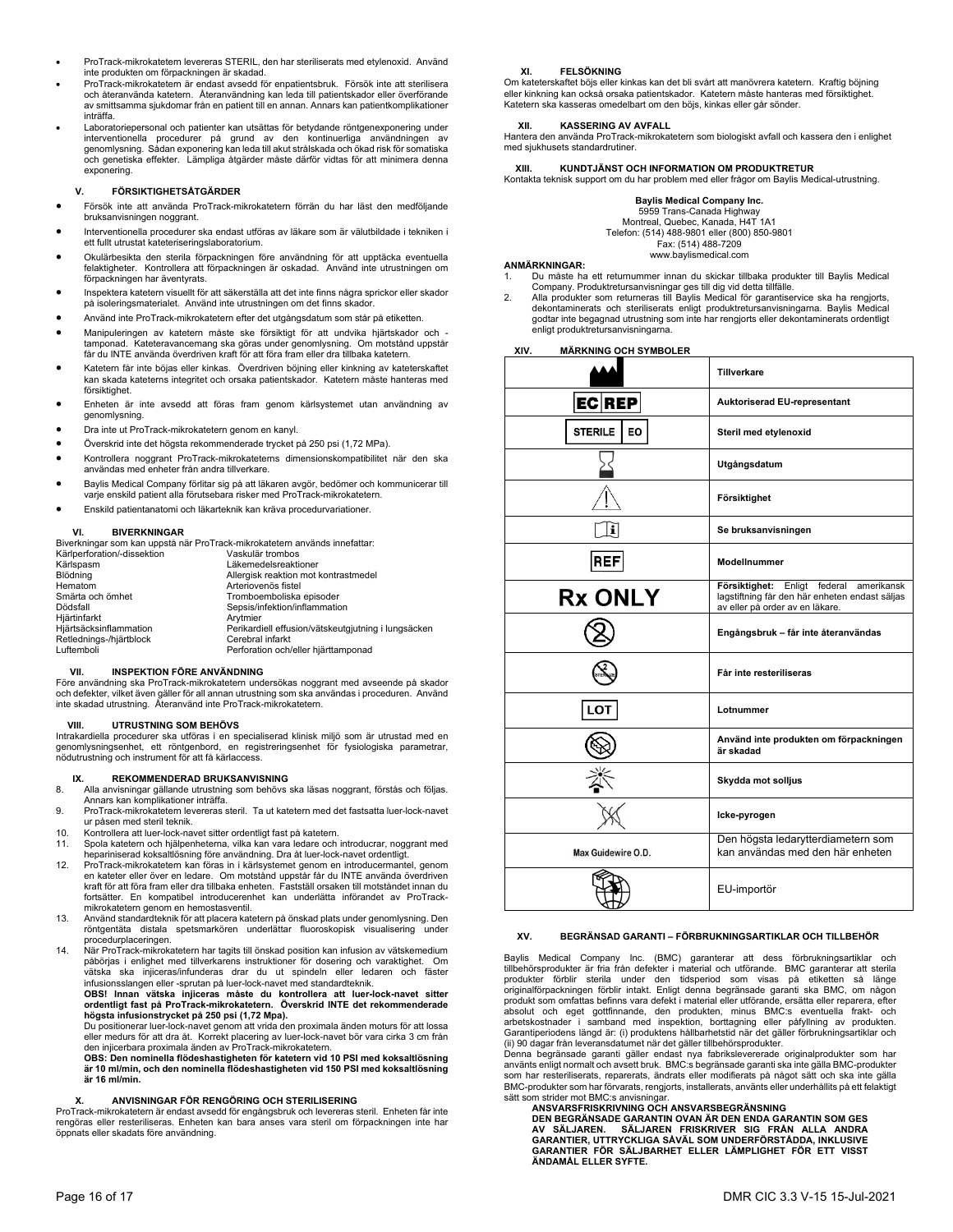- ProTrack-mikrokatetern levereras STERIL, den har steriliserats med etylenoxid. Använd inte produkten om förpackningen är skadad.
- ProTrack-mikrokatetern är endast avsedd för enpatientsbruk. Försök inte att sterilisera och återanvända katetern. Återanvändning kan leda till patientskador eller överförande av smittsamma sjukdomar från en patient till en annan. Annars kan patientkomplikationer inträffa.
- Laboratoriepersonal och patienter kan utsättas för betydande röntgenexponering under interventionella procedurer på grund av den kontinuerliga användningen av genomlysning. Sådan exponering kan leda till akut strålskada och ökad risk för somatiska och genetiska effekter. Lämpliga åtgärder måste därför vidtas för att minimera denna exponering.

## V. FÖRSIKTIGHETSÅTGÄRDER

- Försök inte att använda ProTrack-mikrokatetern förrän du har läst den medföljande bruksanvisningen noggrant.
- Interventionella procedurer ska endast utföras av läkare som är välutbildade i tekniken i ett fullt utrustat kateteriseringslaboratorium.
- Okulärbesikta den sterila förpackningen före användning för att upptäcka eventuella felaktigheter. Kontrollera att förpackningen är oskadad. Använd inte utrustningen om förpackningen har äventyrats.
- Inspektera katetern visuellt för att säkerställa att det inte finns några sprickor eller skador på isoleringsmaterialet. Använd inte utrustningen om det finns skador.
- Använd inte ProTrack-mikrokatetern efter det utgångsdatum som står på etiketten.
- Manipuleringen av katetern måste ske försiktigt för att undvika hjärtskador och -tamponad. Kateteravancemang ska göras under genomlysning. Om motstånd uppstår får du INTE använda överdriven kraft för att föra fram eller dra tillbaka katetern.
- Katetern får inte böjas eller kinkas. Överdriven böjning eller kinkning av kateterskaftet kan skada kateterns integritet och orsaka patientskador. Katetern måste hanteras med försiktighet.
- Enheten är inte avsedd att föras fram genom kärlsystemet utan användning av genomlysning.
- Dra inte ut ProTrack-mikrokatetern genom en kanyl.
- Överskrid inte det högsta rekommenderade trycket på 250 psi (1,72 MPa).
- Kontrollera noggrant ProTrack-mikrokateterns dimensionskompatibilitet när den ska användas med enheter från andra tillverkare.
- Baylis Medical Company förlitar sig på att läkaren avgör, bedömer och kommunicerar till varje enskild patient alla förutsebara risker med ProTrack-mikrokatetern.
- Enskild patientanatomi och läkarteknik kan kräva procedurvariationer.

## VI. BIVERKNINGAR

Biverkningar som kan uppstå när ProTrack-mikrokatetern används innefattar:

| | |
|---|---|
| Kärlperforation/-dissektion | Vaskulär trombos |
| Kärlspasm | Läkemedelsreaktioner |
| Blödning | Allergisk reaktion mot kontrastmedel |
| Hematom | Arteriovenös fistel |
| Smärta och ömhet | Tromboemboliska episoder |
| Dödsfall | Sepsis/infektion/inflammation |
| Hjärtinfarkt | Arytmier |
| Hjärtsäcksinflammation | Perikardiell effusion/vätskeutgjutning i lungsäcken |
| Retlednings-/hjärtblock | Cerebral infarkt |
| Luftemboli | Perforation och/eller hjärttamponad |

## VII. INSPEKTION FÖRE ANVÄNDNING

Före användning ska ProTrack-mikrokatetern undersökas noggrant med avseende på skador och defekter, vilket även gäller för all annan utrustning som ska användas i proceduren. Använd inte skadad utrustning. Återanvänd inte ProTrack-mikrokatetern.

## VIII. UTRUSTNING SOM BEHÖVS

Intrakardiella procedurer ska utföras i en specialiserad klinisk miljö som är utrustad med en genomlysningsenhet, ett röntgenbord, en registreringsenhet för fysiologiska parametrar, nödutrustning och instrument för att få kärlaccess.

## IX. REKOMMENDERAD BRUKSANVISNING

8. Alla anvisningar gällande utrustning som behövs ska läsas noggrant, förstås och följas. Annars kan komplikationer inträffa.
9. ProTrack-mikrokatetern levereras steril. Ta ut katetern med det fastsatta luer-lock-navet ur påsen med steril teknik.
10. Kontrollera att luer-lock-navet sitter ordentligt fast på katetern.
11. Spola katetern och hjälpenheterna, vilka kan vara ledare och introducrar, noggrant med hepariniserad koksaltlösning före användning. Dra åt luer-lock-navet ordentligt.
12. ProTrack-mikrokatetern kan föras in i kärlsystemet genom en introducermantel, genom en kateter eller över en ledare. Om motstånd uppstår får du INTE använda överdriven kraft för att föra fram eller dra tillbaka enheten. Fastställ orsaken till motståndet innan du fortsätter. En kompatibel introducerenhet kan underlätta införandet av ProTrack-mikrokatetern genom en hemostasventil.
13. Använd standardteknik för att placera katetern på önskad plats under genomlysning. Den röntgentäta distala spetsmarkören underlättar fluoroskopisk visualisering under procedurplaceringen.
14. När ProTrack-mikrokatetern har tagits till önskad position kan infusion av vätskemedium påbörjas i enlighet med tillverkarens instruktioner för dosering och varaktighet. Om vätska ska injiceras/infunderas drar du ut spindeln eller ledaren och fäster infusionsslangen eller -sprutan på luer-lock-navet med standardteknik.
**OBS! Innan vätska injiceras måste du kontrollera att luer-lock-navet sitter ordentligt fast på ProTrack-mikrokatetern. Överskrid INTE det rekommenderade högsta infusionstrycket på 250 psi (1,72 Mpa).**
Du positionerar luer-lock-navet genom att vrida den proximala änden moturs för att lossa eller medurs för att dra åt. Korrekt placering av luer-lock-navet bör vara cirka 3 cm från den injicerbara proximala änden av ProTrack-mikrokatetern.
**OBS: Den nominella flödeshastigheten för katetern vid 10 PSI med koksaltlösning är 10 ml/min, och den nominella flödeshastigheten vid 150 PSI med koksaltlösning är 16 ml/min.**

## X. ANVISNINGAR FÖR RENGÖRING OCH STERILISERING

ProTrack-mikrokatetern är endast avsedd för engångsbruk och levereras steril. Enheten får inte rengöras eller resteriliseras. Enheten kan bara anses vara steril om förpackningen inte har öppnats eller skadats före användning.

## XI. FELSÖKNING

Om kateterskaftet böjs eller kinkas kan det bli svårt att manövrera katetern. Kraftig böjning eller kinkning kan också orsaka patientskador. Katetern måste hanteras med försiktighet. Katetern ska kasseras omedelbart om den böjs, kinkas eller går sönder.

## XII. KASSERING AV AVFALL

Hantera den använda ProTrack-mikrokatetern som biologiskt avfall och kassera den i enlighet med sjukhusets standardrutiner.

## XIII. KUNDTJÄNST OCH INFORMATION OM PRODUKTRETUR

Kontakta teknisk support om du har problem med eller frågor om Baylis Medical-utrustning.

**Baylis Medical Company Inc.**
5959 Trans-Canada Highway
Montreal, Quebec, Kanada, H4T 1A1
Telefon: (514) 488-9801 eller (800) 850-9801
Fax: (514) 488-7209
www.baylismedical.com

**ANMÄRKNINGAR:**

1. Du måste ha ett returnummer innan du skickar tillbaka produkter till Baylis Medical Company. Produktretursanvisningar ges till dig vid detta tillfälle.
2. Alla produkter som returneras till Baylis Medical för garantiservice ska ha rengjorts, dekontaminerats och steriliserats enligt produktretursanvisningarna. Baylis Medical godtar inte begagnad utrustning som inte har rengjorts eller dekontaminerats ordentligt enligt produktretursanvisningarna.

## XIV. MÄRKNING OCH SYMBOLER

| Symbol | Betydelse |
|---|---|
| (Tillverkarsymbol) | **Tillverkare** |
| EC REP | **Auktoriserad EU-representant** |
| STERILE EO | **Steril med etylenoxid** |
| (Timglas) | **Utgångsdatum** |
| (Varningstriangel) | **Försiktighet** |
| (Bok med i) | **Se bruksanvisningen** |
| REF | **Modellnummer** |
| Rx ONLY | **Försiktighet:** Enligt federal amerikansk lagstiftning får den här enheten endast säljas av eller på order av en läkare. |
| (Överstruken 2) | **Engångsbruk – får inte återanvändas** |
| (STERILIZE överstruket) | **Får inte resteriliseras** |
| LOT | **Lotnummer** |
| (Skadad förpackning överstruken) | **Använd inte produkten om förpackningen är skadad** |
| (Sol) | **Skydda mot solljus** |
| (Pyrogen överstruket) | **Icke-pyrogen** |
| Max Guidewire O.D. | Den högsta ledarytterdiametern som kan användas med den här enheten |
| (Importörsymbol) | EU-importör |

## XV. BEGRÄNSAD GARANTI – FÖRBRUKNINGSARTIKLAR OCH TILLBEHÖR

Baylis Medical Company Inc. (BMC) garanterar att dess förbrukningsartiklar och tillbehörsprodukter är fria från defekter i material och utförande. BMC garanterar att sterila produkter förblir sterila under den tidsperiod som visas på etiketten så länge originalförpackningen förblir intakt. Enligt denna begränsade garanti ska BMC, om någon produkt som omfattas befinns vara defekt i material eller utförande, ersätta eller reparera, efter absolut och eget gottfinnande, den produkten, minus BMC:s eventuella frakt- och arbetskostnader i samband med inspektion, borttagning eller påfyllning av produkten. Garantiperiodens längd är: (i) produktens hållbarhetstid när det gäller förbrukningsartiklar och (ii) 90 dagar från leveransdatumet när det gäller tillbehörsprodukter.

Denna begränsade garanti gäller endast nya fabrikslevererade originalprodukter som har använts enligt normalt och avsett bruk. BMC:s begränsade garanti ska inte gälla BMC-produkter som har resteriliserats, reparerats, ändrats eller modifierats på något sätt och ska inte gälla BMC-produkter som har förvarats, rengjorts, installerats, använts eller underhållits på ett felaktigt sätt som strider mot BMC:s anvisningar.

**ANSVARSFRISKRIVNING OCH ANSVARSBEGRÄNSNING**

**DEN BEGRÄNSADE GARANTIN OVAN ÄR DEN ENDA GARANTIN SOM GES AV SÄLJAREN. SÄLJAREN FRISKRIVER SIG FRÅN ALLA ANDRA GARANTIER, UTTRYCKLIGA SÅVÄL SOM UNDERFÖRSTÅDDA, INKLUSIVE GARANTIER FÖR SÄLJBARHET ELLER LÄMPLIGHET FÖR ETT VISST ÄNDAMÅL ELLER SYFTE.**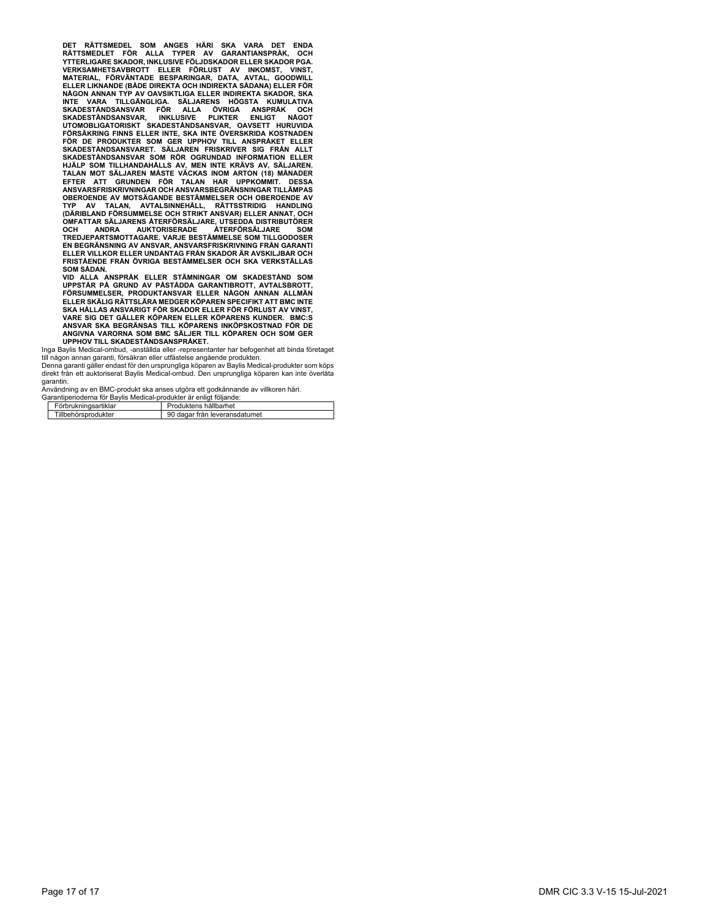**DET RÄTTSMEDEL SOM ANGES HÄRI SKA VARA DET ENDA RÄTTSMEDLET FÖR ALLA TYPER AV GARANTIANSPRÅK, OCH YTTERLIGARE SKADOR, INKLUSIVE FÖLJDSKADOR ELLER SKADOR PGA. VERKSAMHETSAVBROTT ELLER FÖRLUST AV INKOMST, VINST, MATERIAL, FÖRVÄNTADE BESPARINGAR, DATA, AVTAL, GOODWILL ELLER LIKNANDE (BÅDE DIREKTA OCH INDIREKTA SÅDANA) ELLER FÖR NÅGON ANNAN TYP AV OAVSIKTLIGA ELLER INDIREKTA SKADOR, SKA INTE VARA TILLGÄNGLIGA. SÄLJARENS HÖGSTA KUMULATIVA SKADESTÅNDSANSVAR FÖR ALLA ÖVRIGA ANSPRÅK OCH SKADESTÅNDSANSVAR, INKLUSIVE PLIKTER ENLIGT NÅGOT UTOMOBLIGATORISKT SKADESTÅNDSANSVAR, OAVSETT HURUVIDA FÖRSÄKRING FINNS ELLER INTE, SKA INTE ÖVERSKRIDA KOSTNADEN FÖR DE PRODUKTER SOM GER UPPHOV TILL ANSPRÅKET ELLER SKADESTÅNDSANSVARET. SÄLJAREN FRISKRIVER SIG FRÅN ALLT SKADESTÅNDSANSVAR SOM RÖR OGRUNDAD INFORMATION ELLER HJÄLP SOM TILLHANDAHÅLLS AV, MEN INTE KRÄVS AV, SÄLJAREN. TALAN MOT SÄLJAREN MÅSTE VÄCKAS INOM ARTON (18) MÅNADER EFTER ATT GRUNDEN FÖR TALAN HAR UPPKOMMIT. DESSA ANSVARSFRISKRIVNINGAR OCH ANSVARSBEGRÄNSNINGAR TILLÄMPAS OBEROENDE AV MOTSÄGANDE BESTÄMMELSER OCH OBEROENDE AV TYP AV TALAN, AVTALSINNEHÅLL, RÄTTSSTRIDIG HANDLING (DÄRIBLAND FÖRSUMMELSE OCH STRIKT ANSVAR) ELLER ANNAT, OCH OMFATTAR SÄLJARENS ÅTERFÖRSÄLJARE, UTSEDDA DISTRIBUTÖRER OCH ANDRA AUKTORISERADE ÅTERFÖRSÄLJARE SOM TREDJEPARTSMOTTAGARE. VARJE BESTÄMMELSE SOM TILLGODOSER EN BEGRÄNSNING AV ANSVAR, ANSVARSFRISKRIVNING FRÅN GARANTI ELLER VILLKOR ELLER UNDANTAG FRÅN SKADOR ÄR AVSKILJBAR OCH FRISTÅENDE FRÅN ÖVRIGA BESTÄMMELSER OCH SKA VERKSTÄLLAS SOM SÅDAN.**

**VID ALLA ANSPRÅK ELLER STÄMNINGAR OM SKADESTÅND SOM UPPSTÅR PÅ GRUND AV PÅSTÅDDA GARANTIBROTT, AVTALSBROTT, FÖRSUMMELSER, PRODUKTANSVAR ELLER NÅGON ANNAN ALLMÄN ELLER SKÄLIG RÄTTSLÄRA MEDGER KÖPAREN SPECIFIKT ATT BMC INTE SKA HÅLLAS ANSVARIGT FÖR SKADOR ELLER FÖR FÖRLUST AV VINST, VARE SIG DET GÄLLER KÖPAREN ELLER KÖPARENS KUNDER. BMC:S ANSVAR SKA BEGRÄNSAS TILL KÖPARENS INKÖPSKOSTNAD FÖR DE ANGIVNA VARORNA SOM BMC SÄLJER TILL KÖPAREN OCH SOM GER UPPHOV TILL SKADESTÅNDSANSPRÅKET.**

Inga Baylis Medical-ombud, -anställda eller -representanter har befogenhet att binda företaget till någon annan garanti, försäkran eller utfästelse angående produkten.

Denna garanti gäller endast för den ursprungliga köparen av Baylis Medical-produkter som köps direkt från ett auktoriserat Baylis Medical-ombud. Den ursprungliga köparen kan inte överlåta garantin.

Användning av en BMC-produkt ska anses utgöra ett godkännande av villkoren häri.

Garantiperioderna för Baylis Medical-produkter är enligt följande:

| | |
|---|---|
| Förbrukningsartiklar | Produktens hållbarhet |
| Tillbehörsprodukter | 90 dagar från leveransdatumet |